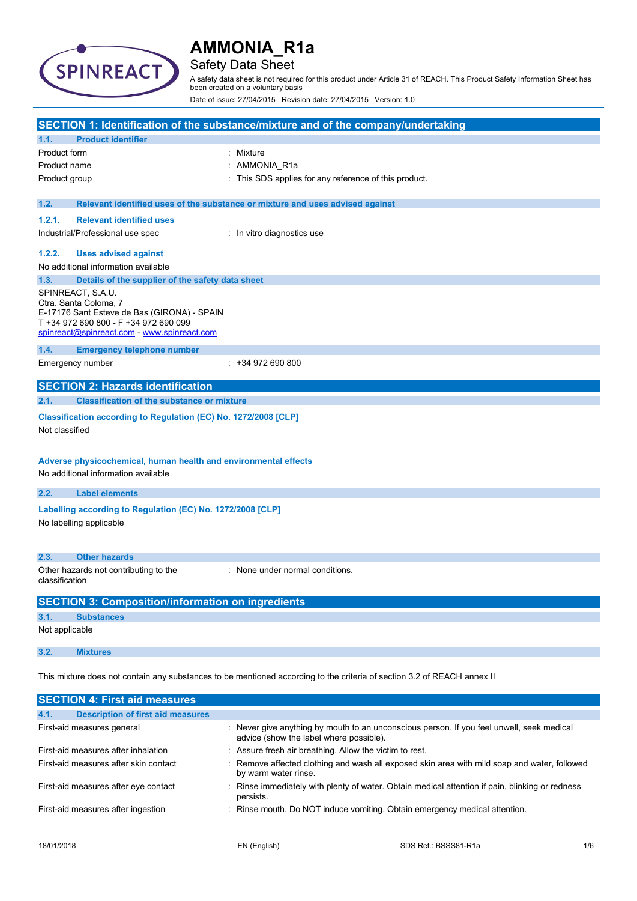# AMMONIA_R1a

## Safety Data Sheet

A safety data sheet is not required for this product under Article 31 of REACH. This Product Safety Information Sheet has been created on a voluntary basis

Date of issue: 27/04/2015 Revision date: 27/04/2015 Version: 1.0

## SECTION 1: Identification of the substance/mixture and of the company/undertaking

### 1.1. Product identifier

| | |
|---|---|
| Product form | : Mixture |
| Product name | : AMMONIA_R1a |
| Product group | : This SDS applies for any reference of this product. |

### 1.2. Relevant identified uses of the substance or mixture and uses advised against

#### 1.2.1. Relevant identified uses

| | |
|---|---|
| Industrial/Professional use spec | : In vitro diagnostics use |

#### 1.2.2. Uses advised against

No additional information available

### 1.3. Details of the supplier of the safety data sheet

SPINREACT, S.A.U.
Ctra. Santa Coloma, 7
E-17176 Sant Esteve de Bas (GIRONA) - SPAIN
T +34 972 690 800 - F +34 972 690 099
spinreact@spinreact.com - www.spinreact.com

### 1.4. Emergency telephone number

| | |
|---|---|
| Emergency number | : +34 972 690 800 |

## SECTION 2: Hazards identification

### 2.1. Classification of the substance or mixture

**Classification according to Regulation (EC) No. 1272/2008 [CLP]**

Not classified

**Adverse physicochemical, human health and environmental effects**

No additional information available

### 2.2. Label elements

**Labelling according to Regulation (EC) No. 1272/2008 [CLP]**

No labelling applicable

### 2.3. Other hazards

| | |
|---|---|
| Other hazards not contributing to the classification | : None under normal conditions. |

## SECTION 3: Composition/information on ingredients

### 3.1. Substances

Not applicable

### 3.2. Mixtures

This mixture does not contain any substances to be mentioned according to the criteria of section 3.2 of REACH annex II

## SECTION 4: First aid measures

### 4.1. Description of first aid measures

| | |
|---|---|
| First-aid measures general | : Never give anything by mouth to an unconscious person. If you feel unwell, seek medical advice (show the label where possible). |
| First-aid measures after inhalation | : Assure fresh air breathing. Allow the victim to rest. |
| First-aid measures after skin contact | : Remove affected clothing and wash all exposed skin area with mild soap and water, followed by warm water rinse. |
| First-aid measures after eye contact | : Rinse immediately with plenty of water. Obtain medical attention if pain, blinking or redness persists. |
| First-aid measures after ingestion | : Rinse mouth. Do NOT induce vomiting. Obtain emergency medical attention. |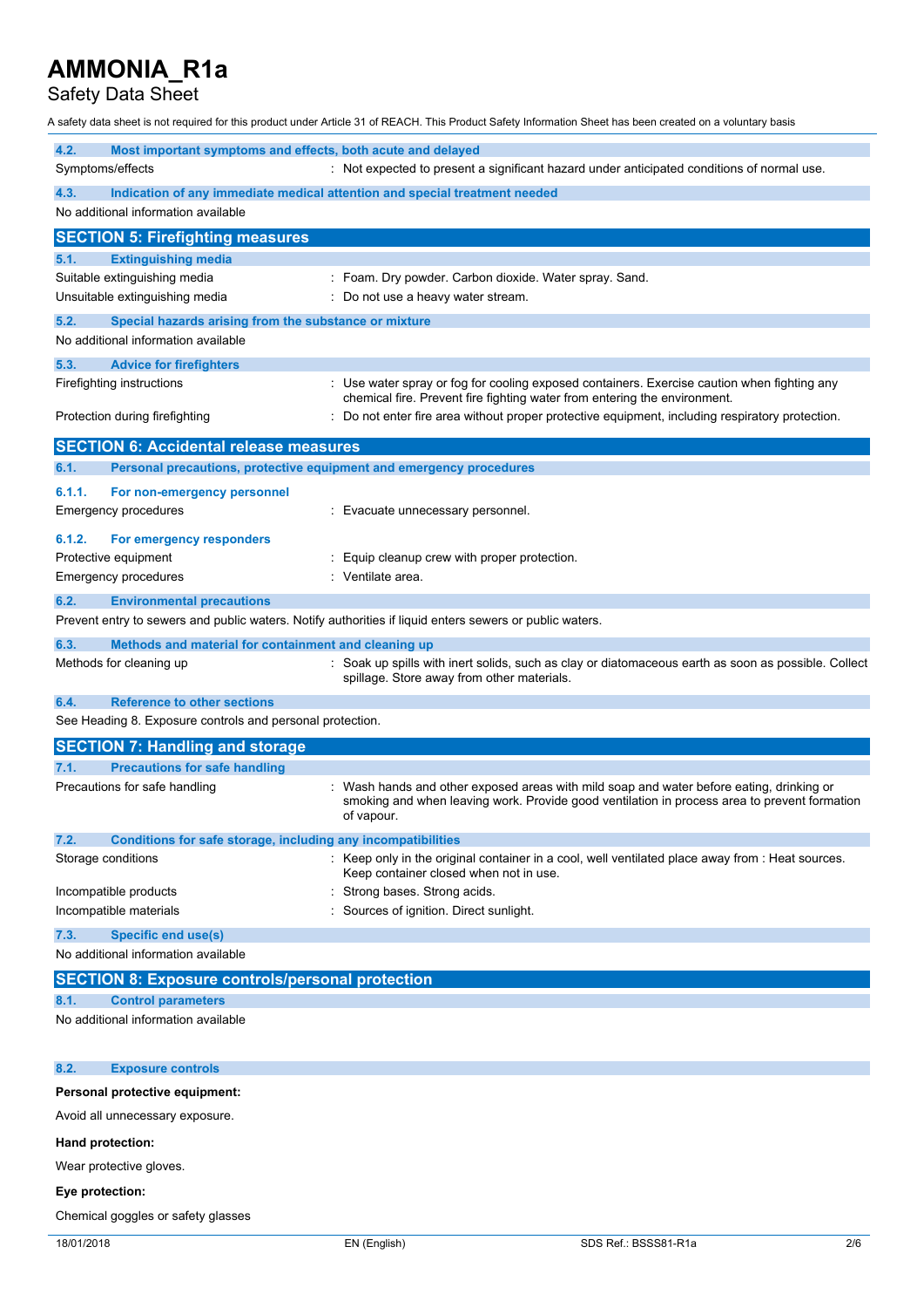#### 4.2. Most important symptoms and effects, both acute and delayed

| | |
|---|---|
| Symptoms/effects | : Not expected to present a significant hazard under anticipated conditions of normal use. |

#### 4.3. Indication of any immediate medical attention and special treatment needed

No additional information available

## SECTION 5: Firefighting measures

#### 5.1. Extinguishing media

| | |
|---|---|
| Suitable extinguishing media | : Foam. Dry powder. Carbon dioxide. Water spray. Sand. |
| Unsuitable extinguishing media | : Do not use a heavy water stream. |

#### 5.2. Special hazards arising from the substance or mixture

No additional information available

#### 5.3. Advice for firefighters

| | |
|---|---|
| Firefighting instructions | : Use water spray or fog for cooling exposed containers. Exercise caution when fighting any chemical fire. Prevent fire fighting water from entering the environment. |
| Protection during firefighting | : Do not enter fire area without proper protective equipment, including respiratory protection. |

## SECTION 6: Accidental release measures

#### 6.1. Personal precautions, protective equipment and emergency procedures

##### 6.1.1. For non-emergency personnel

| | |
|---|---|
| Emergency procedures | : Evacuate unnecessary personnel. |

##### 6.1.2. For emergency responders

| | |
|---|---|
| Protective equipment | : Equip cleanup crew with proper protection. |
| Emergency procedures | : Ventilate area. |

#### 6.2. Environmental precautions

Prevent entry to sewers and public waters. Notify authorities if liquid enters sewers or public waters.

#### 6.3. Methods and material for containment and cleaning up

| | |
|---|---|
| Methods for cleaning up | : Soak up spills with inert solids, such as clay or diatomaceous earth as soon as possible. Collect spillage. Store away from other materials. |

#### 6.4. Reference to other sections

See Heading 8. Exposure controls and personal protection.

## SECTION 7: Handling and storage

#### 7.1. Precautions for safe handling

| | |
|---|---|
| Precautions for safe handling | : Wash hands and other exposed areas with mild soap and water before eating, drinking or smoking and when leaving work. Provide good ventilation in process area to prevent formation of vapour. |

#### 7.2. Conditions for safe storage, including any incompatibilities

| | |
|---|---|
| Storage conditions | : Keep only in the original container in a cool, well ventilated place away from : Heat sources. Keep container closed when not in use. |
| Incompatible products | : Strong bases. Strong acids. |
| Incompatible materials | : Sources of ignition. Direct sunlight. |

#### 7.3. Specific end use(s)

No additional information available

## SECTION 8: Exposure controls/personal protection

#### 8.1. Control parameters

No additional information available

#### 8.2. Exposure controls

**Personal protective equipment:**

Avoid all unnecessary exposure.

**Hand protection:**

Wear protective gloves.

**Eye protection:**

Chemical goggles or safety glasses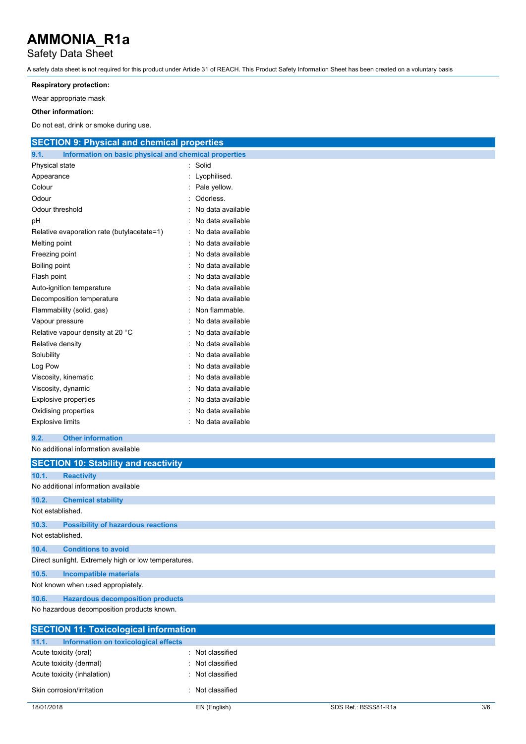**Respiratory protection:**

Wear appropriate mask

**Other information:**

Do not eat, drink or smoke during use.

## SECTION 9: Physical and chemical properties

### 9.1. Information on basic physical and chemical properties

| | |
|---|---|
| Physical state | : Solid |
| Appearance | : Lyophilised. |
| Colour | : Pale yellow. |
| Odour | : Odorless. |
| Odour threshold | : No data available |
| pH | : No data available |
| Relative evaporation rate (butylacetate=1) | : No data available |
| Melting point | : No data available |
| Freezing point | : No data available |
| Boiling point | : No data available |
| Flash point | : No data available |
| Auto-ignition temperature | : No data available |
| Decomposition temperature | : No data available |
| Flammability (solid, gas) | : Non flammable. |
| Vapour pressure | : No data available |
| Relative vapour density at 20 °C | : No data available |
| Relative density | : No data available |
| Solubility | : No data available |
| Log Pow | : No data available |
| Viscosity, kinematic | : No data available |
| Viscosity, dynamic | : No data available |
| Explosive properties | : No data available |
| Oxidising properties | : No data available |
| Explosive limits | : No data available |

### 9.2. Other information

No additional information available

## SECTION 10: Stability and reactivity

### 10.1. Reactivity

No additional information available

### 10.2. Chemical stability

Not established.

### 10.3. Possibility of hazardous reactions

Not established.

### 10.4. Conditions to avoid

Direct sunlight. Extremely high or low temperatures.

### 10.5. Incompatible materials

Not known when used appropiately.

### 10.6. Hazardous decomposition products

No hazardous decomposition products known.

## SECTION 11: Toxicological information

### 11.1. Information on toxicological effects

| | |
|---|---|
| Acute toxicity (oral) | : Not classified |
| Acute toxicity (dermal) | : Not classified |
| Acute toxicity (inhalation) | : Not classified |
| Skin corrosion/irritation | : Not classified |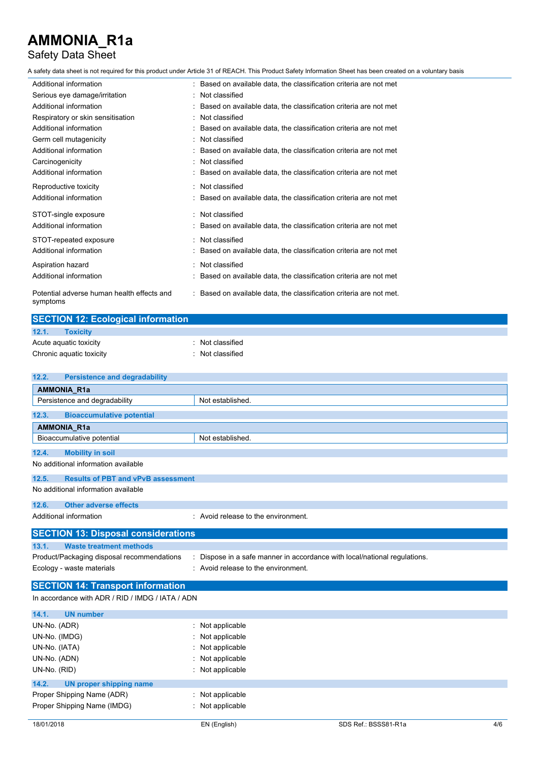| | |
|---|---|
| Additional information | : Based on available data, the classification criteria are not met |
| Serious eye damage/irritation | : Not classified |
| Additional information | : Based on available data, the classification criteria are not met |
| Respiratory or skin sensitisation | : Not classified |
| Additional information | : Based on available data, the classification criteria are not met |
| Germ cell mutagenicity | : Not classified |
| Additional information | : Based on available data, the classification criteria are not met |
| Carcinogenicity | : Not classified |
| Additional information | : Based on available data, the classification criteria are not met |
| Reproductive toxicity | : Not classified |
| Additional information | : Based on available data, the classification criteria are not met |
| STOT-single exposure | : Not classified |
| Additional information | : Based on available data, the classification criteria are not met |
| STOT-repeated exposure | : Not classified |
| Additional information | : Based on available data, the classification criteria are not met |
| Aspiration hazard | : Not classified |
| Additional information | : Based on available data, the classification criteria are not met |
| Potential adverse human health effects and symptoms | : Based on available data, the classification criteria are not met. |

## SECTION 12: Ecological information

### 12.1. Toxicity

| | |
|---|---|
| Acute aquatic toxicity | : Not classified |
| Chronic aquatic toxicity | : Not classified |

### 12.2. Persistence and degradability

| **AMMONIA_R1a** | |
|---|---|
| Persistence and degradability | Not established. |

### 12.3. Bioaccumulative potential

| **AMMONIA_R1a** | |
|---|---|
| Bioaccumulative potential | Not established. |

### 12.4. Mobility in soil

No additional information available

### 12.5. Results of PBT and vPvB assessment

No additional information available

### 12.6. Other adverse effects

| | |
|---|---|
| Additional information | : Avoid release to the environment. |

## SECTION 13: Disposal considerations

### 13.1. Waste treatment methods

| | |
|---|---|
| Product/Packaging disposal recommendations | : Dispose in a safe manner in accordance with local/national regulations. |
| Ecology - waste materials | : Avoid release to the environment. |

## SECTION 14: Transport information

In accordance with ADR / RID / IMDG / IATA / ADN

### 14.1. UN number

| | |
|---|---|
| UN-No. (ADR) | : Not applicable |
| UN-No. (IMDG) | : Not applicable |
| UN-No. (IATA) | : Not applicable |
| UN-No. (ADN) | : Not applicable |
| UN-No. (RID) | : Not applicable |

### 14.2. UN proper shipping name

| | |
|---|---|
| Proper Shipping Name (ADR) | : Not applicable |
| Proper Shipping Name (IMDG) | : Not applicable |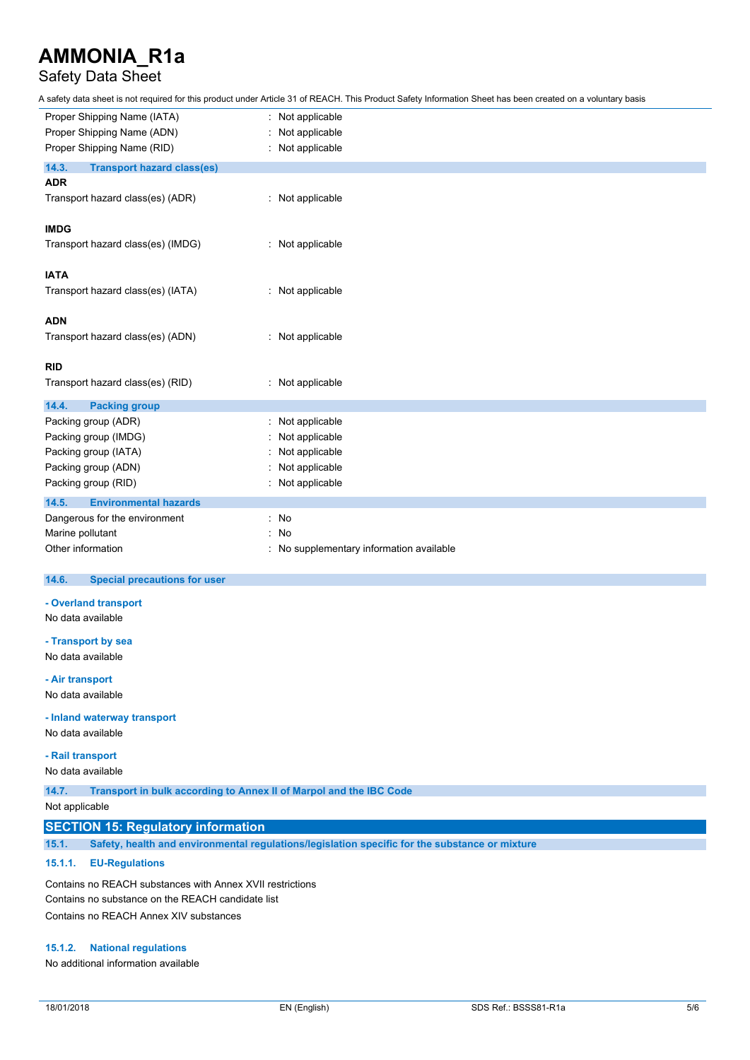Proper Shipping Name (IATA) : Not applicable
Proper Shipping Name (ADN) : Not applicable
Proper Shipping Name (RID) : Not applicable

### 14.3. Transport hazard class(es)

**ADR**

Transport hazard class(es) (ADR) : Not applicable

**IMDG**

Transport hazard class(es) (IMDG) : Not applicable

**IATA**

Transport hazard class(es) (IATA) : Not applicable

**ADN**

Transport hazard class(es) (ADN) : Not applicable

**RID**

Transport hazard class(es) (RID) : Not applicable

### 14.4. Packing group

Packing group (ADR) : Not applicable
Packing group (IMDG) : Not applicable
Packing group (IATA) : Not applicable
Packing group (ADN) : Not applicable
Packing group (RID) : Not applicable

### 14.5. Environmental hazards

Dangerous for the environment : No
Marine pollutant : No
Other information : No supplementary information available

### 14.6. Special precautions for user

**- Overland transport**

No data available

**- Transport by sea**

No data available

**- Air transport**

No data available

**- Inland waterway transport**

No data available

**- Rail transport**

No data available

### 14.7. Transport in bulk according to Annex II of Marpol and the IBC Code

Not applicable

## SECTION 15: Regulatory information

### 15.1. Safety, health and environmental regulations/legislation specific for the substance or mixture

#### 15.1.1. EU-Regulations

Contains no REACH substances with Annex XVII restrictions
Contains no substance on the REACH candidate list
Contains no REACH Annex XIV substances

#### 15.1.2. National regulations

No additional information available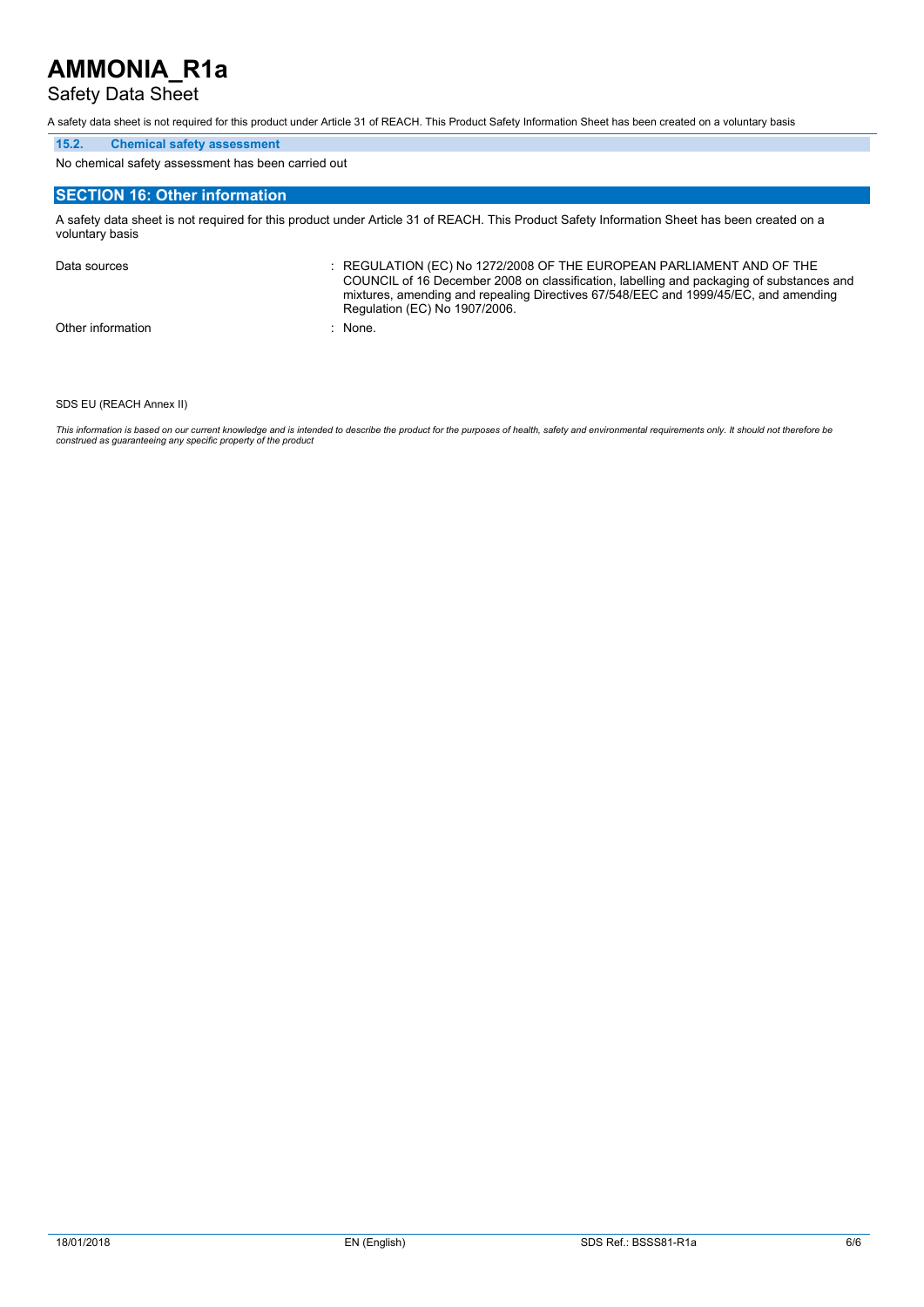### 15.2. Chemical safety assessment

No chemical safety assessment has been carried out

## SECTION 16: Other information

A safety data sheet is not required for this product under Article 31 of REACH. This Product Safety Information Sheet has been created on a voluntary basis

| | |
|---|---|
| Data sources | : REGULATION (EC) No 1272/2008 OF THE EUROPEAN PARLIAMENT AND OF THE COUNCIL of 16 December 2008 on classification, labelling and packaging of substances and mixtures, amending and repealing Directives 67/548/EEC and 1999/45/EC, and amending Regulation (EC) No 1907/2006. |
| Other information | : None. |

SDS EU (REACH Annex II)

*This information is based on our current knowledge and is intended to describe the product for the purposes of health, safety and environmental requirements only. It should not therefore be construed as guaranteeing any specific property of the product*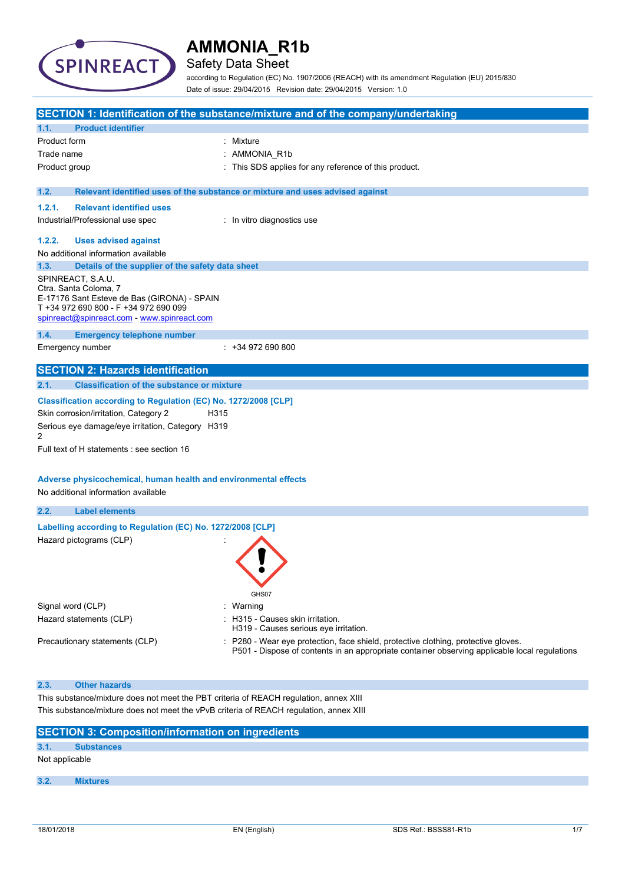# AMMONIA_R1b

## Safety Data Sheet

according to Regulation (EC) No. 1907/2006 (REACH) with its amendment Regulation (EU) 2015/830

Date of issue: 29/04/2015 Revision date: 29/04/2015 Version: 1.0

## SECTION 1: Identification of the substance/mixture and of the company/undertaking

### 1.1. Product identifier

| | |
|---|---|
| Product form | : Mixture |
| Trade name | : AMMONIA_R1b |
| Product group | : This SDS applies for any reference of this product. |

### 1.2. Relevant identified uses of the substance or mixture and uses advised against

#### 1.2.1. Relevant identified uses

| | |
|---|---|
| Industrial/Professional use spec | : In vitro diagnostics use |

#### 1.2.2. Uses advised against

No additional information available

### 1.3. Details of the supplier of the safety data sheet

SPINREACT, S.A.U.
Ctra. Santa Coloma, 7
E-17176 Sant Esteve de Bas (GIRONA) - SPAIN
T +34 972 690 800 - F +34 972 690 099
spinreact@spinreact.com - www.spinreact.com

### 1.4. Emergency telephone number

| | |
|---|---|
| Emergency number | : +34 972 690 800 |

## SECTION 2: Hazards identification

### 2.1. Classification of the substance or mixture

**Classification according to Regulation (EC) No. 1272/2008 [CLP]**

| | |
|---|---|
| Skin corrosion/irritation, Category 2 | H315 |
| Serious eye damage/eye irritation, Category 2 | H319 |

Full text of H statements : see section 16

**Adverse physicochemical, human health and environmental effects**

No additional information available

### 2.2. Label elements

**Labelling according to Regulation (EC) No. 1272/2008 [CLP]**

Hazard pictograms (CLP) :

GHS07

| | |
|---|---|
| Signal word (CLP) | : Warning |
| Hazard statements (CLP) | : H315 - Causes skin irritation.<br>H319 - Causes serious eye irritation. |
| Precautionary statements (CLP) | : P280 - Wear eye protection, face shield, protective clothing, protective gloves.<br>P501 - Dispose of contents in an appropriate container observing applicable local regulations |

### 2.3. Other hazards

This substance/mixture does not meet the PBT criteria of REACH regulation, annex XIII
This substance/mixture does not meet the vPvB criteria of REACH regulation, annex XIII

## SECTION 3: Composition/information on ingredients

### 3.1. Substances

Not applicable

### 3.2. Mixtures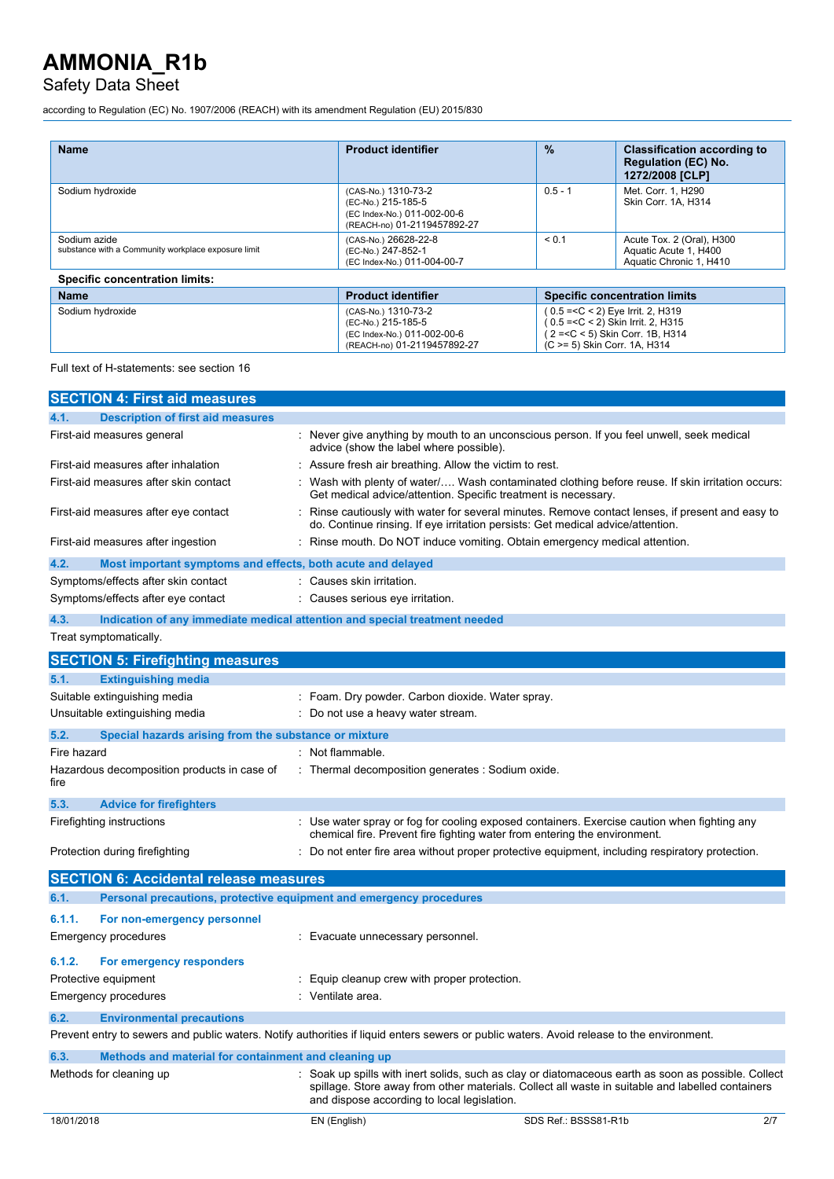| Name | Product identifier | % | Classification according to Regulation (EC) No. 1272/2008 [CLP] |
|---|---|---|---|
| Sodium hydroxide | (CAS-No.) 1310-73-2<br>(EC-No.) 215-185-5<br>(EC Index-No.) 011-002-00-6<br>(REACH-no) 01-2119457892-27 | 0.5 - 1 | Met. Corr. 1, H290<br>Skin Corr. 1A, H314 |
| Sodium azide<br>substance with a Community workplace exposure limit | (CAS-No.) 26628-22-8<br>(EC-No.) 247-852-1<br>(EC Index-No.) 011-004-00-7 | < 0.1 | Acute Tox. 2 (Oral), H300<br>Aquatic Acute 1, H400<br>Aquatic Chronic 1, H410 |

**Specific concentration limits:**

| Name | Product identifier | Specific concentration limits |
|---|---|---|
| Sodium hydroxide | (CAS-No.) 1310-73-2<br>(EC-No.) 215-185-5<br>(EC Index-No.) 011-002-00-6<br>(REACH-no) 01-2119457892-27 | ( 0.5 =<C < 2) Eye Irrit. 2, H319<br>( 0.5 =<C < 2) Skin Irrit. 2, H315<br>( 2 =<C < 5) Skin Corr. 1B, H314<br>(C >= 5) Skin Corr. 1A, H314 |

Full text of H-statements: see section 16

## SECTION 4: First aid measures

### 4.1. Description of first aid measures

First-aid measures general : Never give anything by mouth to an unconscious person. If you feel unwell, seek medical advice (show the label where possible).

First-aid measures after inhalation : Assure fresh air breathing. Allow the victim to rest.

First-aid measures after skin contact : Wash with plenty of water/…. Wash contaminated clothing before reuse. If skin irritation occurs: Get medical advice/attention. Specific treatment is necessary.

First-aid measures after eye contact : Rinse cautiously with water for several minutes. Remove contact lenses, if present and easy to do. Continue rinsing. If eye irritation persists: Get medical advice/attention.

First-aid measures after ingestion : Rinse mouth. Do NOT induce vomiting. Obtain emergency medical attention.

### 4.2. Most important symptoms and effects, both acute and delayed

Symptoms/effects after skin contact : Causes skin irritation.

Symptoms/effects after eye contact : Causes serious eye irritation.

### 4.3. Indication of any immediate medical attention and special treatment needed

Treat symptomatically.

## SECTION 5: Firefighting measures

### 5.1. Extinguishing media

Suitable extinguishing media : Foam. Dry powder. Carbon dioxide. Water spray.

Unsuitable extinguishing media : Do not use a heavy water stream.

### 5.2. Special hazards arising from the substance or mixture

Fire hazard : Not flammable.

Hazardous decomposition products in case of fire : Thermal decomposition generates : Sodium oxide.

### 5.3. Advice for firefighters

Firefighting instructions : Use water spray or fog for cooling exposed containers. Exercise caution when fighting any chemical fire. Prevent fire fighting water from entering the environment.

Protection during firefighting : Do not enter fire area without proper protective equipment, including respiratory protection.

## SECTION 6: Accidental release measures

### 6.1. Personal precautions, protective equipment and emergency procedures

#### 6.1.1. For non-emergency personnel

Emergency procedures : Evacuate unnecessary personnel.

#### 6.1.2. For emergency responders

Protective equipment : Equip cleanup crew with proper protection.

Emergency procedures : Ventilate area.

### 6.2. Environmental precautions

Prevent entry to sewers and public waters. Notify authorities if liquid enters sewers or public waters. Avoid release to the environment.

### 6.3. Methods and material for containment and cleaning up

Methods for cleaning up : Soak up spills with inert solids, such as clay or diatomaceous earth as soon as possible. Collect spillage. Store away from other materials. Collect all waste in suitable and labelled containers and dispose according to local legislation.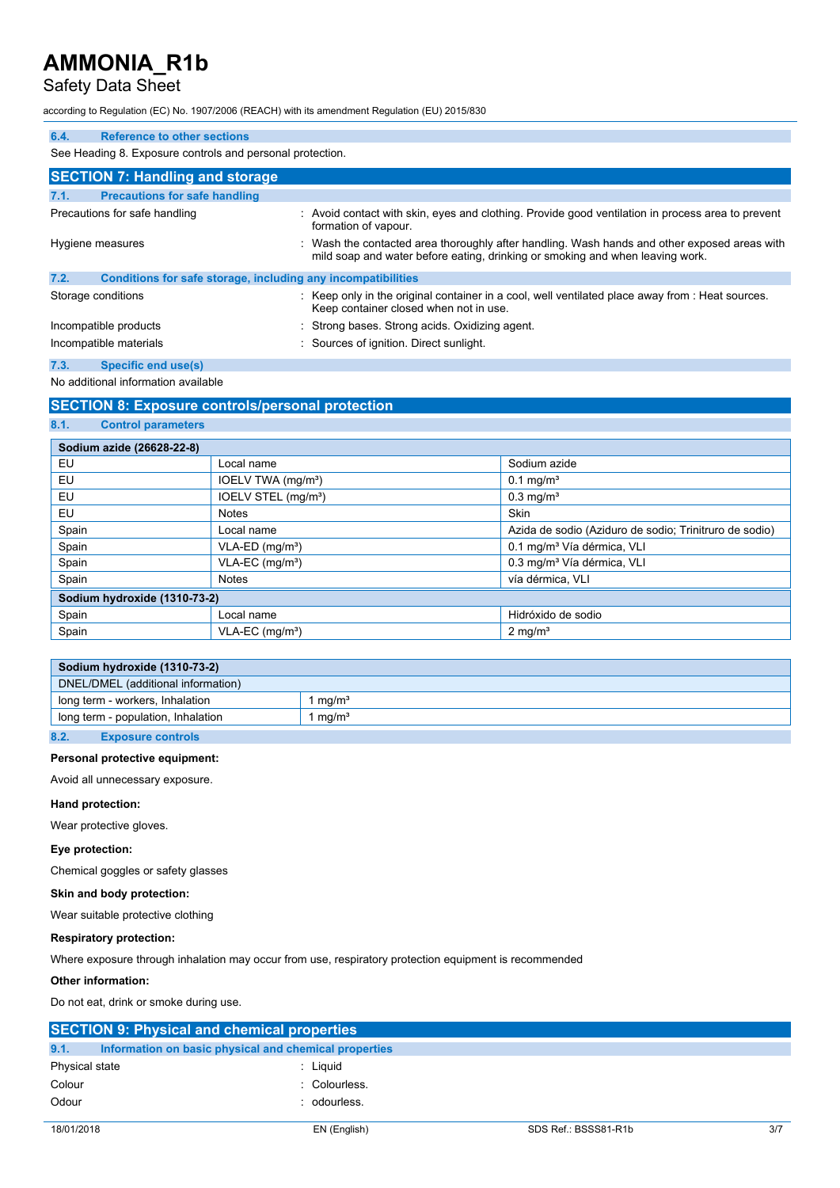#### 6.4. Reference to other sections

See Heading 8. Exposure controls and personal protection.

## SECTION 7: Handling and storage

#### 7.1. Precautions for safe handling

Precautions for safe handling : Avoid contact with skin, eyes and clothing. Provide good ventilation in process area to prevent formation of vapour.

Hygiene measures : Wash the contacted area thoroughly after handling. Wash hands and other exposed areas with mild soap and water before eating, drinking or smoking and when leaving work.

#### 7.2. Conditions for safe storage, including any incompatibilities

Storage conditions : Keep only in the original container in a cool, well ventilated place away from : Heat sources. Keep container closed when not in use.

Incompatible products : Strong bases. Strong acids. Oxidizing agent.

Incompatible materials : Sources of ignition. Direct sunlight.

#### 7.3. Specific end use(s)

No additional information available

## SECTION 8: Exposure controls/personal protection

#### 8.1. Control parameters

| Sodium azide (26628-22-8) | | |
|---|---|---|
| EU | Local name | Sodium azide |
| EU | IOELV TWA (mg/m³) | 0.1 mg/m³ |
| EU | IOELV STEL (mg/m³) | 0.3 mg/m³ |
| EU | Notes | Skin |
| Spain | Local name | Azida de sodio (Aziduro de sodio; Trinitruro de sodio) |
| Spain | VLA-ED (mg/m³) | 0.1 mg/m³ Vía dérmica, VLI |
| Spain | VLA-EC (mg/m³) | 0.3 mg/m³ Vía dérmica, VLI |
| Spain | Notes | vía dérmica, VLI |
| **Sodium hydroxide (1310-73-2)** | | |
| Spain | Local name | Hidróxido de sodio |
| Spain | VLA-EC (mg/m³) | 2 mg/m³ |

| Sodium hydroxide (1310-73-2) | |
|---|---|
| DNEL/DMEL (additional information) | |
| long term - workers, Inhalation | 1 mg/m³ |
| long term - population, Inhalation | 1 mg/m³ |

#### 8.2. Exposure controls

**Personal protective equipment:**

Avoid all unnecessary exposure.

**Hand protection:**

Wear protective gloves.

**Eye protection:**

Chemical goggles or safety glasses

**Skin and body protection:**

Wear suitable protective clothing

**Respiratory protection:**

Where exposure through inhalation may occur from use, respiratory protection equipment is recommended

**Other information:**

Do not eat, drink or smoke during use.

## SECTION 9: Physical and chemical properties

#### 9.1. Information on basic physical and chemical properties

Physical state : Liquid

Colour : Colourless.

Odour : odourless.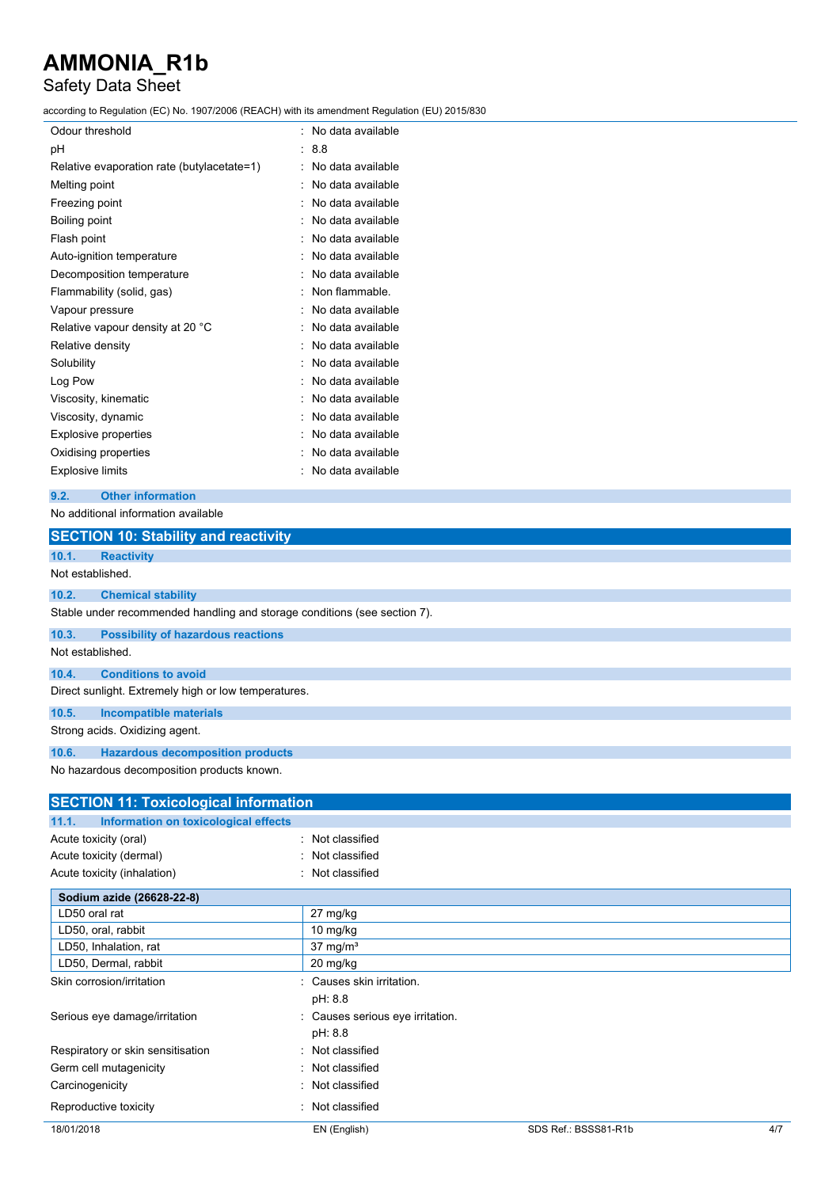| | |
|---|---|
| Odour threshold | : No data available |
| pH | : 8.8 |
| Relative evaporation rate (butylacetate=1) | : No data available |
| Melting point | : No data available |
| Freezing point | : No data available |
| Boiling point | : No data available |
| Flash point | : No data available |
| Auto-ignition temperature | : No data available |
| Decomposition temperature | : No data available |
| Flammability (solid, gas) | : Non flammable. |
| Vapour pressure | : No data available |
| Relative vapour density at 20 °C | : No data available |
| Relative density | : No data available |
| Solubility | : No data available |
| Log Pow | : No data available |
| Viscosity, kinematic | : No data available |
| Viscosity, dynamic | : No data available |
| Explosive properties | : No data available |
| Oxidising properties | : No data available |
| Explosive limits | : No data available |

### 9.2. Other information

No additional information available

## SECTION 10: Stability and reactivity

### 10.1. Reactivity

Not established.

### 10.2. Chemical stability

Stable under recommended handling and storage conditions (see section 7).

### 10.3. Possibility of hazardous reactions

Not established.

### 10.4. Conditions to avoid

Direct sunlight. Extremely high or low temperatures.

### 10.5. Incompatible materials

Strong acids. Oxidizing agent.

### 10.6. Hazardous decomposition products

No hazardous decomposition products known.

## SECTION 11: Toxicological information

### 11.1. Information on toxicological effects

| | |
|---|---|
| Acute toxicity (oral) | : Not classified |
| Acute toxicity (dermal) | : Not classified |
| Acute toxicity (inhalation) | : Not classified |

| **Sodium azide (26628-22-8)** | |
|---|---|
| LD50 oral rat | 27 mg/kg |
| LD50, oral, rabbit | 10 mg/kg |
| LD50, Inhalation, rat | 37 mg/m³ |
| LD50, Dermal, rabbit | 20 mg/kg |

| | |
|---|---|
| Skin corrosion/irritation | : Causes skin irritation.<br>pH: 8.8 |
| Serious eye damage/irritation | : Causes serious eye irritation.<br>pH: 8.8 |
| Respiratory or skin sensitisation | : Not classified |
| Germ cell mutagenicity | : Not classified |
| Carcinogenicity | : Not classified |
| Reproductive toxicity | : Not classified |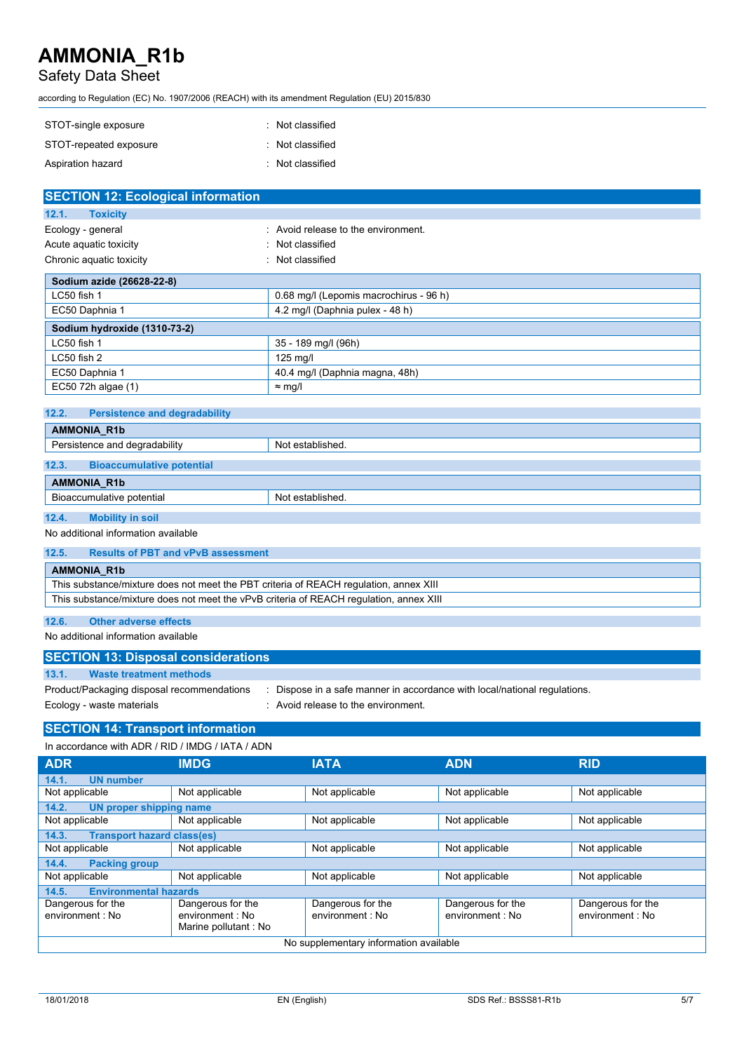| | |
|---|---|
| STOT-single exposure | : Not classified |
| STOT-repeated exposure | : Not classified |
| Aspiration hazard | : Not classified |

## SECTION 12: Ecological information

### 12.1. Toxicity

| | |
|---|---|
| Ecology - general | : Avoid release to the environment. |
| Acute aquatic toxicity | : Not classified |
| Chronic aquatic toxicity | : Not classified |

| **Sodium azide (26628-22-8)** | |
|---|---|
| LC50 fish 1 | 0.68 mg/l (Lepomis macrochirus - 96 h) |
| EC50 Daphnia 1 | 4.2 mg/l (Daphnia pulex - 48 h) |

| **Sodium hydroxide (1310-73-2)** | |
|---|---|
| LC50 fish 1 | 35 - 189 mg/l (96h) |
| LC50 fish 2 | 125 mg/l |
| EC50 Daphnia 1 | 40.4 mg/l (Daphnia magna, 48h) |
| EC50 72h algae (1) | ≈ mg/l |

### 12.2. Persistence and degradability

| **AMMONIA_R1b** | |
|---|---|
| Persistence and degradability | Not established. |

### 12.3. Bioaccumulative potential

| **AMMONIA_R1b** | |
|---|---|
| Bioaccumulative potential | Not established. |

### 12.4. Mobility in soil

No additional information available

### 12.5. Results of PBT and vPvB assessment

| **AMMONIA_R1b** |
|---|
| This substance/mixture does not meet the PBT criteria of REACH regulation, annex XIII |
| This substance/mixture does not meet the vPvB criteria of REACH regulation, annex XIII |

### 12.6. Other adverse effects

No additional information available

## SECTION 13: Disposal considerations

### 13.1. Waste treatment methods

| | |
|---|---|
| Product/Packaging disposal recommendations | : Dispose in a safe manner in accordance with local/national regulations. |
| Ecology - waste materials | : Avoid release to the environment. |

## SECTION 14: Transport information

In accordance with ADR / RID / IMDG / IATA / ADN

| ADR | IMDG | IATA | ADN | RID |
|---|---|---|---|---|
| **14.1. UN number** | | | | |
| Not applicable | Not applicable | Not applicable | Not applicable | Not applicable |
| **14.2. UN proper shipping name** | | | | |
| Not applicable | Not applicable | Not applicable | Not applicable | Not applicable |
| **14.3. Transport hazard class(es)** | | | | |
| Not applicable | Not applicable | Not applicable | Not applicable | Not applicable |
| **14.4. Packing group** | | | | |
| Not applicable | Not applicable | Not applicable | Not applicable | Not applicable |
| **14.5. Environmental hazards** | | | | |
| Dangerous for the environment : No | Dangerous for the environment : No<br>Marine pollutant : No | Dangerous for the environment : No | Dangerous for the environment : No | Dangerous for the environment : No |
| No supplementary information available | | | | |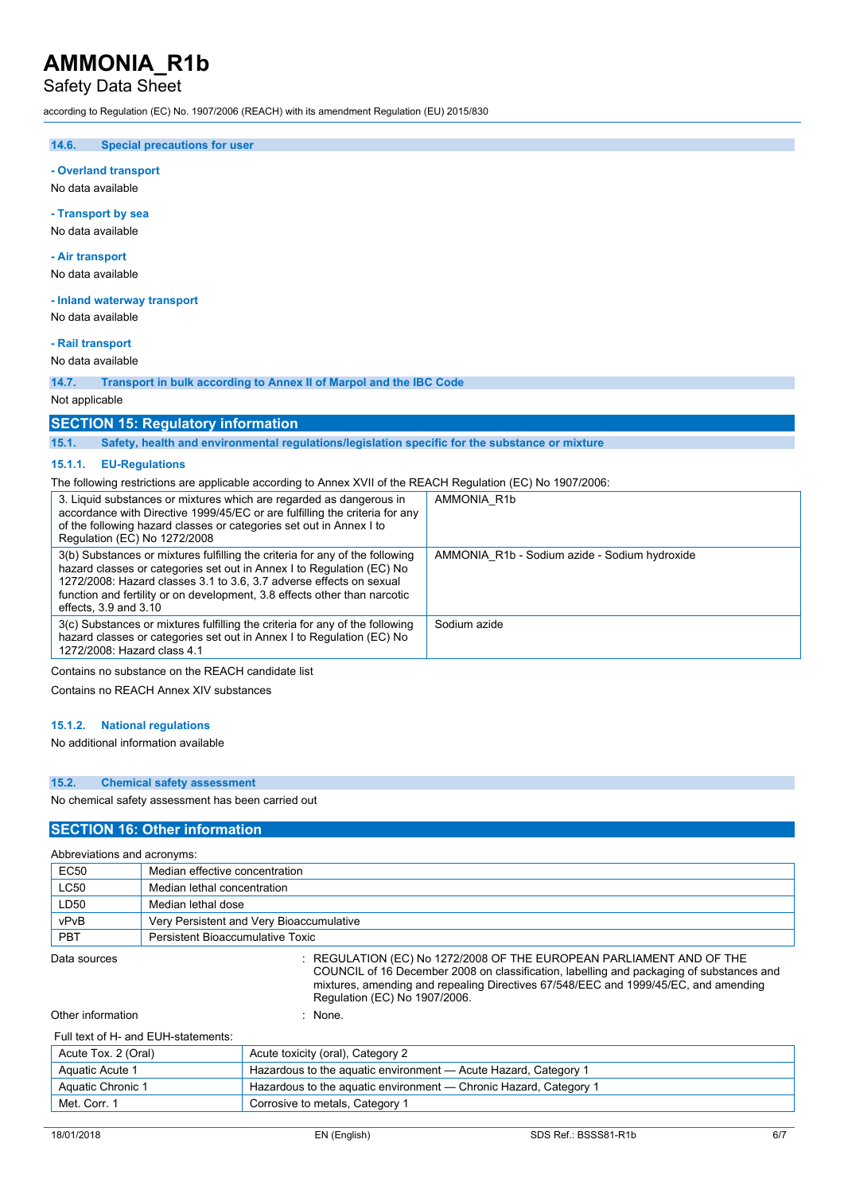#### 14.6. Special precautions for user

**- Overland transport**

No data available

**- Transport by sea**

No data available

**- Air transport**

No data available

**- Inland waterway transport**

No data available

**- Rail transport**

No data available

#### 14.7. Transport in bulk according to Annex II of Marpol and the IBC Code

Not applicable

## SECTION 15: Regulatory information

### 15.1. Safety, health and environmental regulations/legislation specific for the substance or mixture

#### 15.1.1. EU-Regulations

The following restrictions are applicable according to Annex XVII of the REACH Regulation (EC) No 1907/2006:

| | |
|---|---|
| 3. Liquid substances or mixtures which are regarded as dangerous in accordance with Directive 1999/45/EC or are fulfilling the criteria for any of the following hazard classes or categories set out in Annex I to Regulation (EC) No 1272/2008 | AMMONIA_R1b |
| 3(b) Substances or mixtures fulfilling the criteria for any of the following hazard classes or categories set out in Annex I to Regulation (EC) No 1272/2008: Hazard classes 3.1 to 3.6, 3.7 adverse effects on sexual function and fertility or on development, 3.8 effects other than narcotic effects, 3.9 and 3.10 | AMMONIA_R1b - Sodium azide - Sodium hydroxide |
| 3(c) Substances or mixtures fulfilling the criteria for any of the following hazard classes or categories set out in Annex I to Regulation (EC) No 1272/2008: Hazard class 4.1 | Sodium azide |

Contains no substance on the REACH candidate list

Contains no REACH Annex XIV substances

#### 15.1.2. National regulations

No additional information available

### 15.2. Chemical safety assessment

No chemical safety assessment has been carried out

## SECTION 16: Other information

Abbreviations and acronyms:

| | |
|---|---|
| EC50 | Median effective concentration |
| LC50 | Median lethal concentration |
| LD50 | Median lethal dose |
| vPvB | Very Persistent and Very Bioaccumulative |
| PBT | Persistent Bioaccumulative Toxic |

Data sources : REGULATION (EC) No 1272/2008 OF THE EUROPEAN PARLIAMENT AND OF THE COUNCIL of 16 December 2008 on classification, labelling and packaging of substances and mixtures, amending and repealing Directives 67/548/EEC and 1999/45/EC, and amending Regulation (EC) No 1907/2006.

Other information : None.

Full text of H- and EUH-statements:

| | |
|---|---|
| Acute Tox. 2 (Oral) | Acute toxicity (oral), Category 2 |
| Aquatic Acute 1 | Hazardous to the aquatic environment — Acute Hazard, Category 1 |
| Aquatic Chronic 1 | Hazardous to the aquatic environment — Chronic Hazard, Category 1 |
| Met. Corr. 1 | Corrosive to metals, Category 1 |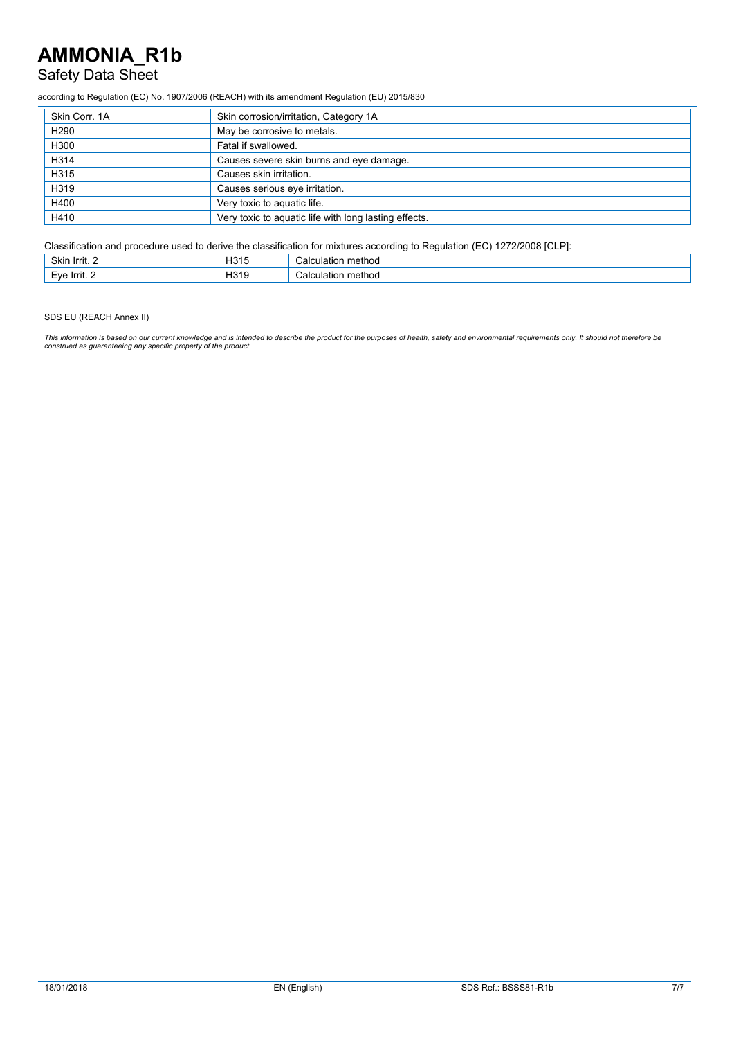| Skin Corr. 1A | Skin corrosion/irritation, Category 1A |
| --- | --- |
| H290 | May be corrosive to metals. |
| H300 | Fatal if swallowed. |
| H314 | Causes severe skin burns and eye damage. |
| H315 | Causes skin irritation. |
| H319 | Causes serious eye irritation. |
| H400 | Very toxic to aquatic life. |
| H410 | Very toxic to aquatic life with long lasting effects. |

Classification and procedure used to derive the classification for mixtures according to Regulation (EC) 1272/2008 [CLP]:

| Skin Irrit. 2 | H315 | Calculation method |
| --- | --- | --- |
| Eye Irrit. 2 | H319 | Calculation method |

SDS EU (REACH Annex II)

*This information is based on our current knowledge and is intended to describe the product for the purposes of health, safety and environmental requirements only. It should not therefore be construed as guaranteeing any specific property of the product*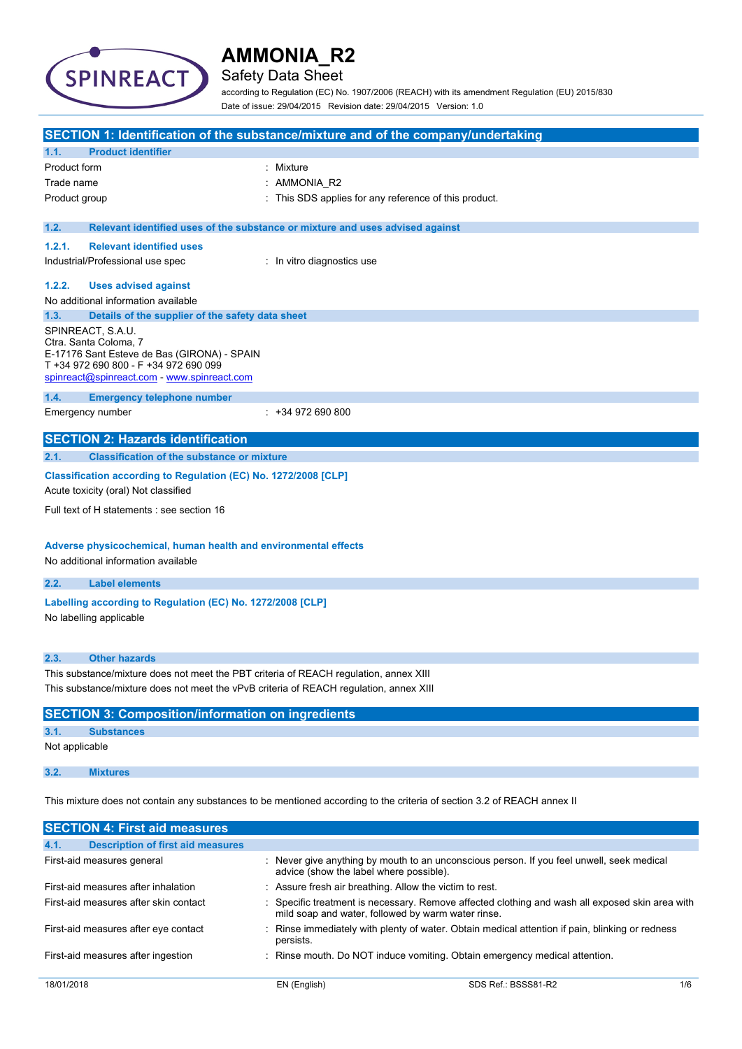# AMMONIA_R2

Safety Data Sheet

according to Regulation (EC) No. 1907/2006 (REACH) with its amendment Regulation (EU) 2015/830

Date of issue: 29/04/2015 Revision date: 29/04/2015 Version: 1.0

## SECTION 1: Identification of the substance/mixture and of the company/undertaking

### 1.1. Product identifier

| | |
|---|---|
| Product form | : Mixture |
| Trade name | : AMMONIA_R2 |
| Product group | : This SDS applies for any reference of this product. |

### 1.2. Relevant identified uses of the substance or mixture and uses advised against

#### 1.2.1. Relevant identified uses

| | |
|---|---|
| Industrial/Professional use spec | : In vitro diagnostics use |

#### 1.2.2. Uses advised against

No additional information available

### 1.3. Details of the supplier of the safety data sheet

SPINREACT, S.A.U.
Ctra. Santa Coloma, 7
E-17176 Sant Esteve de Bas (GIRONA) - SPAIN
T +34 972 690 800 - F +34 972 690 099
spinreact@spinreact.com - www.spinreact.com

### 1.4. Emergency telephone number

| | |
|---|---|
| Emergency number | : +34 972 690 800 |

## SECTION 2: Hazards identification

### 2.1. Classification of the substance or mixture

**Classification according to Regulation (EC) No. 1272/2008 [CLP]**

Acute toxicity (oral) Not classified

Full text of H statements : see section 16

**Adverse physicochemical, human health and environmental effects**

No additional information available

### 2.2. Label elements

**Labelling according to Regulation (EC) No. 1272/2008 [CLP]**

No labelling applicable

### 2.3. Other hazards

This substance/mixture does not meet the PBT criteria of REACH regulation, annex XIII

This substance/mixture does not meet the vPvB criteria of REACH regulation, annex XIII

## SECTION 3: Composition/information on ingredients

### 3.1. Substances

Not applicable

### 3.2. Mixtures

This mixture does not contain any substances to be mentioned according to the criteria of section 3.2 of REACH annex II

## SECTION 4: First aid measures

### 4.1. Description of first aid measures

| | |
|---|---|
| First-aid measures general | : Never give anything by mouth to an unconscious person. If you feel unwell, seek medical advice (show the label where possible). |
| First-aid measures after inhalation | : Assure fresh air breathing. Allow the victim to rest. |
| First-aid measures after skin contact | : Specific treatment is necessary. Remove affected clothing and wash all exposed skin area with mild soap and water, followed by warm water rinse. |
| First-aid measures after eye contact | : Rinse immediately with plenty of water. Obtain medical attention if pain, blinking or redness persists. |
| First-aid measures after ingestion | : Rinse mouth. Do NOT induce vomiting. Obtain emergency medical attention. |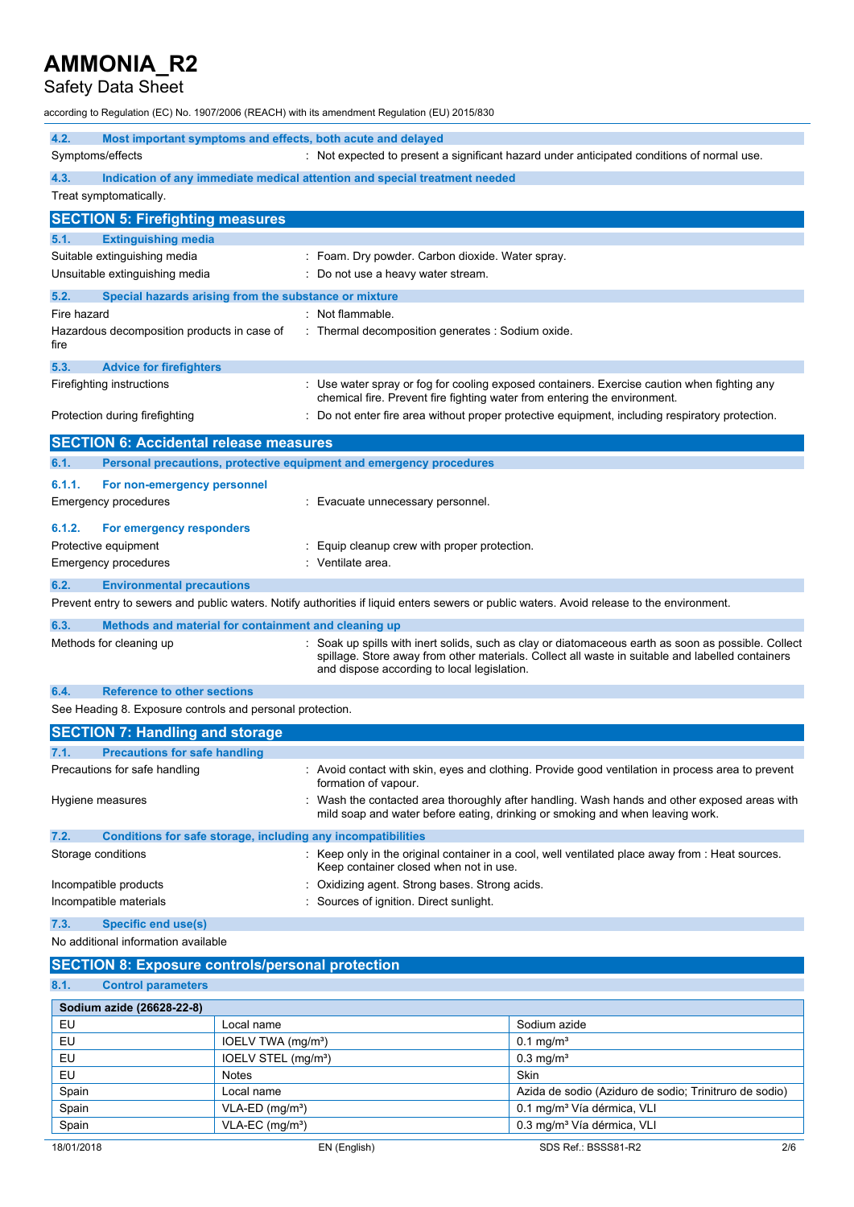# AMMONIA_R2

Safety Data Sheet

according to Regulation (EC) No. 1907/2006 (REACH) with its amendment Regulation (EU) 2015/830

### 4.2. Most important symptoms and effects, both acute and delayed

Symptoms/effects : Not expected to present a significant hazard under anticipated conditions of normal use.

### 4.3. Indication of any immediate medical attention and special treatment needed

Treat symptomatically.

## SECTION 5: Firefighting measures

### 5.1. Extinguishing media

Suitable extinguishing media : Foam. Dry powder. Carbon dioxide. Water spray.

Unsuitable extinguishing media : Do not use a heavy water stream.

### 5.2. Special hazards arising from the substance or mixture

Fire hazard : Not flammable.

Hazardous decomposition products in case of fire : Thermal decomposition generates : Sodium oxide.

### 5.3. Advice for firefighters

Firefighting instructions : Use water spray or fog for cooling exposed containers. Exercise caution when fighting any chemical fire. Prevent fire fighting water from entering the environment.

Protection during firefighting : Do not enter fire area without proper protective equipment, including respiratory protection.

## SECTION 6: Accidental release measures

### 6.1. Personal precautions, protective equipment and emergency procedures

#### 6.1.1. For non-emergency personnel

Emergency procedures : Evacuate unnecessary personnel.

#### 6.1.2. For emergency responders

Protective equipment : Equip cleanup crew with proper protection.

Emergency procedures : Ventilate area.

### 6.2. Environmental precautions

Prevent entry to sewers and public waters. Notify authorities if liquid enters sewers or public waters. Avoid release to the environment.

### 6.3. Methods and material for containment and cleaning up

Methods for cleaning up : Soak up spills with inert solids, such as clay or diatomaceous earth as soon as possible. Collect spillage. Store away from other materials. Collect all waste in suitable and labelled containers and dispose according to local legislation.

### 6.4. Reference to other sections

See Heading 8. Exposure controls and personal protection.

## SECTION 7: Handling and storage

### 7.1. Precautions for safe handling

Precautions for safe handling : Avoid contact with skin, eyes and clothing. Provide good ventilation in process area to prevent formation of vapour.

Hygiene measures : Wash the contacted area thoroughly after handling. Wash hands and other exposed areas with mild soap and water before eating, drinking or smoking and when leaving work.

### 7.2. Conditions for safe storage, including any incompatibilities

Storage conditions : Keep only in the original container in a cool, well ventilated place away from : Heat sources. Keep container closed when not in use.

Incompatible products : Oxidizing agent. Strong bases. Strong acids.

Incompatible materials : Sources of ignition. Direct sunlight.

### 7.3. Specific end use(s)

No additional information available

## SECTION 8: Exposure controls/personal protection

### 8.1. Control parameters

| Sodium azide (26628-22-8) | | |
|---|---|---|
| EU | Local name | Sodium azide |
| EU | IOELV TWA (mg/m³) | 0.1 mg/m³ |
| EU | IOELV STEL (mg/m³) | 0.3 mg/m³ |
| EU | Notes | Skin |
| Spain | Local name | Azida de sodio (Aziduro de sodio; Trinitruro de sodio) |
| Spain | VLA-ED (mg/m³) | 0.1 mg/m³ Vía dérmica, VLI |
| Spain | VLA-EC (mg/m³) | 0.3 mg/m³ Vía dérmica, VLI |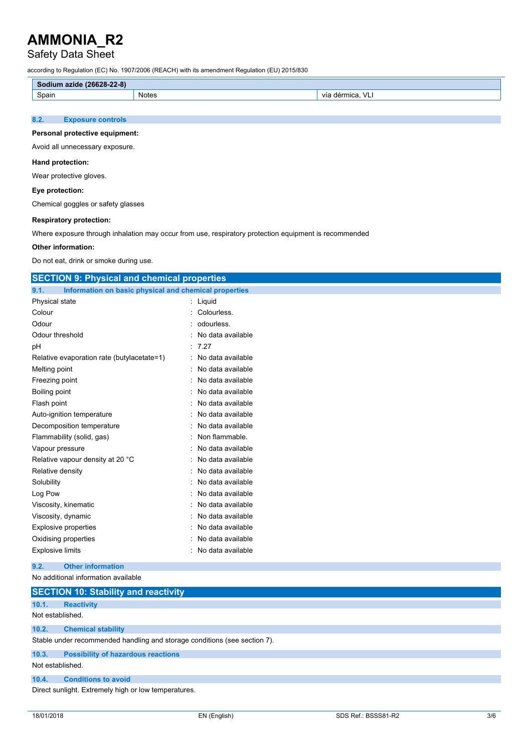| Sodium azide (26628-22-8) | | |
|---|---|---|
| Spain | Notes | vía dérmica, VLI |

### 8.2. Exposure controls

**Personal protective equipment:**

Avoid all unnecessary exposure.

**Hand protection:**

Wear protective gloves.

**Eye protection:**

Chemical goggles or safety glasses

**Respiratory protection:**

Where exposure through inhalation may occur from use, respiratory protection equipment is recommended

**Other information:**

Do not eat, drink or smoke during use.

## SECTION 9: Physical and chemical properties

### 9.1. Information on basic physical and chemical properties

| | |
|---|---|
| Physical state | : Liquid |
| Colour | : Colourless. |
| Odour | : odourless. |
| Odour threshold | : No data available |
| pH | : 7.27 |
| Relative evaporation rate (butylacetate=1) | : No data available |
| Melting point | : No data available |
| Freezing point | : No data available |
| Boiling point | : No data available |
| Flash point | : No data available |
| Auto-ignition temperature | : No data available |
| Decomposition temperature | : No data available |
| Flammability (solid, gas) | : Non flammable. |
| Vapour pressure | : No data available |
| Relative vapour density at 20 °C | : No data available |
| Relative density | : No data available |
| Solubility | : No data available |
| Log Pow | : No data available |
| Viscosity, kinematic | : No data available |
| Viscosity, dynamic | : No data available |
| Explosive properties | : No data available |
| Oxidising properties | : No data available |
| Explosive limits | : No data available |

### 9.2. Other information

No additional information available

## SECTION 10: Stability and reactivity

### 10.1. Reactivity

Not established.

### 10.2. Chemical stability

Stable under recommended handling and storage conditions (see section 7).

### 10.3. Possibility of hazardous reactions

Not established.

### 10.4. Conditions to avoid

Direct sunlight. Extremely high or low temperatures.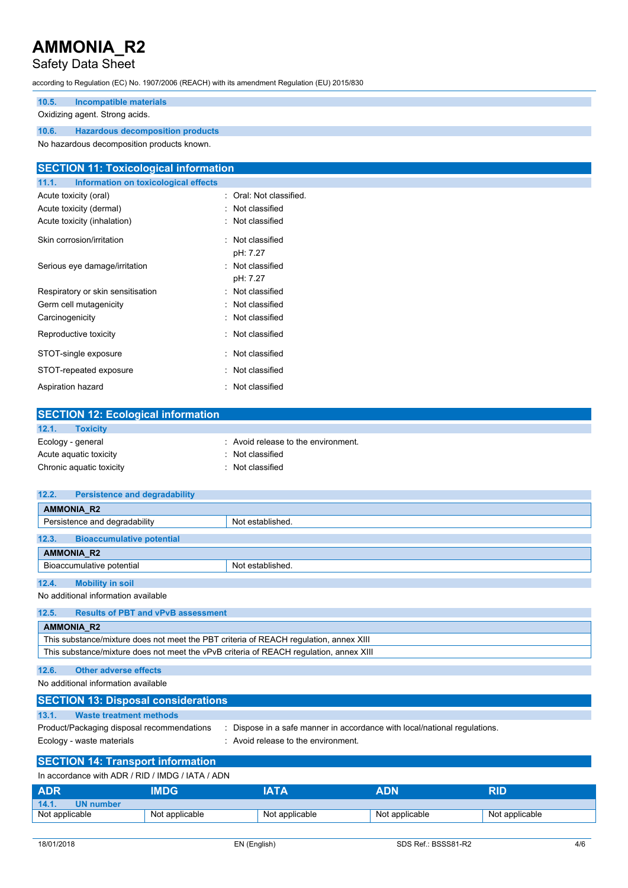#### 10.5. Incompatible materials

Oxidizing agent. Strong acids.

#### 10.6. Hazardous decomposition products

No hazardous decomposition products known.

## SECTION 11: Toxicological information

### 11.1. Information on toxicological effects

| | |
|---|---|
| Acute toxicity (oral) | : Oral: Not classified. |
| Acute toxicity (dermal) | : Not classified |
| Acute toxicity (inhalation) | : Not classified |
| Skin corrosion/irritation | : Not classified<br>pH: 7.27 |
| Serious eye damage/irritation | : Not classified<br>pH: 7.27 |
| Respiratory or skin sensitisation | : Not classified |
| Germ cell mutagenicity | : Not classified |
| Carcinogenicity | : Not classified |
| Reproductive toxicity | : Not classified |
| STOT-single exposure | : Not classified |
| STOT-repeated exposure | : Not classified |
| Aspiration hazard | : Not classified |

## SECTION 12: Ecological information

### 12.1. Toxicity

| | |
|---|---|
| Ecology - general | : Avoid release to the environment. |
| Acute aquatic toxicity | : Not classified |
| Chronic aquatic toxicity | : Not classified |

### 12.2. Persistence and degradability

| AMMONIA_R2 | |
|---|---|
| Persistence and degradability | Not established. |

### 12.3. Bioaccumulative potential

| AMMONIA_R2 | |
|---|---|
| Bioaccumulative potential | Not established. |

### 12.4. Mobility in soil

No additional information available

### 12.5. Results of PBT and vPvB assessment

| AMMONIA_R2 |
|---|
| This substance/mixture does not meet the PBT criteria of REACH regulation, annex XIII |
| This substance/mixture does not meet the vPvB criteria of REACH regulation, annex XIII |

### 12.6. Other adverse effects

No additional information available

## SECTION 13: Disposal considerations

### 13.1. Waste treatment methods

| | |
|---|---|
| Product/Packaging disposal recommendations | : Dispose in a safe manner in accordance with local/national regulations. |
| Ecology - waste materials | : Avoid release to the environment. |

## SECTION 14: Transport information

In accordance with ADR / RID / IMDG / IATA / ADN

| ADR | IMDG | IATA | ADN | RID |
|---|---|---|---|---|
| **14.1. UN number** | | | | |
| Not applicable | Not applicable | Not applicable | Not applicable | Not applicable |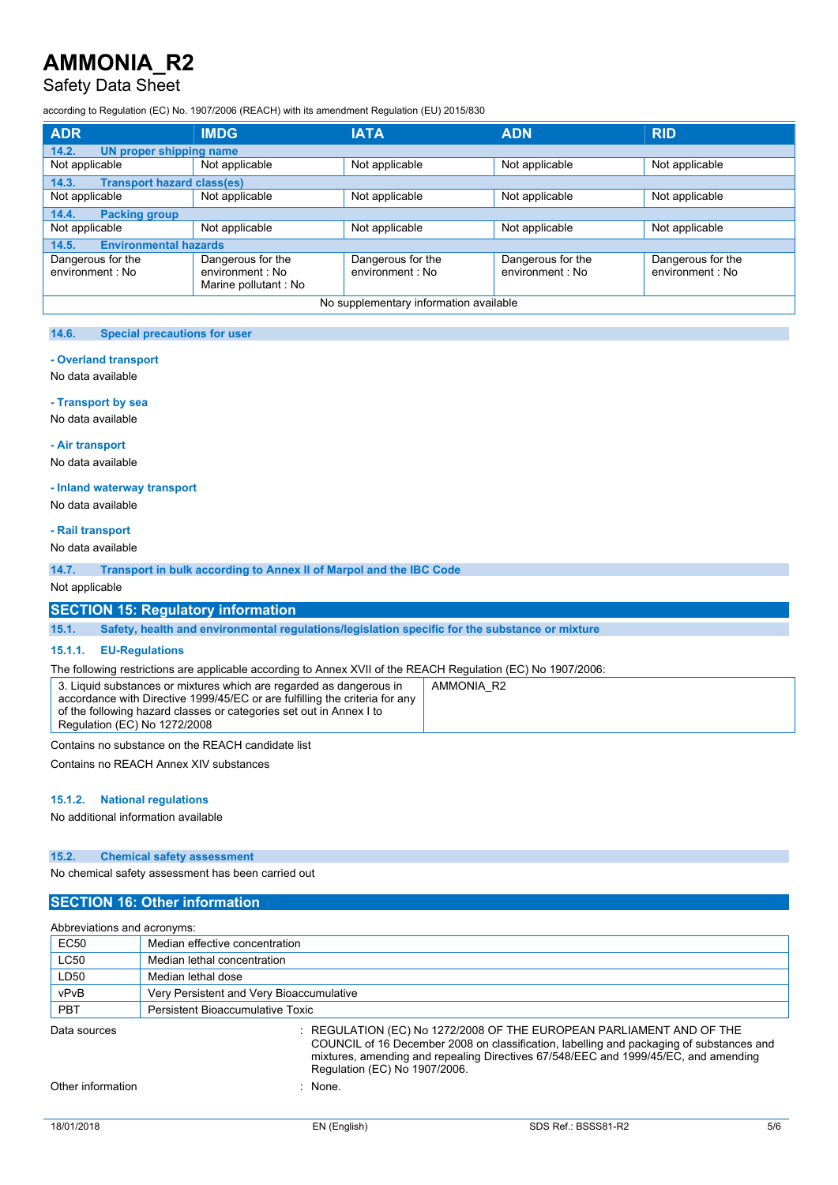| ADR | IMDG | IATA | ADN | RID |
|---|---|---|---|---|
| **14.2. UN proper shipping name** | | | | |
| Not applicable | Not applicable | Not applicable | Not applicable | Not applicable |
| **14.3. Transport hazard class(es)** | | | | |
| Not applicable | Not applicable | Not applicable | Not applicable | Not applicable |
| **14.4. Packing group** | | | | |
| Not applicable | Not applicable | Not applicable | Not applicable | Not applicable |
| **14.5. Environmental hazards** | | | | |
| Dangerous for the environment : No | Dangerous for the environment : No<br>Marine pollutant : No | Dangerous for the environment : No | Dangerous for the environment : No | Dangerous for the environment : No |
| No supplementary information available | | | | |

### 14.6. Special precautions for user

**- Overland transport**

No data available

**- Transport by sea**

No data available

**- Air transport**

No data available

**- Inland waterway transport**

No data available

**- Rail transport**

No data available

### 14.7. Transport in bulk according to Annex II of Marpol and the IBC Code

Not applicable

## SECTION 15: Regulatory information

### 15.1. Safety, health and environmental regulations/legislation specific for the substance or mixture

#### 15.1.1. EU-Regulations

The following restrictions are applicable according to Annex XVII of the REACH Regulation (EC) No 1907/2006:

| | |
|---|---|
| 3. Liquid substances or mixtures which are regarded as dangerous in accordance with Directive 1999/45/EC or are fulfilling the criteria for any of the following hazard classes or categories set out in Annex I to Regulation (EC) No 1272/2008 | AMMONIA_R2 |

Contains no substance on the REACH candidate list

Contains no REACH Annex XIV substances

#### 15.1.2. National regulations

No additional information available

### 15.2. Chemical safety assessment

No chemical safety assessment has been carried out

## SECTION 16: Other information

Abbreviations and acronyms:

| | |
|---|---|
| EC50 | Median effective concentration |
| LC50 | Median lethal concentration |
| LD50 | Median lethal dose |
| vPvB | Very Persistent and Very Bioaccumulative |
| PBT | Persistent Bioaccumulative Toxic |

Data sources : REGULATION (EC) No 1272/2008 OF THE EUROPEAN PARLIAMENT AND OF THE COUNCIL of 16 December 2008 on classification, labelling and packaging of substances and mixtures, amending and repealing Directives 67/548/EEC and 1999/45/EC, and amending Regulation (EC) No 1907/2006.

Other information : None.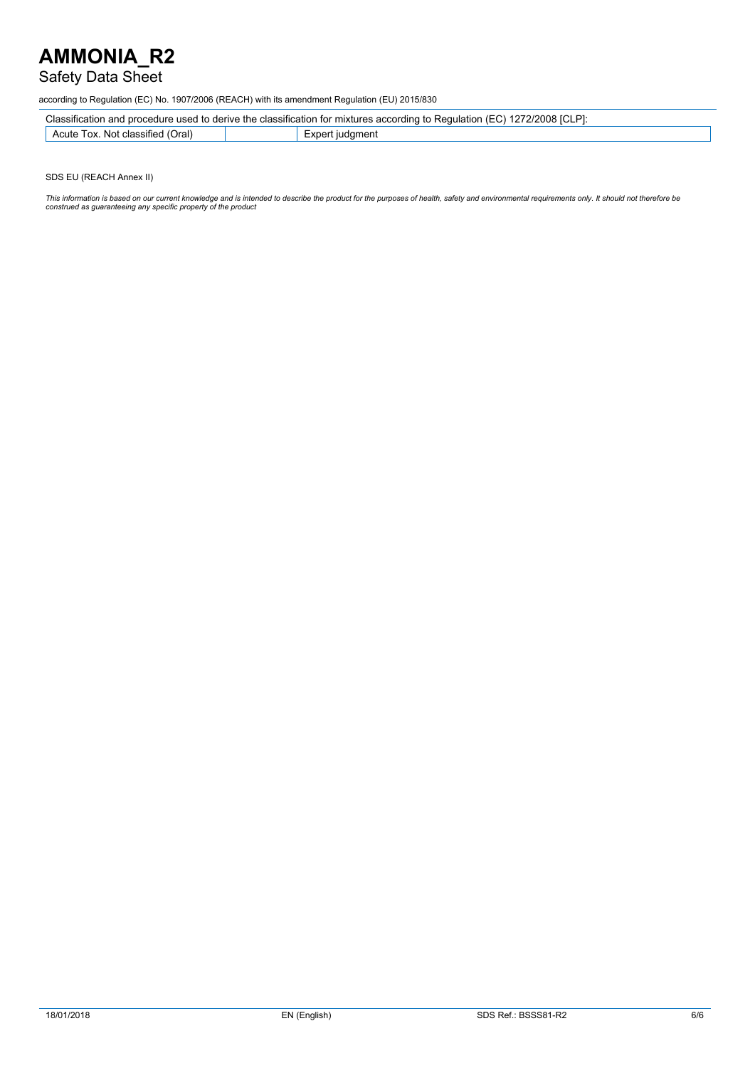according to Regulation (EC) No. 1907/2006 (REACH) with its amendment Regulation (EU) 2015/830

| Classification and procedure used to derive the classification for mixtures according to Regulation (EC) 1272/2008 [CLP]: | | |
|---|---|---|
| Acute Tox. Not classified (Oral) | | Expert judgment |

SDS EU (REACH Annex II)

*This information is based on our current knowledge and is intended to describe the product for the purposes of health, safety and environmental requirements only. It should not therefore be construed as guaranteeing any specific property of the product*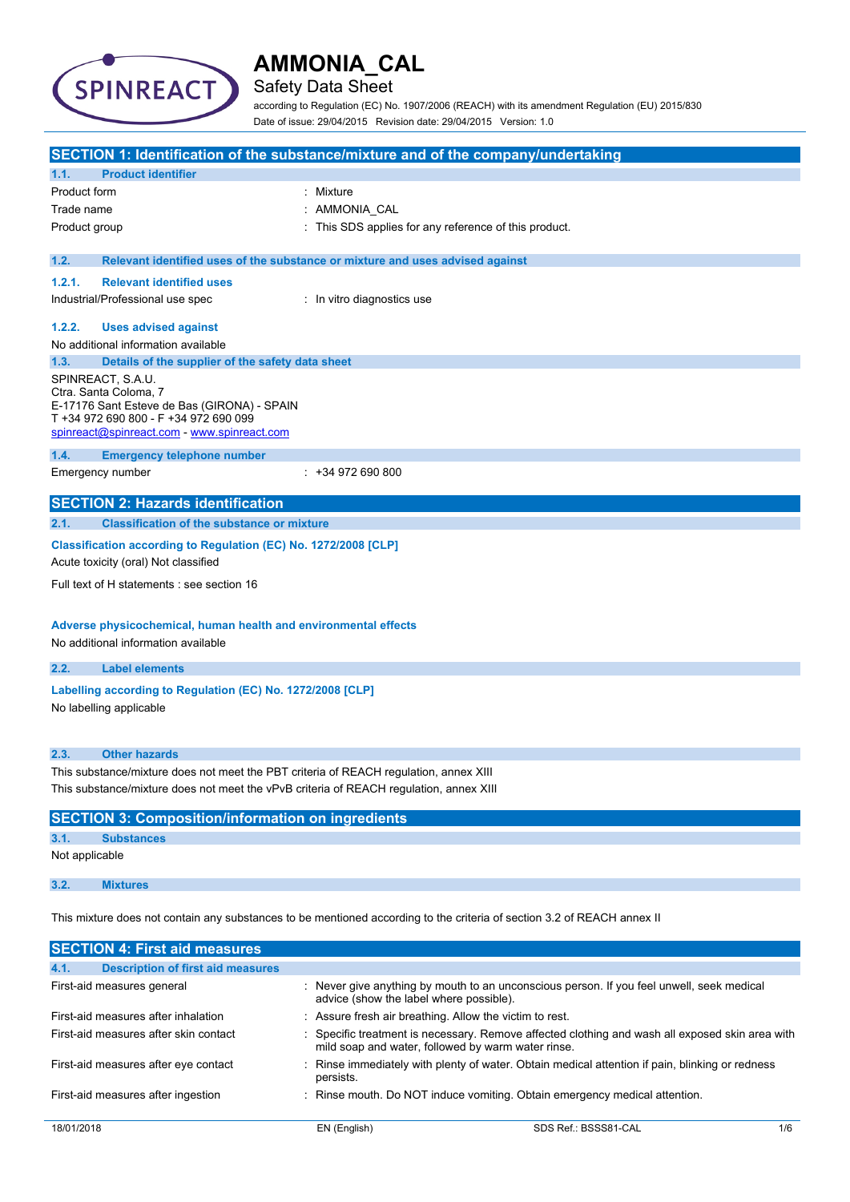# AMMONIA_CAL

## Safety Data Sheet

according to Regulation (EC) No. 1907/2006 (REACH) with its amendment Regulation (EU) 2015/830

Date of issue: 29/04/2015 Revision date: 29/04/2015 Version: 1.0

## SECTION 1: Identification of the substance/mixture and of the company/undertaking

### 1.1. Product identifier

| | |
|---|---|
| Product form | : Mixture |
| Trade name | : AMMONIA_CAL |
| Product group | : This SDS applies for any reference of this product. |

### 1.2. Relevant identified uses of the substance or mixture and uses advised against

#### 1.2.1. Relevant identified uses

| | |
|---|---|
| Industrial/Professional use spec | : In vitro diagnostics use |

#### 1.2.2. Uses advised against

No additional information available

### 1.3. Details of the supplier of the safety data sheet

SPINREACT, S.A.U.
Ctra. Santa Coloma, 7
E-17176 Sant Esteve de Bas (GIRONA) - SPAIN
T +34 972 690 800 - F +34 972 690 099
spinreact@spinreact.com - www.spinreact.com

### 1.4. Emergency telephone number

| | |
|---|---|
| Emergency number | : +34 972 690 800 |

## SECTION 2: Hazards identification

### 2.1. Classification of the substance or mixture

**Classification according to Regulation (EC) No. 1272/2008 [CLP]**

Acute toxicity (oral) Not classified

Full text of H statements : see section 16

**Adverse physicochemical, human health and environmental effects**

No additional information available

### 2.2. Label elements

**Labelling according to Regulation (EC) No. 1272/2008 [CLP]**

No labelling applicable

### 2.3. Other hazards

This substance/mixture does not meet the PBT criteria of REACH regulation, annex XIII

This substance/mixture does not meet the vPvB criteria of REACH regulation, annex XIII

## SECTION 3: Composition/information on ingredients

### 3.1. Substances

Not applicable

### 3.2. Mixtures

This mixture does not contain any substances to be mentioned according to the criteria of section 3.2 of REACH annex II

## SECTION 4: First aid measures

### 4.1. Description of first aid measures

| | |
|---|---|
| First-aid measures general | : Never give anything by mouth to an unconscious person. If you feel unwell, seek medical advice (show the label where possible). |
| First-aid measures after inhalation | : Assure fresh air breathing. Allow the victim to rest. |
| First-aid measures after skin contact | : Specific treatment is necessary. Remove affected clothing and wash all exposed skin area with mild soap and water, followed by warm water rinse. |
| First-aid measures after eye contact | : Rinse immediately with plenty of water. Obtain medical attention if pain, blinking or redness persists. |
| First-aid measures after ingestion | : Rinse mouth. Do NOT induce vomiting. Obtain emergency medical attention. |

18/01/2018 EN (English) SDS Ref.: BSSS81-CAL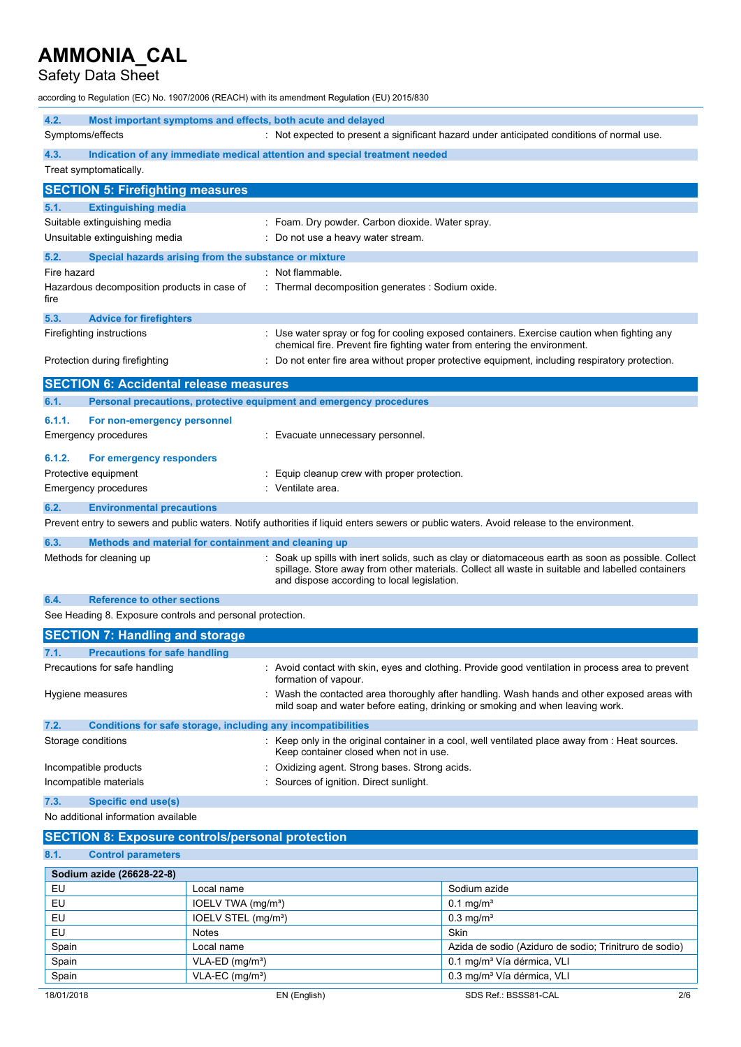### 4.2. Most important symptoms and effects, both acute and delayed

Symptoms/effects : Not expected to present a significant hazard under anticipated conditions of normal use.

### 4.3. Indication of any immediate medical attention and special treatment needed

Treat symptomatically.

## SECTION 5: Firefighting measures

### 5.1. Extinguishing media

Suitable extinguishing media : Foam. Dry powder. Carbon dioxide. Water spray.

Unsuitable extinguishing media : Do not use a heavy water stream.

### 5.2. Special hazards arising from the substance or mixture

Fire hazard : Not flammable.

Hazardous decomposition products in case of fire : Thermal decomposition generates : Sodium oxide.

### 5.3. Advice for firefighters

Firefighting instructions : Use water spray or fog for cooling exposed containers. Exercise caution when fighting any chemical fire. Prevent fire fighting water from entering the environment.

Protection during firefighting : Do not enter fire area without proper protective equipment, including respiratory protection.

## SECTION 6: Accidental release measures

### 6.1. Personal precautions, protective equipment and emergency procedures

#### 6.1.1. For non-emergency personnel

Emergency procedures : Evacuate unnecessary personnel.

#### 6.1.2. For emergency responders

Protective equipment : Equip cleanup crew with proper protection.

Emergency procedures : Ventilate area.

### 6.2. Environmental precautions

Prevent entry to sewers and public waters. Notify authorities if liquid enters sewers or public waters. Avoid release to the environment.

### 6.3. Methods and material for containment and cleaning up

Methods for cleaning up : Soak up spills with inert solids, such as clay or diatomaceous earth as soon as possible. Collect spillage. Store away from other materials. Collect all waste in suitable and labelled containers and dispose according to local legislation.

### 6.4. Reference to other sections

See Heading 8. Exposure controls and personal protection.

## SECTION 7: Handling and storage

### 7.1. Precautions for safe handling

Precautions for safe handling : Avoid contact with skin, eyes and clothing. Provide good ventilation in process area to prevent formation of vapour.

Hygiene measures : Wash the contacted area thoroughly after handling. Wash hands and other exposed areas with mild soap and water before eating, drinking or smoking and when leaving work.

### 7.2. Conditions for safe storage, including any incompatibilities

Storage conditions : Keep only in the original container in a cool, well ventilated place away from : Heat sources. Keep container closed when not in use.

Incompatible products : Oxidizing agent. Strong bases. Strong acids.

Incompatible materials : Sources of ignition. Direct sunlight.

### 7.3. Specific end use(s)

No additional information available

## SECTION 8: Exposure controls/personal protection

### 8.1. Control parameters

| Sodium azide (26628-22-8) | | |
|---|---|---|
| EU | Local name | Sodium azide |
| EU | IOELV TWA (mg/m³) | 0.1 mg/m³ |
| EU | IOELV STEL (mg/m³) | 0.3 mg/m³ |
| EU | Notes | Skin |
| Spain | Local name | Azida de sodio (Aziduro de sodio; Trinitruro de sodio) |
| Spain | VLA-ED (mg/m³) | 0.1 mg/m³ Vía dérmica, VLI |
| Spain | VLA-EC (mg/m³) | 0.3 mg/m³ Vía dérmica, VLI |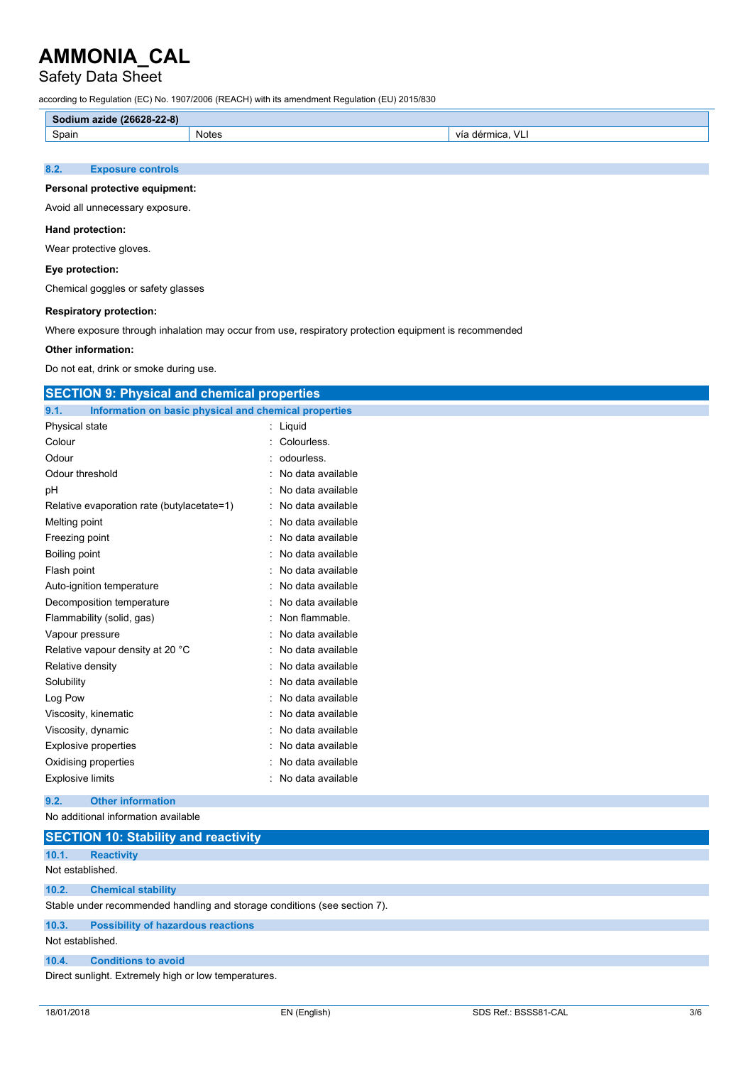| Sodium azide (26628-22-8) | | |
|---|---|---|
| Spain | Notes | vía dérmica, VLI |

### 8.2. Exposure controls

**Personal protective equipment:**

Avoid all unnecessary exposure.

**Hand protection:**

Wear protective gloves.

**Eye protection:**

Chemical goggles or safety glasses

**Respiratory protection:**

Where exposure through inhalation may occur from use, respiratory protection equipment is recommended

**Other information:**

Do not eat, drink or smoke during use.

## SECTION 9: Physical and chemical properties

### 9.1. Information on basic physical and chemical properties

| | |
|---|---|
| Physical state | : Liquid |
| Colour | : Colourless. |
| Odour | : odourless. |
| Odour threshold | : No data available |
| pH | : No data available |
| Relative evaporation rate (butylacetate=1) | : No data available |
| Melting point | : No data available |
| Freezing point | : No data available |
| Boiling point | : No data available |
| Flash point | : No data available |
| Auto-ignition temperature | : No data available |
| Decomposition temperature | : No data available |
| Flammability (solid, gas) | : Non flammable. |
| Vapour pressure | : No data available |
| Relative vapour density at 20 °C | : No data available |
| Relative density | : No data available |
| Solubility | : No data available |
| Log Pow | : No data available |
| Viscosity, kinematic | : No data available |
| Viscosity, dynamic | : No data available |
| Explosive properties | : No data available |
| Oxidising properties | : No data available |
| Explosive limits | : No data available |

### 9.2. Other information

No additional information available

## SECTION 10: Stability and reactivity

### 10.1. Reactivity

Not established.

### 10.2. Chemical stability

Stable under recommended handling and storage conditions (see section 7).

### 10.3. Possibility of hazardous reactions

Not established.

### 10.4. Conditions to avoid

Direct sunlight. Extremely high or low temperatures.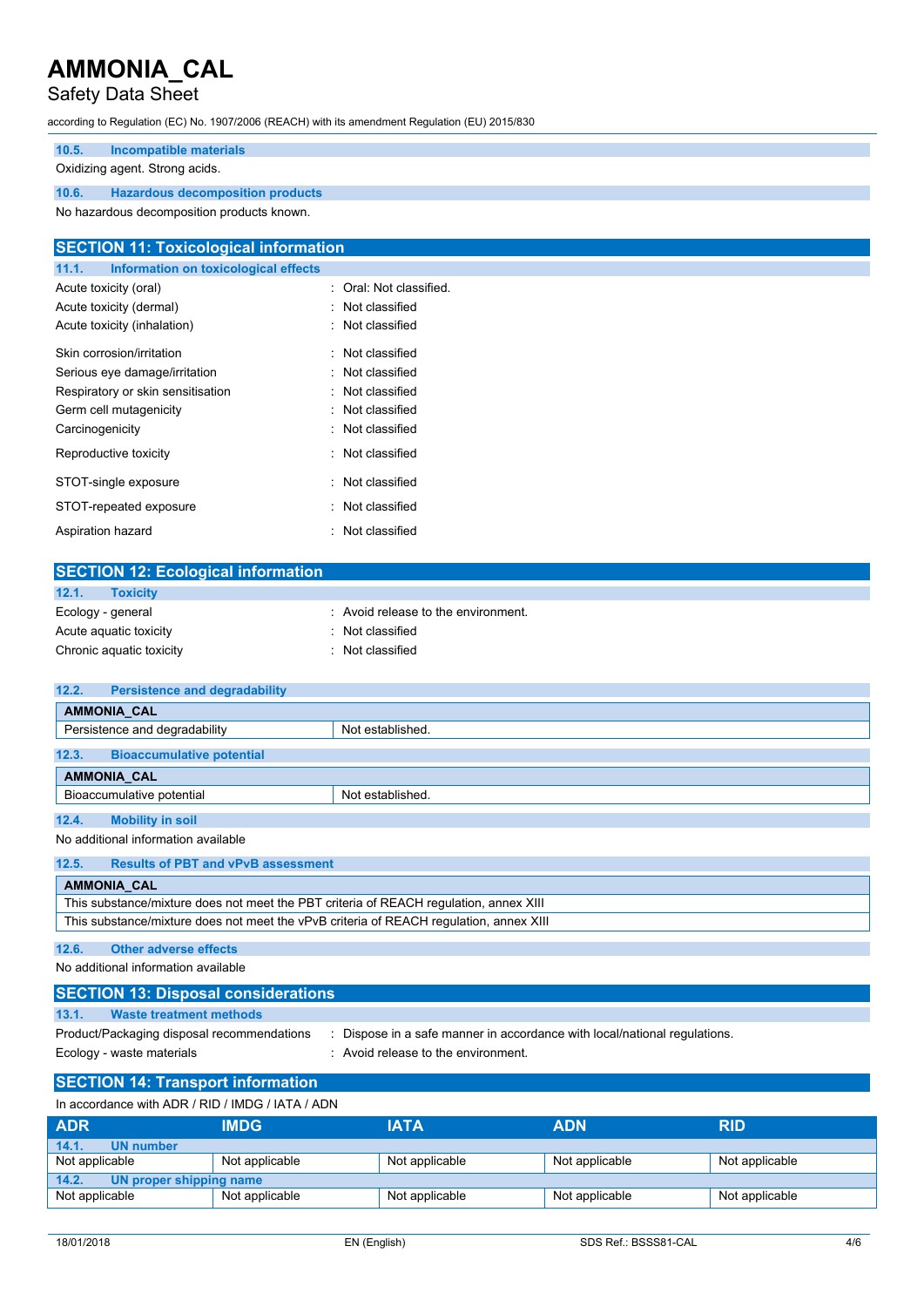### 10.5. Incompatible materials

Oxidizing agent. Strong acids.

### 10.6. Hazardous decomposition products

No hazardous decomposition products known.

## SECTION 11: Toxicological information

### 11.1. Information on toxicological effects

| | |
|---|---|
| Acute toxicity (oral) | : Oral: Not classified. |
| Acute toxicity (dermal) | : Not classified |
| Acute toxicity (inhalation) | : Not classified |
| Skin corrosion/irritation | : Not classified |
| Serious eye damage/irritation | : Not classified |
| Respiratory or skin sensitisation | : Not classified |
| Germ cell mutagenicity | : Not classified |
| Carcinogenicity | : Not classified |
| Reproductive toxicity | : Not classified |
| STOT-single exposure | : Not classified |
| STOT-repeated exposure | : Not classified |
| Aspiration hazard | : Not classified |

## SECTION 12: Ecological information

### 12.1. Toxicity

| | |
|---|---|
| Ecology - general | : Avoid release to the environment. |
| Acute aquatic toxicity | : Not classified |
| Chronic aquatic toxicity | : Not classified |

### 12.2. Persistence and degradability

| AMMONIA_CAL | |
|---|---|
| Persistence and degradability | Not established. |

### 12.3. Bioaccumulative potential

| AMMONIA_CAL | |
|---|---|
| Bioaccumulative potential | Not established. |

### 12.4. Mobility in soil

No additional information available

### 12.5. Results of PBT and vPvB assessment

| AMMONIA_CAL |
|---|
| This substance/mixture does not meet the PBT criteria of REACH regulation, annex XIII |
| This substance/mixture does not meet the vPvB criteria of REACH regulation, annex XIII |

### 12.6. Other adverse effects

No additional information available

## SECTION 13: Disposal considerations

### 13.1. Waste treatment methods

| | |
|---|---|
| Product/Packaging disposal recommendations | : Dispose in a safe manner in accordance with local/national regulations. |
| Ecology - waste materials | : Avoid release to the environment. |

## SECTION 14: Transport information

In accordance with ADR / RID / IMDG / IATA / ADN

| ADR | IMDG | IATA | ADN | RID |
|---|---|---|---|---|
| **14.1. UN number** | | | | |
| Not applicable | Not applicable | Not applicable | Not applicable | Not applicable |
| **14.2. UN proper shipping name** | | | | |
| Not applicable | Not applicable | Not applicable | Not applicable | Not applicable |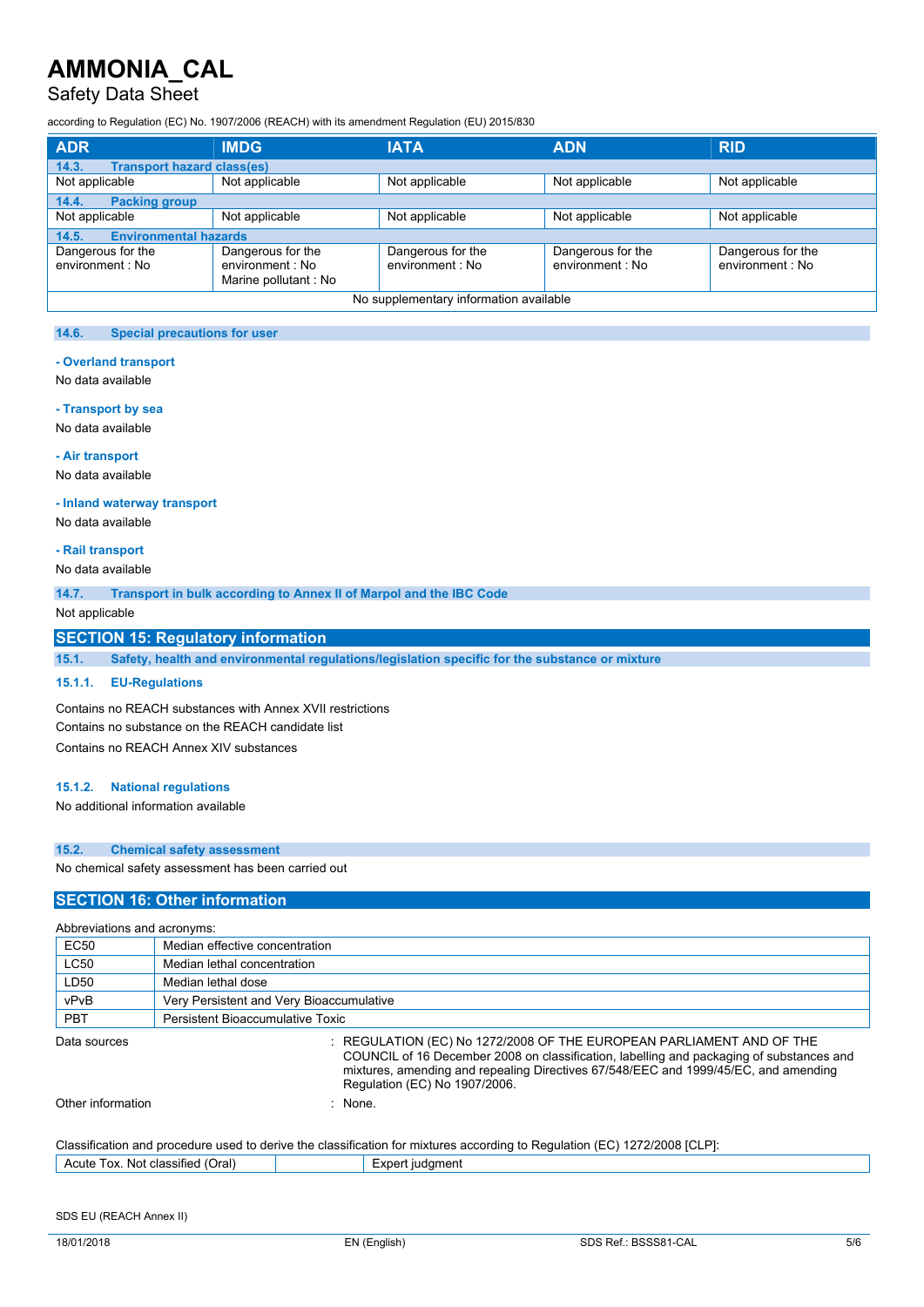| ADR | IMDG | IATA | ADN | RID |
|---|---|---|---|---|
| **14.3. Transport hazard class(es)** | | | | |
| Not applicable | Not applicable | Not applicable | Not applicable | Not applicable |
| **14.4. Packing group** | | | | |
| Not applicable | Not applicable | Not applicable | Not applicable | Not applicable |
| **14.5. Environmental hazards** | | | | |
| Dangerous for the environment : No | Dangerous for the environment : No<br>Marine pollutant : No | Dangerous for the environment : No | Dangerous for the environment : No | Dangerous for the environment : No |
| No supplementary information available | | | | |

### 14.6. Special precautions for user

**- Overland transport**

No data available

**- Transport by sea**

No data available

**- Air transport**

No data available

**- Inland waterway transport**

No data available

**- Rail transport**

No data available

### 14.7. Transport in bulk according to Annex II of Marpol and the IBC Code

Not applicable

## SECTION 15: Regulatory information

### 15.1. Safety, health and environmental regulations/legislation specific for the substance or mixture

#### 15.1.1. EU-Regulations

Contains no REACH substances with Annex XVII restrictions

Contains no substance on the REACH candidate list

Contains no REACH Annex XIV substances

#### 15.1.2. National regulations

No additional information available

### 15.2. Chemical safety assessment

No chemical safety assessment has been carried out

## SECTION 16: Other information

Abbreviations and acronyms:

| | |
|---|---|
| EC50 | Median effective concentration |
| LC50 | Median lethal concentration |
| LD50 | Median lethal dose |
| vPvB | Very Persistent and Very Bioaccumulative |
| PBT | Persistent Bioaccumulative Toxic |

Data sources : REGULATION (EC) No 1272/2008 OF THE EUROPEAN PARLIAMENT AND OF THE COUNCIL of 16 December 2008 on classification, labelling and packaging of substances and mixtures, amending and repealing Directives 67/548/EEC and 1999/45/EC, and amending Regulation (EC) No 1907/2006.

Other information : None.

Classification and procedure used to derive the classification for mixtures according to Regulation (EC) 1272/2008 [CLP]:

| | | |
|---|---|---|
| Acute Tox. Not classified (Oral) | | Expert judgment |

SDS EU (REACH Annex II)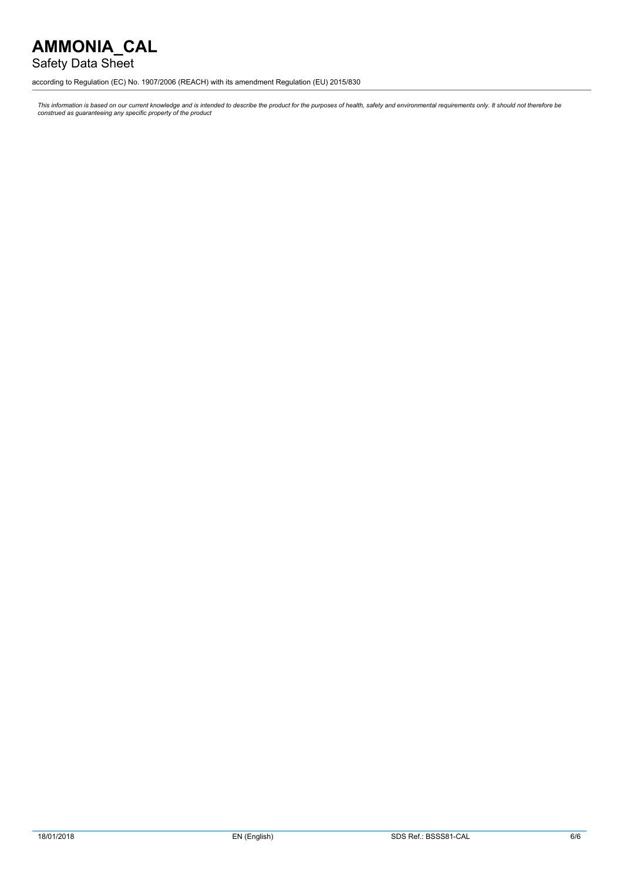This information is based on our current knowledge and is intended to describe the product for the purposes of health, safety and environmental requirements only. It should not therefore be construed as guaranteeing any specific property of the product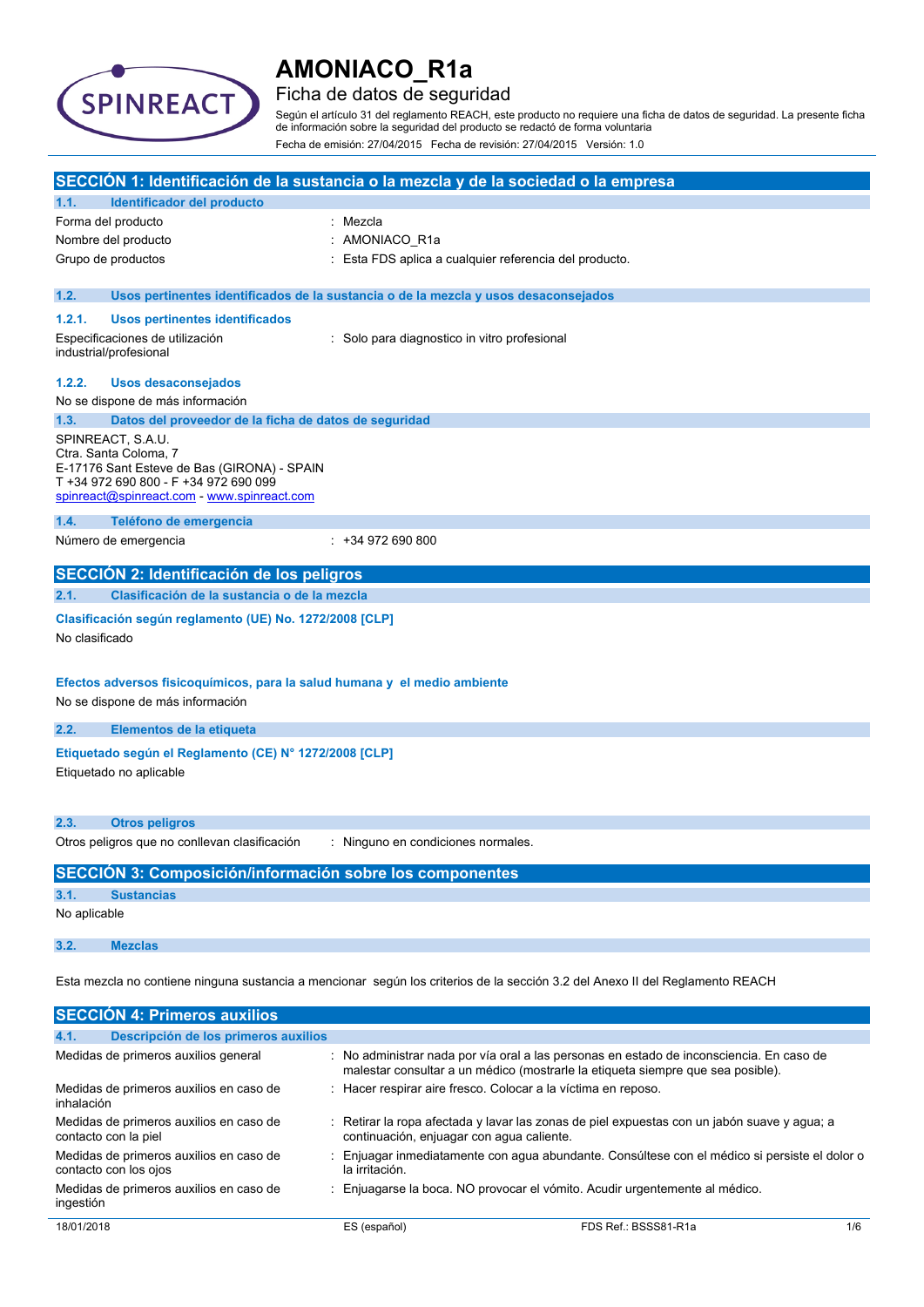# AMONIACO_R1a

## Ficha de datos de seguridad

Según el artículo 31 del reglamento REACH, este producto no requiere una ficha de datos de seguridad. La presente ficha de información sobre la seguridad del producto se redactó de forma voluntaria

Fecha de emisión: 27/04/2015 Fecha de revisión: 27/04/2015 Versión: 1.0

## SECCIÓN 1: Identificación de la sustancia o la mezcla y de la sociedad o la empresa

### 1.1. Identificador del producto

| | |
|---|---|
| Forma del producto | : Mezcla |
| Nombre del producto | : AMONIACO_R1a |
| Grupo de productos | : Esta FDS aplica a cualquier referencia del producto. |

### 1.2. Usos pertinentes identificados de la sustancia o de la mezcla y usos desaconsejados

#### 1.2.1. Usos pertinentes identificados

| | |
|---|---|
| Especificaciones de utilización industrial/profesional | : Solo para diagnostico in vitro profesional |

#### 1.2.2. Usos desaconsejados

No se dispone de más información

### 1.3. Datos del proveedor de la ficha de datos de seguridad

SPINREACT, S.A.U.
Ctra. Santa Coloma, 7
E-17176 Sant Esteve de Bas (GIRONA) - SPAIN
T +34 972 690 800 - F +34 972 690 099
spinreact@spinreact.com - www.spinreact.com

### 1.4. Teléfono de emergencia

| | |
|---|---|
| Número de emergencia | : +34 972 690 800 |

## SECCIÓN 2: Identificación de los peligros

### 2.1. Clasificación de la sustancia o de la mezcla

**Clasificación según reglamento (UE) No. 1272/2008 [CLP]**

No clasificado

**Efectos adversos fisicoquímicos, para la salud humana y el medio ambiente**

No se dispone de más información

### 2.2. Elementos de la etiqueta

**Etiquetado según el Reglamento (CE) N° 1272/2008 [CLP]**

Etiquetado no aplicable

### 2.3. Otros peligros

| | |
|---|---|
| Otros peligros que no conllevan clasificación | : Ninguno en condiciones normales. |

## SECCIÓN 3: Composición/información sobre los componentes

### 3.1. Sustancias

No aplicable

### 3.2. Mezclas

Esta mezcla no contiene ninguna sustancia a mencionar según los criterios de la sección 3.2 del Anexo II del Reglamento REACH

## SECCIÓN 4: Primeros auxilios

### 4.1. Descripción de los primeros auxilios

| | |
|---|---|
| Medidas de primeros auxilios general | : No administrar nada por vía oral a las personas en estado de inconsciencia. En caso de malestar consultar a un médico (mostrarle la etiqueta siempre que sea posible). |
| Medidas de primeros auxilios en caso de inhalación | : Hacer respirar aire fresco. Colocar a la víctima en reposo. |
| Medidas de primeros auxilios en caso de contacto con la piel | : Retirar la ropa afectada y lavar las zonas de piel expuestas con un jabón suave y agua; a continuación, enjuagar con agua caliente. |
| Medidas de primeros auxilios en caso de contacto con los ojos | : Enjuagar inmediatamente con agua abundante. Consúltese con el médico si persiste el dolor o la irritación. |
| Medidas de primeros auxilios en caso de ingestión | : Enjuagarse la boca. NO provocar el vómito. Acudir urgentemente al médico. |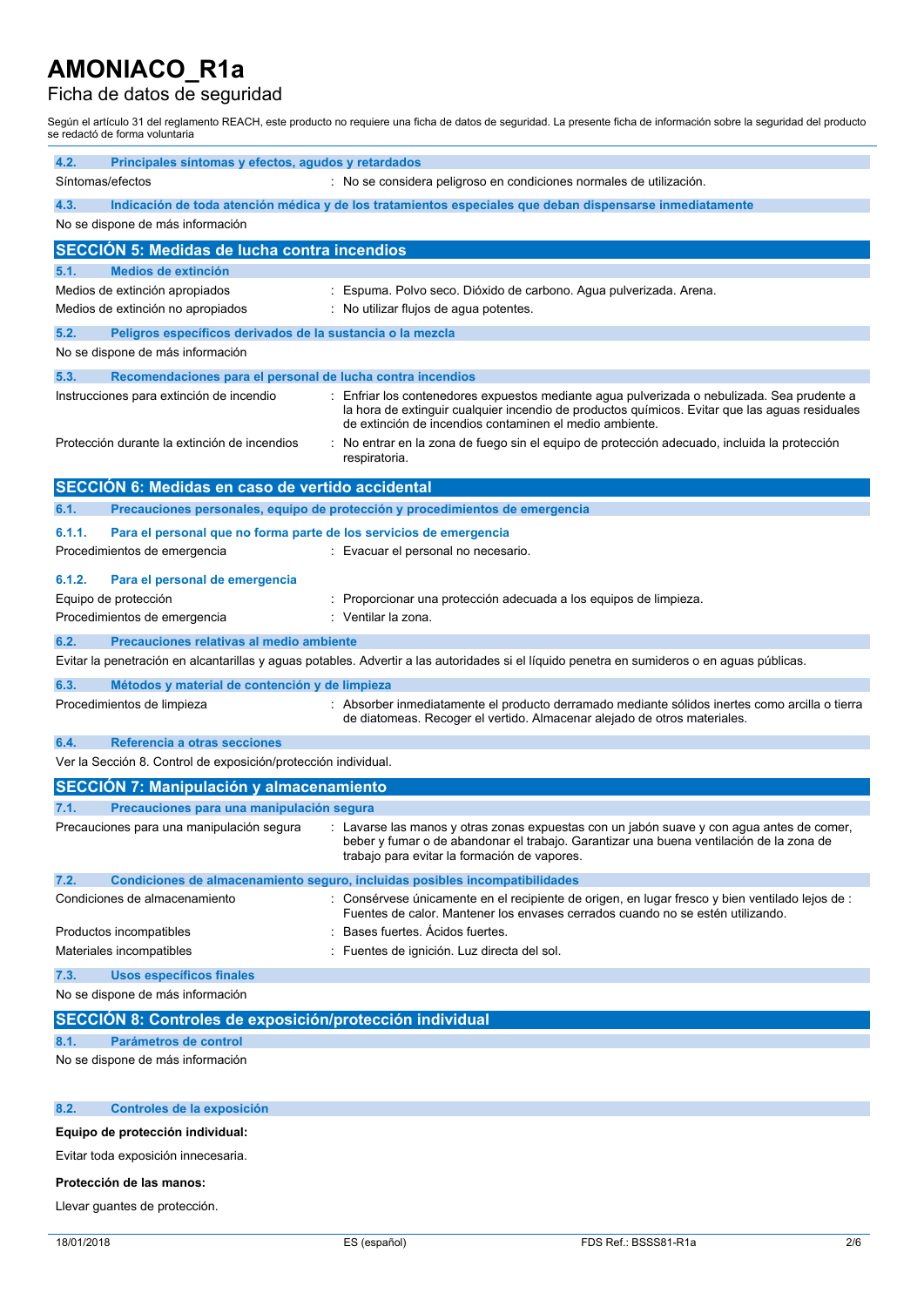# AMONIACO_R1a

## Ficha de datos de seguridad

Según el artículo 31 del reglamento REACH, este producto no requiere una ficha de datos de seguridad. La presente ficha de información sobre la seguridad del producto se redactó de forma voluntaria

### 4.2. Principales síntomas y efectos, agudos y retardados

Síntomas/efectos : No se considera peligroso en condiciones normales de utilización.

### 4.3. Indicación de toda atención médica y de los tratamientos especiales que deban dispensarse inmediatamente

No se dispone de más información

## SECCIÓN 5: Medidas de lucha contra incendios

### 5.1. Medios de extinción

Medios de extinción apropiados : Espuma. Polvo seco. Dióxido de carbono. Agua pulverizada. Arena.

Medios de extinción no apropiados : No utilizar flujos de agua potentes.

### 5.2. Peligros específicos derivados de la sustancia o la mezcla

No se dispone de más información

### 5.3. Recomendaciones para el personal de lucha contra incendios

Instrucciones para extinción de incendio : Enfriar los contenedores expuestos mediante agua pulverizada o nebulizada. Sea prudente a la hora de extinguir cualquier incendio de productos químicos. Evitar que las aguas residuales de extinción de incendios contaminen el medio ambiente.

Protección durante la extinción de incendios : No entrar en la zona de fuego sin el equipo de protección adecuado, incluida la protección respiratoria.

## SECCIÓN 6: Medidas en caso de vertido accidental

### 6.1. Precauciones personales, equipo de protección y procedimientos de emergencia

#### 6.1.1. Para el personal que no forma parte de los servicios de emergencia

Procedimientos de emergencia : Evacuar el personal no necesario.

#### 6.1.2. Para el personal de emergencia

Equipo de protección : Proporcionar una protección adecuada a los equipos de limpieza.

Procedimientos de emergencia : Ventilar la zona.

### 6.2. Precauciones relativas al medio ambiente

Evitar la penetración en alcantarillas y aguas potables. Advertir a las autoridades si el líquido penetra en sumideros o en aguas públicas.

### 6.3. Métodos y material de contención y de limpieza

Procedimientos de limpieza : Absorber inmediatamente el producto derramado mediante sólidos inertes como arcilla o tierra de diatomeas. Recoger el vertido. Almacenar alejado de otros materiales.

### 6.4. Referencia a otras secciones

Ver la Sección 8. Control de exposición/protección individual.

## SECCIÓN 7: Manipulación y almacenamiento

### 7.1. Precauciones para una manipulación segura

Precauciones para una manipulación segura : Lavarse las manos y otras zonas expuestas con un jabón suave y con agua antes de comer, beber y fumar o de abandonar el trabajo. Garantizar una buena ventilación de la zona de trabajo para evitar la formación de vapores.

### 7.2. Condiciones de almacenamiento seguro, incluidas posibles incompatibilidades

Condiciones de almacenamiento : Consérvese únicamente en el recipiente de origen, en lugar fresco y bien ventilado lejos de : Fuentes de calor. Mantener los envases cerrados cuando no se estén utilizando.

Productos incompatibles : Bases fuertes. Ácidos fuertes.

Materiales incompatibles : Fuentes de ignición. Luz directa del sol.

### 7.3. Usos específicos finales

No se dispone de más información

## SECCIÓN 8: Controles de exposición/protección individual

### 8.1. Parámetros de control

No se dispone de más información

### 8.2. Controles de la exposición

**Equipo de protección individual:**

Evitar toda exposición innecesaria.

**Protección de las manos:**

Llevar guantes de protección.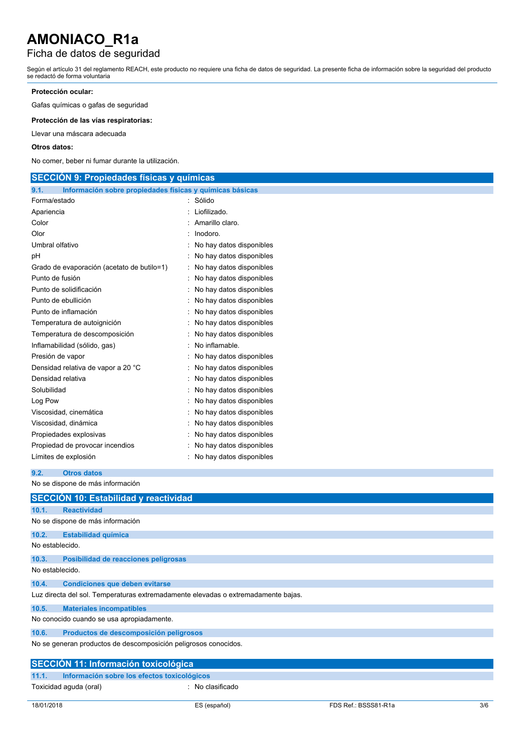**Protección ocular:**

Gafas químicas o gafas de seguridad

**Protección de las vías respiratorias:**

Llevar una máscara adecuada

**Otros datos:**

No comer, beber ni fumar durante la utilización.

## SECCIÓN 9: Propiedades físicas y químicas

### 9.1. Información sobre propiedades físicas y químicas básicas

| | |
|---|---|
| Forma/estado | : Sólido |
| Apariencia | : Liofilizado. |
| Color | : Amarillo claro. |
| Olor | : Inodoro. |
| Umbral olfativo | : No hay datos disponibles |
| pH | : No hay datos disponibles |
| Grado de evaporación (acetato de butilo=1) | : No hay datos disponibles |
| Punto de fusión | : No hay datos disponibles |
| Punto de solidificación | : No hay datos disponibles |
| Punto de ebullición | : No hay datos disponibles |
| Punto de inflamación | : No hay datos disponibles |
| Temperatura de autoignición | : No hay datos disponibles |
| Temperatura de descomposición | : No hay datos disponibles |
| Inflamabilidad (sólido, gas) | : No inflamable. |
| Presión de vapor | : No hay datos disponibles |
| Densidad relativa de vapor a 20 °C | : No hay datos disponibles |
| Densidad relativa | : No hay datos disponibles |
| Solubilidad | : No hay datos disponibles |
| Log Pow | : No hay datos disponibles |
| Viscosidad, cinemática | : No hay datos disponibles |
| Viscosidad, dinámica | : No hay datos disponibles |
| Propiedades explosivas | : No hay datos disponibles |
| Propiedad de provocar incendios | : No hay datos disponibles |
| Límites de explosión | : No hay datos disponibles |

### 9.2. Otros datos

No se dispone de más información

## SECCIÓN 10: Estabilidad y reactividad

### 10.1. Reactividad

No se dispone de más información

### 10.2. Estabilidad química

No establecido.

### 10.3. Posibilidad de reacciones peligrosas

No establecido.

### 10.4. Condiciones que deben evitarse

Luz directa del sol. Temperaturas extremadamente elevadas o extremadamente bajas.

### 10.5. Materiales incompatibles

No conocido cuando se usa apropiadamente.

### 10.6. Productos de descomposición peligrosos

No se generan productos de descomposición peligrosos conocidos.

## SECCIÓN 11: Información toxicológica

### 11.1. Información sobre los efectos toxicológicos

| | |
|---|---|
| Toxicidad aguda (oral) | : No clasificado |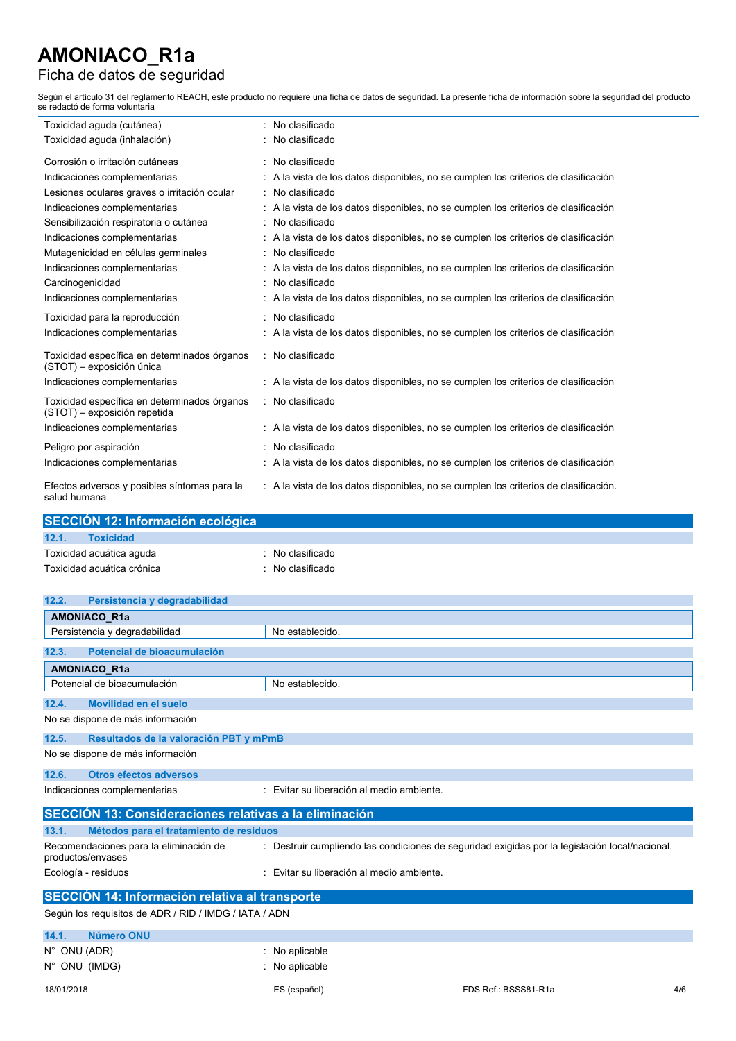Toxicidad aguda (cutánea) : No clasificado

Toxicidad aguda (inhalación) : No clasificado

Corrosión o irritación cutáneas : No clasificado

Indicaciones complementarias : A la vista de los datos disponibles, no se cumplen los criterios de clasificación

Lesiones oculares graves o irritación ocular : No clasificado

Indicaciones complementarias : A la vista de los datos disponibles, no se cumplen los criterios de clasificación

Sensibilización respiratoria o cutánea : No clasificado

Indicaciones complementarias : A la vista de los datos disponibles, no se cumplen los criterios de clasificación

Mutagenicidad en células germinales : No clasificado

Indicaciones complementarias : A la vista de los datos disponibles, no se cumplen los criterios de clasificación

Carcinogenicidad : No clasificado

Indicaciones complementarias : A la vista de los datos disponibles, no se cumplen los criterios de clasificación

Toxicidad para la reproducción : No clasificado

Indicaciones complementarias : A la vista de los datos disponibles, no se cumplen los criterios de clasificación

Toxicidad específica en determinados órganos (STOT) – exposición única : No clasificado

Indicaciones complementarias : A la vista de los datos disponibles, no se cumplen los criterios de clasificación

Toxicidad específica en determinados órganos (STOT) – exposición repetida : No clasificado

Indicaciones complementarias : A la vista de los datos disponibles, no se cumplen los criterios de clasificación

Peligro por aspiración : No clasificado

Indicaciones complementarias : A la vista de los datos disponibles, no se cumplen los criterios de clasificación

Efectos adversos y posibles síntomas para la salud humana : A la vista de los datos disponibles, no se cumplen los criterios de clasificación.

## SECCIÓN 12: Información ecológica

### 12.1. Toxicidad

Toxicidad acuática aguda : No clasificado

Toxicidad acuática crónica : No clasificado

### 12.2. Persistencia y degradabilidad

| AMONIACO_R1a | |
|---|---|
| Persistencia y degradabilidad | No establecido. |

### 12.3. Potencial de bioacumulación

| AMONIACO_R1a | |
|---|---|
| Potencial de bioacumulación | No establecido. |

### 12.4. Movilidad en el suelo

No se dispone de más información

### 12.5. Resultados de la valoración PBT y mPmB

No se dispone de más información

### 12.6. Otros efectos adversos

Indicaciones complementarias : Evitar su liberación al medio ambiente.

## SECCIÓN 13: Consideraciones relativas a la eliminación

### 13.1. Métodos para el tratamiento de residuos

Recomendaciones para la eliminación de productos/envases : Destruir cumpliendo las condiciones de seguridad exigidas por la legislación local/nacional.

Ecología - residuos : Evitar su liberación al medio ambiente.

## SECCIÓN 14: Información relativa al transporte

Según los requisitos de ADR / RID / IMDG / IATA / ADN

### 14.1. Número ONU

N° ONU (ADR) : No aplicable

N° ONU (IMDG) : No aplicable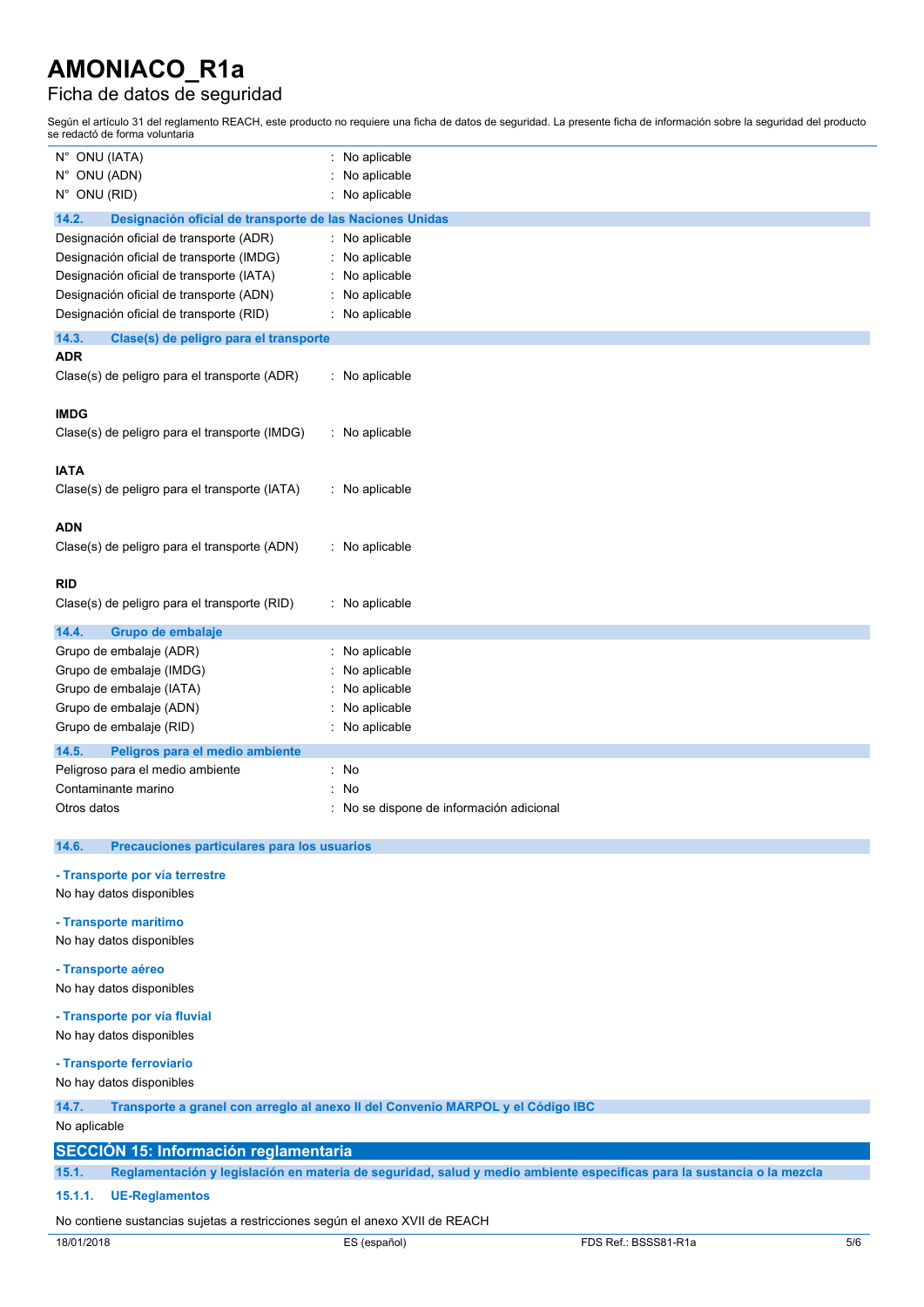N° ONU (IATA) : No aplicable
N° ONU (ADN) : No aplicable
N° ONU (RID) : No aplicable

### 14.2. Designación oficial de transporte de las Naciones Unidas

Designación oficial de transporte (ADR) : No aplicable
Designación oficial de transporte (IMDG) : No aplicable
Designación oficial de transporte (IATA) : No aplicable
Designación oficial de transporte (ADN) : No aplicable
Designación oficial de transporte (RID) : No aplicable

### 14.3. Clase(s) de peligro para el transporte

**ADR**

Clase(s) de peligro para el transporte (ADR) : No aplicable

**IMDG**

Clase(s) de peligro para el transporte (IMDG) : No aplicable

**IATA**

Clase(s) de peligro para el transporte (IATA) : No aplicable

**ADN**

Clase(s) de peligro para el transporte (ADN) : No aplicable

**RID**

Clase(s) de peligro para el transporte (RID) : No aplicable

### 14.4. Grupo de embalaje

Grupo de embalaje (ADR) : No aplicable
Grupo de embalaje (IMDG) : No aplicable
Grupo de embalaje (IATA) : No aplicable
Grupo de embalaje (ADN) : No aplicable
Grupo de embalaje (RID) : No aplicable

### 14.5. Peligros para el medio ambiente

Peligroso para el medio ambiente : No
Contaminante marino : No
Otros datos : No se dispone de información adicional

### 14.6. Precauciones particulares para los usuarios

**- Transporte por vía terrestre**

No hay datos disponibles

**- Transporte marítimo**

No hay datos disponibles

**- Transporte aéreo**

No hay datos disponibles

**- Transporte por vía fluvial**

No hay datos disponibles

**- Transporte ferroviario**

No hay datos disponibles

### 14.7. Transporte a granel con arreglo al anexo II del Convenio MARPOL y el Código IBC

No aplicable

## SECCIÓN 15: Información reglamentaria

### 15.1. Reglamentación y legislación en materia de seguridad, salud y medio ambiente específicas para la sustancia o la mezcla

#### 15.1.1. UE-Reglamentos

No contiene sustancias sujetas a restricciones según el anexo XVII de REACH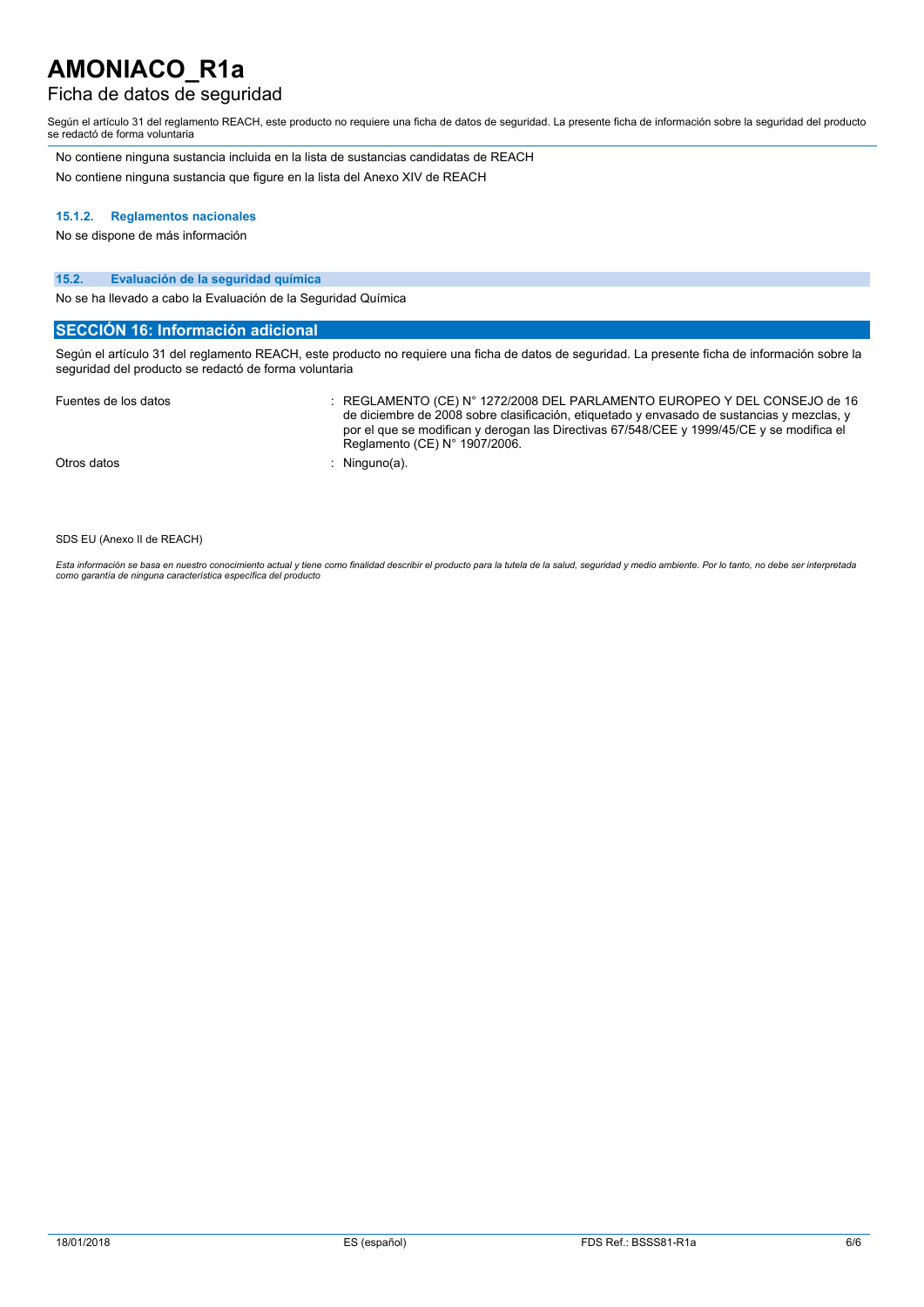No contiene ninguna sustancia incluida en la lista de sustancias candidatas de REACH

No contiene ninguna sustancia que figure en la lista del Anexo XIV de REACH

#### 15.1.2. Reglamentos nacionales

No se dispone de más información

### 15.2. Evaluación de la seguridad química

No se ha llevado a cabo la Evaluación de la Seguridad Química

## SECCIÓN 16: Información adicional

Según el artículo 31 del reglamento REACH, este producto no requiere una ficha de datos de seguridad. La presente ficha de información sobre la seguridad del producto se redactó de forma voluntaria

| | |
|---|---|
| Fuentes de los datos | : REGLAMENTO (CE) N° 1272/2008 DEL PARLAMENTO EUROPEO Y DEL CONSEJO de 16 de diciembre de 2008 sobre clasificación, etiquetado y envasado de sustancias y mezclas, y por el que se modifican y derogan las Directivas 67/548/CEE y 1999/45/CE y se modifica el Reglamento (CE) N° 1907/2006. |
| Otros datos | : Ninguno(a). |

SDS EU (Anexo II de REACH)

*Esta información se basa en nuestro conocimiento actual y tiene como finalidad describir el producto para la tutela de la salud, seguridad y medio ambiente. Por lo tanto, no debe ser interpretada como garantía de ninguna característica específica del producto*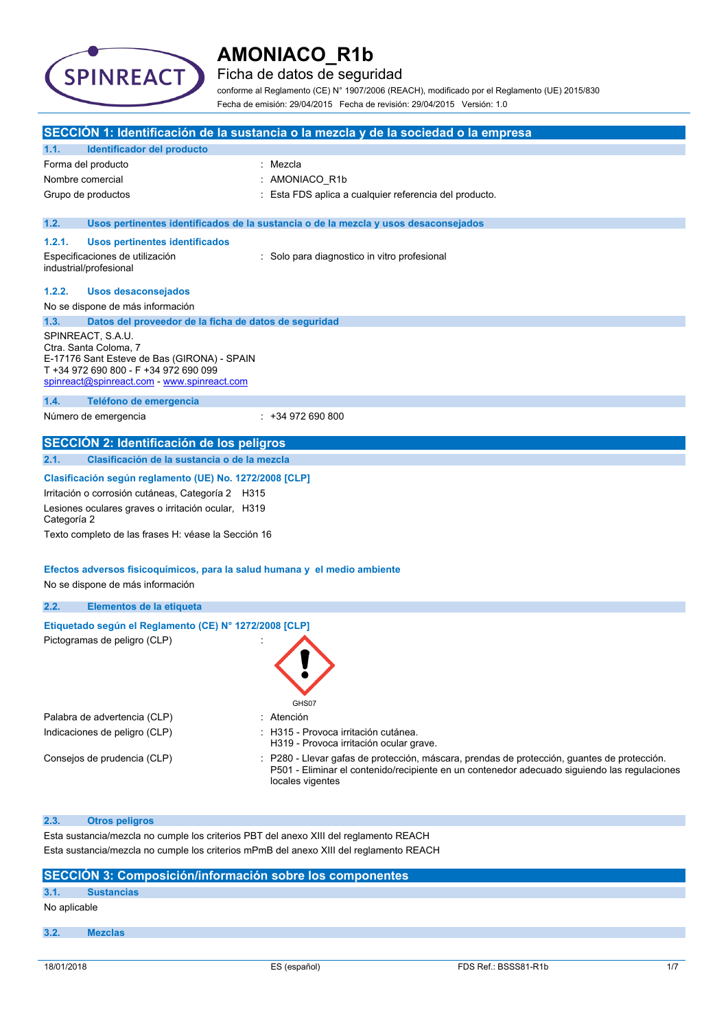# AMONIACO_R1b

Ficha de datos de seguridad

conforme al Reglamento (CE) N° 1907/2006 (REACH), modificado por el Reglamento (UE) 2015/830

Fecha de emisión: 29/04/2015 Fecha de revisión: 29/04/2015 Versión: 1.0

## SECCIÓN 1: Identificación de la sustancia o la mezcla y de la sociedad o la empresa

### 1.1. Identificador del producto

| | |
|---|---|
| Forma del producto | : Mezcla |
| Nombre comercial | : AMONIACO_R1b |
| Grupo de productos | : Esta FDS aplica a cualquier referencia del producto. |

### 1.2. Usos pertinentes identificados de la sustancia o de la mezcla y usos desaconsejados

#### 1.2.1. Usos pertinentes identificados

| | |
|---|---|
| Especificaciones de utilización industrial/profesional | : Solo para diagnostico in vitro profesional |

#### 1.2.2. Usos desaconsejados

No se dispone de más información

### 1.3. Datos del proveedor de la ficha de datos de seguridad

SPINREACT, S.A.U.
Ctra. Santa Coloma, 7
E-17176 Sant Esteve de Bas (GIRONA) - SPAIN
T +34 972 690 800 - F +34 972 690 099
spinreact@spinreact.com - www.spinreact.com

### 1.4. Teléfono de emergencia

| | |
|---|---|
| Número de emergencia | : +34 972 690 800 |

## SECCIÓN 2: Identificación de los peligros

### 2.1. Clasificación de la sustancia o de la mezcla

**Clasificación según reglamento (UE) No. 1272/2008 [CLP]**

| | |
|---|---|
| Irritación o corrosión cutáneas, Categoría 2 | H315 |
| Lesiones oculares graves o irritación ocular, Categoría 2 | H319 |

Texto completo de las frases H: véase la Sección 16

**Efectos adversos fisicoquímicos, para la salud humana y el medio ambiente**

No se dispone de más información

### 2.2. Elementos de la etiqueta

**Etiquetado según el Reglamento (CE) N° 1272/2008 [CLP]**

| | |
|---|---|
| Pictogramas de peligro (CLP) | : GHS07 |
| Palabra de advertencia (CLP) | : Atención |
| Indicaciones de peligro (CLP) | : H315 - Provoca irritación cutánea.<br>H319 - Provoca irritación ocular grave. |
| Consejos de prudencia (CLP) | : P280 - Llevar gafas de protección, máscara, prendas de protección, guantes de protección.<br>P501 - Eliminar el contenido/recipiente en un contenedor adecuado siguiendo las regulaciones locales vigentes |

### 2.3. Otros peligros

Esta sustancia/mezcla no cumple los criterios PBT del anexo XIII del reglamento REACH

Esta sustancia/mezcla no cumple los criterios mPmB del anexo XIII del reglamento REACH

## SECCIÓN 3: Composición/información sobre los componentes

### 3.1. Sustancias

No aplicable

### 3.2. Mezclas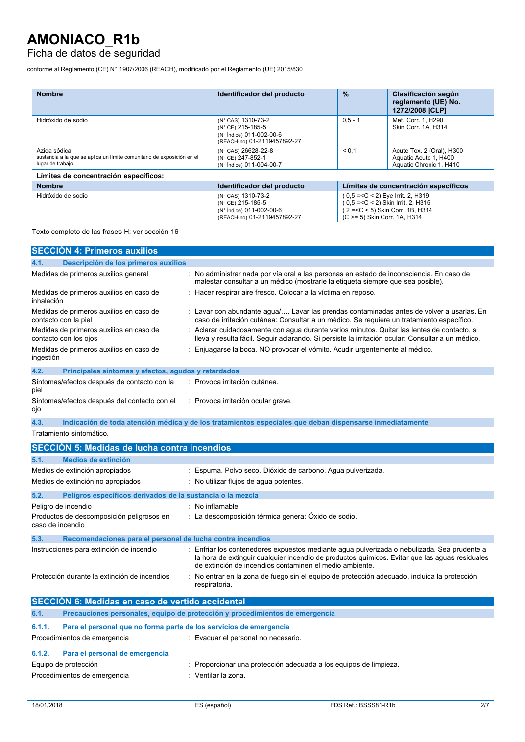| Nombre | Identificador del producto | % | Clasificación según reglamento (UE) No. 1272/2008 [CLP] |
|---|---|---|---|
| Hidróxido de sodio | (N° CAS) 1310-73-2<br>(N° CE) 215-185-5<br>(N° Índice) 011-002-00-6<br>(REACH-no) 01-2119457892-27 | 0,5 - 1 | Met. Corr. 1, H290<br>Skin Corr. 1A, H314 |
| Azida sódica<br>sustancia a la que se aplica un límite comunitario de exposición en el lugar de trabajo | (N° CAS) 26628-22-8<br>(N° CE) 247-852-1<br>(N° Índice) 011-004-00-7 | < 0,1 | Acute Tox. 2 (Oral), H300<br>Aquatic Acute 1, H400<br>Aquatic Chronic 1, H410 |

**Límites de concentración específicos:**

| Nombre | Identificador del producto | Límites de concentración específicos |
|---|---|---|
| Hidróxido de sodio | (N° CAS) 1310-73-2<br>(N° CE) 215-185-5<br>(N° Índice) 011-002-00-6<br>(REACH-no) 01-2119457892-27 | ( 0,5 =<C < 2) Eye Irrit. 2, H319<br>( 0,5 =<C < 2) Skin Irrit. 2, H315<br>( 2 =<C < 5) Skin Corr. 1B, H314<br>(C >= 5) Skin Corr. 1A, H314 |

Texto completo de las frases H: ver sección 16

## SECCIÓN 4: Primeros auxilios

### 4.1. Descripción de los primeros auxilios

Medidas de primeros auxilios general : No administrar nada por vía oral a las personas en estado de inconsciencia. En caso de malestar consultar a un médico (mostrarle la etiqueta siempre que sea posible).

Medidas de primeros auxilios en caso de inhalación : Hacer respirar aire fresco. Colocar a la víctima en reposo.

Medidas de primeros auxilios en caso de contacto con la piel : Lavar con abundante agua/…. Lavar las prendas contaminadas antes de volver a usarlas. En caso de irritación cutánea: Consultar a un médico. Se requiere un tratamiento específico.

Medidas de primeros auxilios en caso de contacto con los ojos : Aclarar cuidadosamente con agua durante varios minutos. Quitar las lentes de contacto, si lleva y resulta fácil. Seguir aclarando. Si persiste la irritación ocular: Consultar a un médico.

Medidas de primeros auxilios en caso de ingestión : Enjuagarse la boca. NO provocar el vómito. Acudir urgentemente al médico.

### 4.2. Principales síntomas y efectos, agudos y retardados

Síntomas/efectos después de contacto con la piel : Provoca irritación cutánea.

Síntomas/efectos después del contacto con el ojo : Provoca irritación ocular grave.

### 4.3. Indicación de toda atención médica y de los tratamientos especiales que deban dispensarse inmediatamente

Tratamiento sintomático.

## SECCIÓN 5: Medidas de lucha contra incendios

### 5.1. Medios de extinción

Medios de extinción apropiados : Espuma. Polvo seco. Dióxido de carbono. Agua pulverizada.

Medios de extinción no apropiados : No utilizar flujos de agua potentes.

### 5.2. Peligros específicos derivados de la sustancia o la mezcla

Peligro de incendio : No inflamable.

Productos de descomposición peligrosos en caso de incendio : La descomposición térmica genera: Óxido de sodio.

### 5.3. Recomendaciones para el personal de lucha contra incendios

Instrucciones para extinción de incendio : Enfriar los contenedores expuestos mediante agua pulverizada o nebulizada. Sea prudente a la hora de extinguir cualquier incendio de productos químicos. Evitar que las aguas residuales de extinción de incendios contaminen el medio ambiente.

Protección durante la extinción de incendios : No entrar en la zona de fuego sin el equipo de protección adecuado, incluida la protección respiratoria.

## SECCIÓN 6: Medidas en caso de vertido accidental

### 6.1. Precauciones personales, equipo de protección y procedimientos de emergencia

#### 6.1.1. Para el personal que no forma parte de los servicios de emergencia

Procedimientos de emergencia : Evacuar el personal no necesario.

#### 6.1.2. Para el personal de emergencia

Equipo de protección : Proporcionar una protección adecuada a los equipos de limpieza.

Procedimientos de emergencia : Ventilar la zona.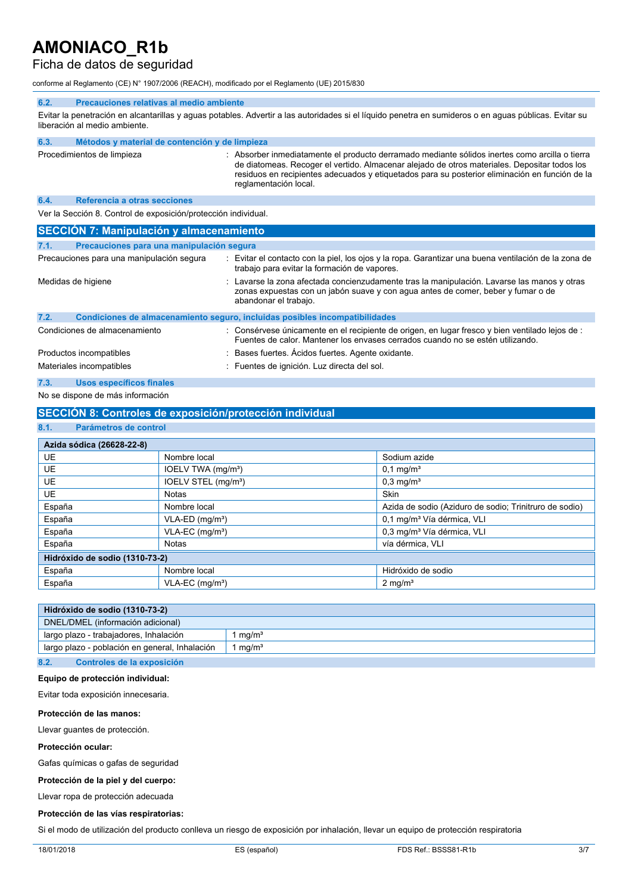### 6.2. Precauciones relativas al medio ambiente

Evitar la penetración en alcantarillas y aguas potables. Advertir a las autoridades si el líquido penetra en sumideros o en aguas públicas. Evitar su liberación al medio ambiente.

### 6.3. Métodos y material de contención y de limpieza

Procedimientos de limpieza : Absorber inmediatamente el producto derramado mediante sólidos inertes como arcilla o tierra de diatomeas. Recoger el vertido. Almacenar alejado de otros materiales. Depositar todos los residuos en recipientes adecuados y etiquetados para su posterior eliminación en función de la reglamentación local.

### 6.4. Referencia a otras secciones

Ver la Sección 8. Control de exposición/protección individual.

## SECCIÓN 7: Manipulación y almacenamiento

### 7.1. Precauciones para una manipulación segura

Precauciones para una manipulación segura : Evitar el contacto con la piel, los ojos y la ropa. Garantizar una buena ventilación de la zona de trabajo para evitar la formación de vapores.

Medidas de higiene : Lavarse la zona afectada concienzudamente tras la manipulación. Lavarse las manos y otras zonas expuestas con un jabón suave y con agua antes de comer, beber y fumar o de abandonar el trabajo.

### 7.2. Condiciones de almacenamiento seguro, incluidas posibles incompatibilidades

Condiciones de almacenamiento : Consérvese únicamente en el recipiente de origen, en lugar fresco y bien ventilado lejos de : Fuentes de calor. Mantener los envases cerrados cuando no se estén utilizando.

Productos incompatibles : Bases fuertes. Ácidos fuertes. Agente oxidante.

Materiales incompatibles : Fuentes de ignición. Luz directa del sol.

### 7.3. Usos específicos finales

No se dispone de más información

## SECCIÓN 8: Controles de exposición/protección individual

### 8.1. Parámetros de control

| Azida sódica (26628-22-8) | | |
|---|---|---|
| UE | Nombre local | Sodium azide |
| UE | IOELV TWA (mg/m³) | 0,1 mg/m³ |
| UE | IOELV STEL (mg/m³) | 0,3 mg/m³ |
| UE | Notas | Skin |
| España | Nombre local | Azida de sodio (Aziduro de sodio; Trinitruro de sodio) |
| España | VLA-ED (mg/m³) | 0,1 mg/m³ Vía dérmica, VLI |
| España | VLA-EC (mg/m³) | 0,3 mg/m³ Vía dérmica, VLI |
| España | Notas | vía dérmica, VLI |
| **Hidróxido de sodio (1310-73-2)** | | |
| España | Nombre local | Hidróxido de sodio |
| España | VLA-EC (mg/m³) | 2 mg/m³ |

| Hidróxido de sodio (1310-73-2) | |
|---|---|
| DNEL/DMEL (información adicional) | |
| largo plazo - trabajadores, Inhalación | 1 mg/m³ |
| largo plazo - población en general, Inhalación | 1 mg/m³ |

### 8.2. Controles de la exposición

**Equipo de protección individual:**

Evitar toda exposición innecesaria.

**Protección de las manos:**

Llevar guantes de protección.

**Protección ocular:**

Gafas químicas o gafas de seguridad

**Protección de la piel y del cuerpo:**

Llevar ropa de protección adecuada

**Protección de las vías respiratorias:**

Si el modo de utilización del producto conlleva un riesgo de exposición por inhalación, llevar un equipo de protección respiratoria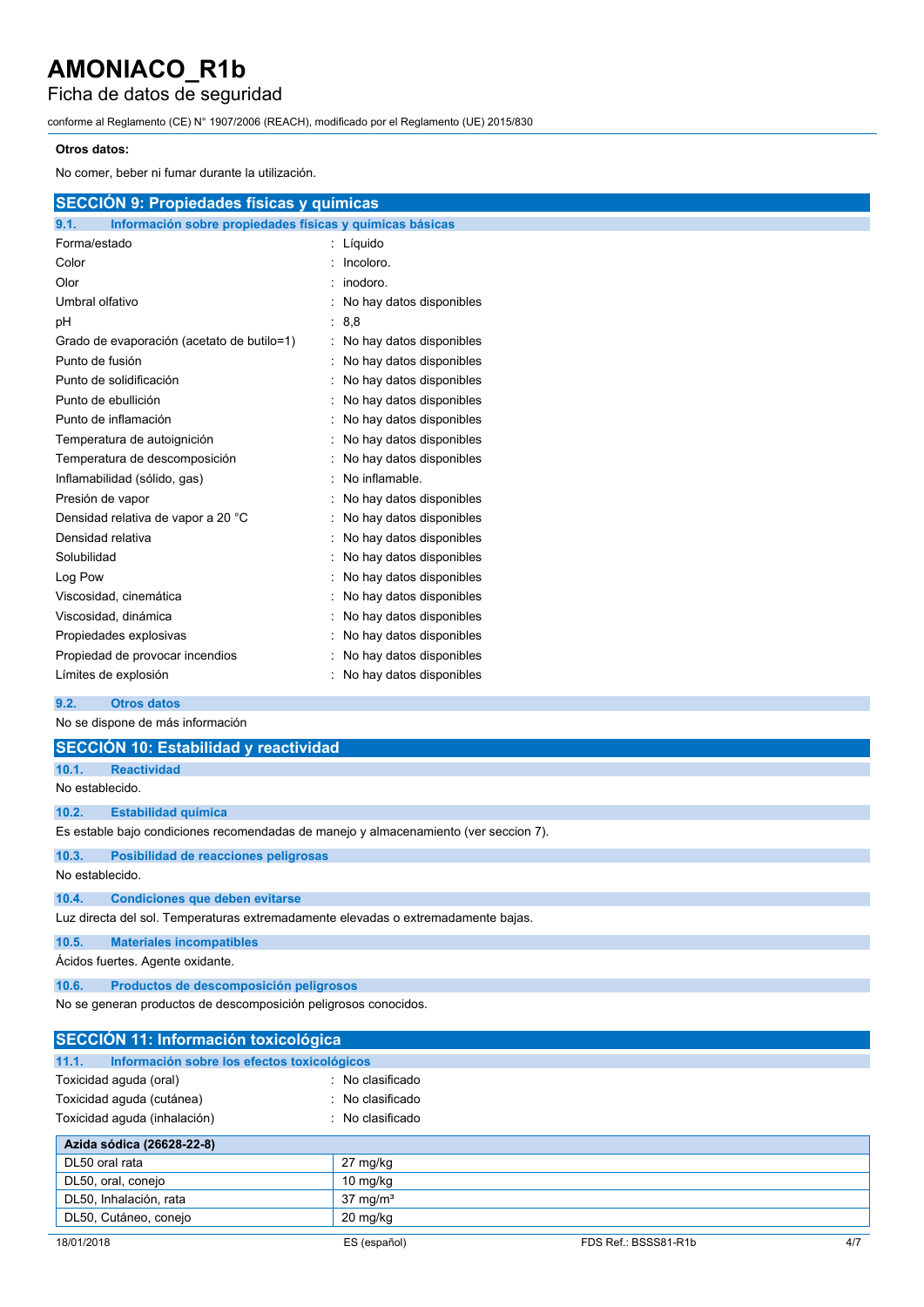**Otros datos:**

No comer, beber ni fumar durante la utilización.

## SECCIÓN 9: Propiedades físicas y químicas

### 9.1. Información sobre propiedades físicas y químicas básicas

| | |
|---|---|
| Forma/estado | : Líquido |
| Color | : Incoloro. |
| Olor | : inodoro. |
| Umbral olfativo | : No hay datos disponibles |
| pH | : 8,8 |
| Grado de evaporación (acetato de butilo=1) | : No hay datos disponibles |
| Punto de fusión | : No hay datos disponibles |
| Punto de solidificación | : No hay datos disponibles |
| Punto de ebullición | : No hay datos disponibles |
| Punto de inflamación | : No hay datos disponibles |
| Temperatura de autoignición | : No hay datos disponibles |
| Temperatura de descomposición | : No hay datos disponibles |
| Inflamabilidad (sólido, gas) | : No inflamable. |
| Presión de vapor | : No hay datos disponibles |
| Densidad relativa de vapor a 20 °C | : No hay datos disponibles |
| Densidad relativa | : No hay datos disponibles |
| Solubilidad | : No hay datos disponibles |
| Log Pow | : No hay datos disponibles |
| Viscosidad, cinemática | : No hay datos disponibles |
| Viscosidad, dinámica | : No hay datos disponibles |
| Propiedades explosivas | : No hay datos disponibles |
| Propiedad de provocar incendios | : No hay datos disponibles |
| Límites de explosión | : No hay datos disponibles |

### 9.2. Otros datos

No se dispone de más información

## SECCIÓN 10: Estabilidad y reactividad

### 10.1. Reactividad

No establecido.

### 10.2. Estabilidad química

Es estable bajo condiciones recomendadas de manejo y almacenamiento (ver seccion 7).

### 10.3. Posibilidad de reacciones peligrosas

No establecido.

### 10.4. Condiciones que deben evitarse

Luz directa del sol. Temperaturas extremadamente elevadas o extremadamente bajas.

### 10.5. Materiales incompatibles

Ácidos fuertes. Agente oxidante.

### 10.6. Productos de descomposición peligrosos

No se generan productos de descomposición peligrosos conocidos.

## SECCIÓN 11: Información toxicológica

### 11.1. Información sobre los efectos toxicológicos

| | |
|---|---|
| Toxicidad aguda (oral) | : No clasificado |
| Toxicidad aguda (cutánea) | : No clasificado |
| Toxicidad aguda (inhalación) | : No clasificado |

| Azida sódica (26628-22-8) | |
|---|---|
| DL50 oral rata | 27 mg/kg |
| DL50, oral, conejo | 10 mg/kg |
| DL50, Inhalación, rata | 37 mg/m³ |
| DL50, Cutáneo, conejo | 20 mg/kg |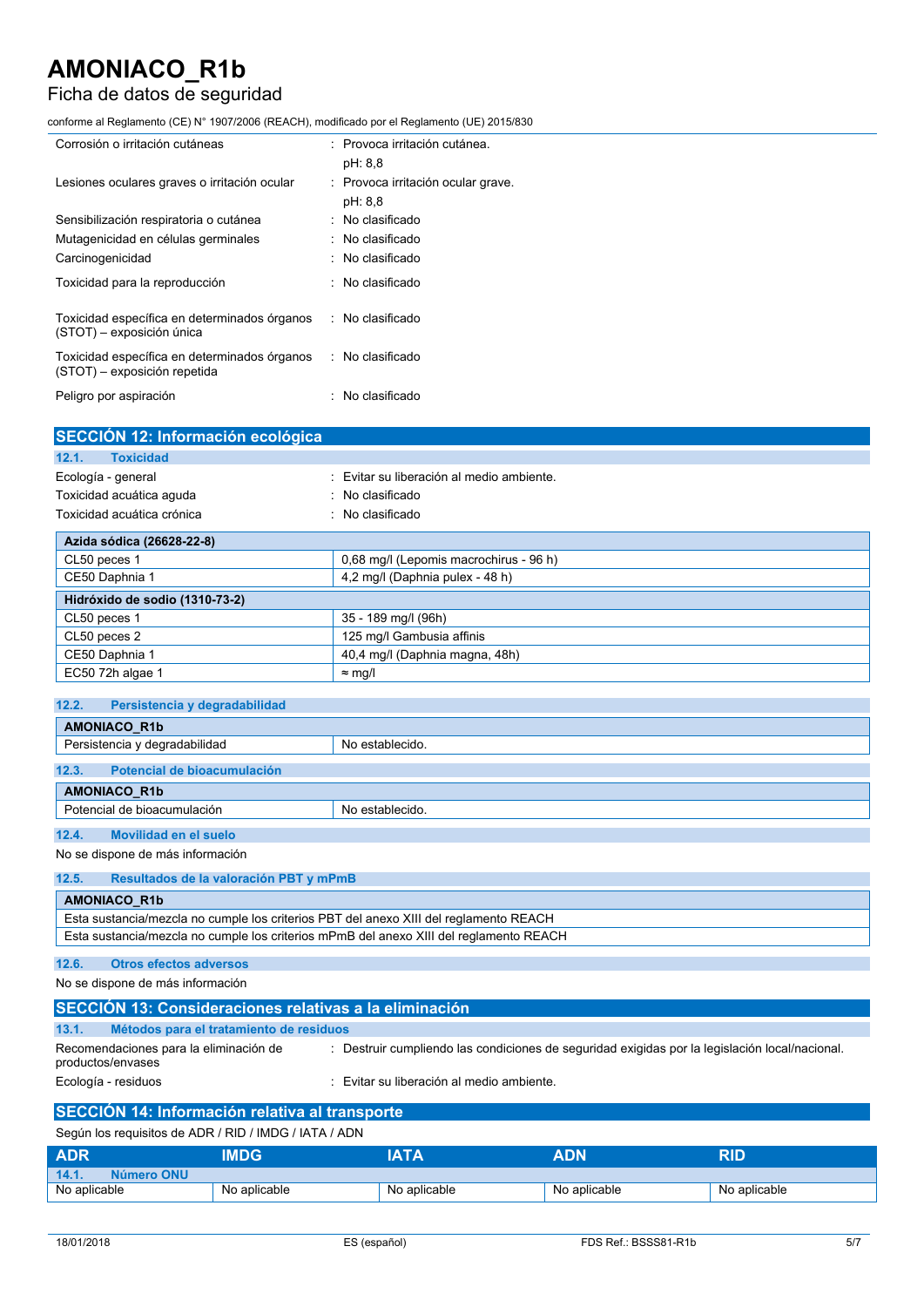| | |
|---|---|
| Corrosión o irritación cutáneas | : Provoca irritación cutánea.<br>pH: 8,8 |
| Lesiones oculares graves o irritación ocular | : Provoca irritación ocular grave.<br>pH: 8,8 |
| Sensibilización respiratoria o cutánea | : No clasificado |
| Mutagenicidad en células germinales | : No clasificado |
| Carcinogenicidad | : No clasificado |
| Toxicidad para la reproducción | : No clasificado |
| Toxicidad específica en determinados órganos (STOT) – exposición única | : No clasificado |
| Toxicidad específica en determinados órganos (STOT) – exposición repetida | : No clasificado |
| Peligro por aspiración | : No clasificado |

## SECCIÓN 12: Información ecológica

### 12.1. Toxicidad

| | |
|---|---|
| Ecología - general | : Evitar su liberación al medio ambiente. |
| Toxicidad acuática aguda | : No clasificado |
| Toxicidad acuática crónica | : No clasificado |

| **Azida sódica (26628-22-8)** | |
|---|---|
| CL50 peces 1 | 0,68 mg/l (Lepomis macrochirus - 96 h) |
| CE50 Daphnia 1 | 4,2 mg/l (Daphnia pulex - 48 h) |

| **Hidróxido de sodio (1310-73-2)** | |
|---|---|
| CL50 peces 1 | 35 - 189 mg/l (96h) |
| CL50 peces 2 | 125 mg/l Gambusia affinis |
| CE50 Daphnia 1 | 40,4 mg/l (Daphnia magna, 48h) |
| EC50 72h algae 1 | ≈ mg/l |

### 12.2. Persistencia y degradabilidad

| **AMONIACO_R1b** | |
|---|---|
| Persistencia y degradabilidad | No establecido. |

### 12.3. Potencial de bioacumulación

| **AMONIACO_R1b** | |
|---|---|
| Potencial de bioacumulación | No establecido. |

### 12.4. Movilidad en el suelo

No se dispone de más información

### 12.5. Resultados de la valoración PBT y mPmB

| **AMONIACO_R1b** |
|---|
| Esta sustancia/mezcla no cumple los criterios PBT del anexo XIII del reglamento REACH |
| Esta sustancia/mezcla no cumple los criterios mPmB del anexo XIII del reglamento REACH |

### 12.6. Otros efectos adversos

No se dispone de más información

## SECCIÓN 13: Consideraciones relativas a la eliminación

### 13.1. Métodos para el tratamiento de residuos

| | |
|---|---|
| Recomendaciones para la eliminación de productos/envases | : Destruir cumpliendo las condiciones de seguridad exigidas por la legislación local/nacional. |
| Ecología - residuos | : Evitar su liberación al medio ambiente. |

## SECCIÓN 14: Información relativa al transporte

Según los requisitos de ADR / RID / IMDG / IATA / ADN

| ADR | IMDG | IATA | ADN | RID |
|---|---|---|---|---|
| **14.1. Número ONU** | | | | |
| No aplicable | No aplicable | No aplicable | No aplicable | No aplicable |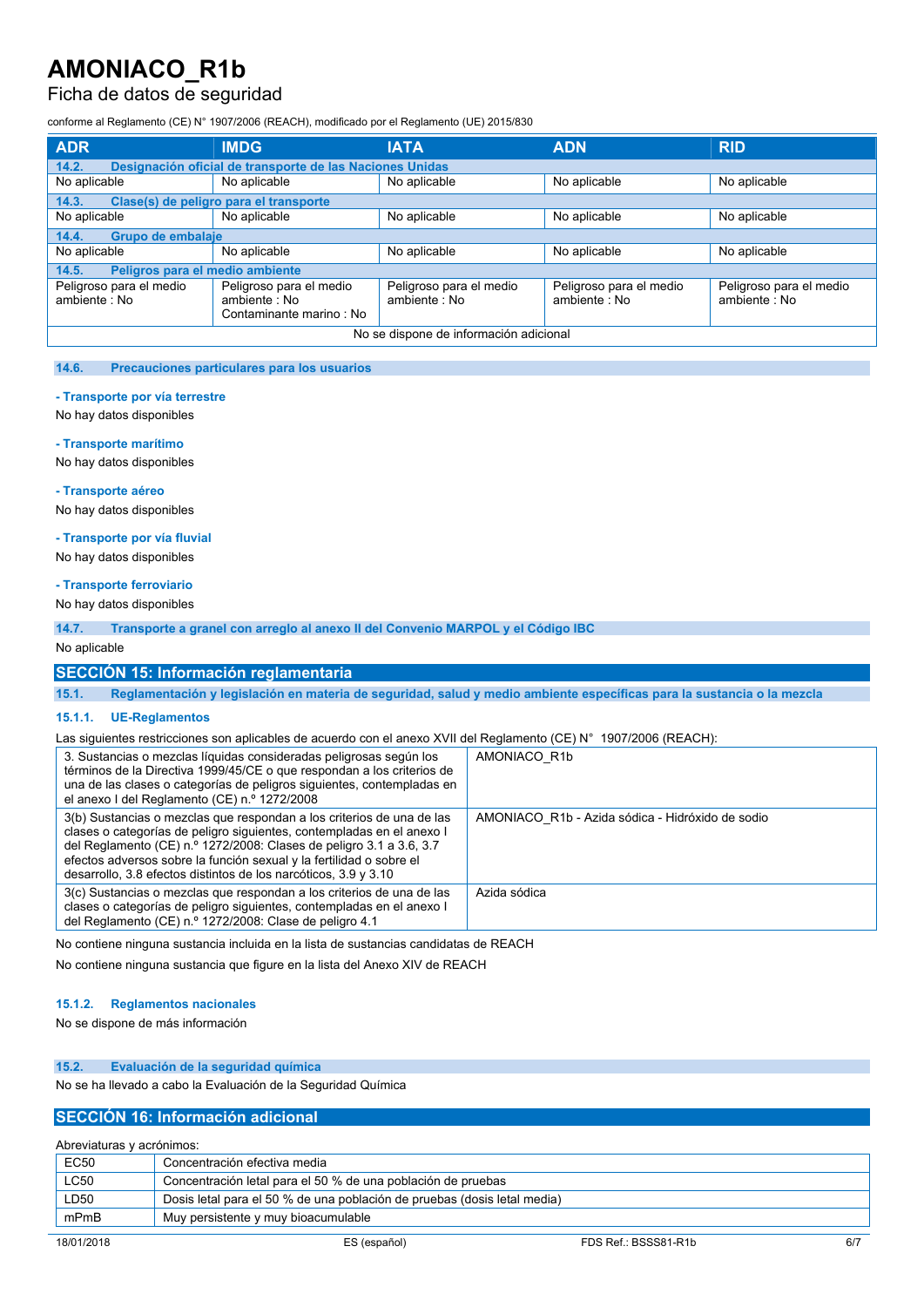| ADR | IMDG | IATA | ADN | RID |
|---|---|---|---|---|
| **14.2. Designación oficial de transporte de las Naciones Unidas** | | | | |
| No aplicable | No aplicable | No aplicable | No aplicable | No aplicable |
| **14.3. Clase(s) de peligro para el transporte** | | | | |
| No aplicable | No aplicable | No aplicable | No aplicable | No aplicable |
| **14.4. Grupo de embalaje** | | | | |
| No aplicable | No aplicable | No aplicable | No aplicable | No aplicable |
| **14.5. Peligros para el medio ambiente** | | | | |
| Peligroso para el medio ambiente : No | Peligroso para el medio ambiente : No<br>Contaminante marino : No | Peligroso para el medio ambiente : No | Peligroso para el medio ambiente : No | Peligroso para el medio ambiente : No |
| No se dispone de información adicional | | | | |

### 14.6. Precauciones particulares para los usuarios

**- Transporte por vía terrestre**

No hay datos disponibles

**- Transporte marítimo**

No hay datos disponibles

**- Transporte aéreo**

No hay datos disponibles

**- Transporte por vía fluvial**

No hay datos disponibles

**- Transporte ferroviario**

No hay datos disponibles

### 14.7. Transporte a granel con arreglo al anexo II del Convenio MARPOL y el Código IBC

No aplicable

## SECCIÓN 15: Información reglamentaria

### 15.1. Reglamentación y legislación en materia de seguridad, salud y medio ambiente específicas para la sustancia o la mezcla

#### 15.1.1. UE-Reglamentos

Las siguientes restricciones son aplicables de acuerdo con el anexo XVII del Reglamento (CE) N° 1907/2006 (REACH):

| | |
|---|---|
| 3. Sustancias o mezclas líquidas consideradas peligrosas según los términos de la Directiva 1999/45/CE o que respondan a los criterios de una de las clases o categorías de peligros siguientes, contempladas en el anexo I del Reglamento (CE) n.º 1272/2008 | AMONIACO_R1b |
| 3(b) Sustancias o mezclas que respondan a los criterios de una de las clases o categorías de peligro siguientes, contempladas en el anexo I del Reglamento (CE) n.º 1272/2008: Clases de peligro 3.1 a 3.6, 3.7 efectos adversos sobre la función sexual y la fertilidad o sobre el desarrollo, 3.8 efectos distintos de los narcóticos, 3.9 y 3.10 | AMONIACO_R1b - Azida sódica - Hidróxido de sodio |
| 3(c) Sustancias o mezclas que respondan a los criterios de una de las clases o categorías de peligro siguientes, contempladas en el anexo I del Reglamento (CE) n.º 1272/2008: Clase de peligro 4.1 | Azida sódica |

No contiene ninguna sustancia incluida en la lista de sustancias candidatas de REACH

No contiene ninguna sustancia que figure en la lista del Anexo XIV de REACH

#### 15.1.2. Reglamentos nacionales

No se dispone de más información

### 15.2. Evaluación de la seguridad química

No se ha llevado a cabo la Evaluación de la Seguridad Química

## SECCIÓN 16: Información adicional

Abreviaturas y acrónimos:

| | |
|---|---|
| EC50 | Concentración efectiva media |
| LC50 | Concentración letal para el 50 % de una población de pruebas |
| LD50 | Dosis letal para el 50 % de una población de pruebas (dosis letal media) |
| mPmB | Muy persistente y muy bioacumulable |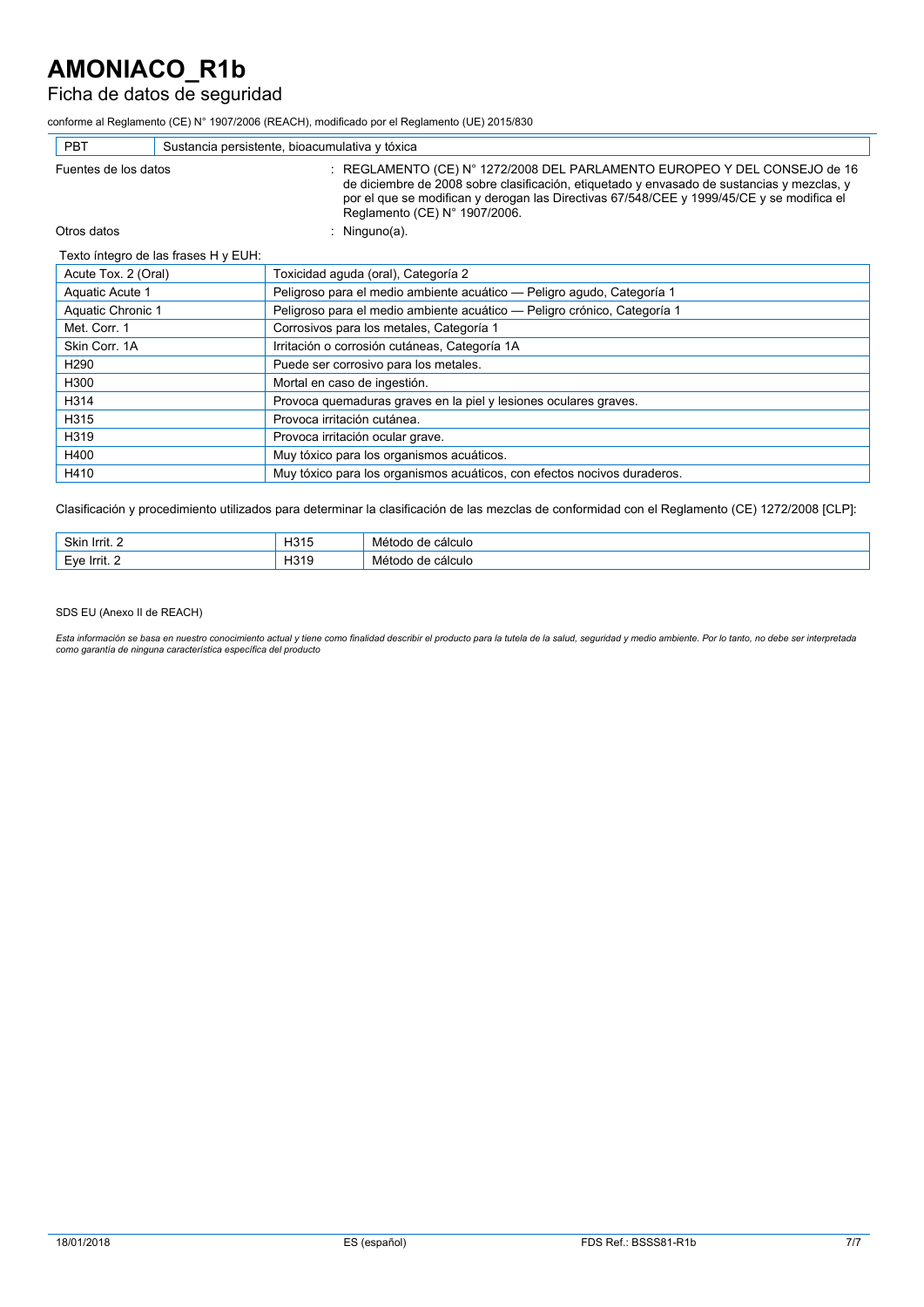| PBT | Sustancia persistente, bioacumulativa y tóxica |
|---|---|

Fuentes de los datos : REGLAMENTO (CE) N° 1272/2008 DEL PARLAMENTO EUROPEO Y DEL CONSEJO de 16 de diciembre de 2008 sobre clasificación, etiquetado y envasado de sustancias y mezclas, y por el que se modifican y derogan las Directivas 67/548/CEE y 1999/45/CE y se modifica el Reglamento (CE) N° 1907/2006.

Otros datos : Ninguno(a).

Texto íntegro de las frases H y EUH:

| | |
|---|---|
| Acute Tox. 2 (Oral) | Toxicidad aguda (oral), Categoría 2 |
| Aquatic Acute 1 | Peligroso para el medio ambiente acuático — Peligro agudo, Categoría 1 |
| Aquatic Chronic 1 | Peligroso para el medio ambiente acuático — Peligro crónico, Categoría 1 |
| Met. Corr. 1 | Corrosivos para los metales, Categoría 1 |
| Skin Corr. 1A | Irritación o corrosión cutáneas, Categoría 1A |
| H290 | Puede ser corrosivo para los metales. |
| H300 | Mortal en caso de ingestión. |
| H314 | Provoca quemaduras graves en la piel y lesiones oculares graves. |
| H315 | Provoca irritación cutánea. |
| H319 | Provoca irritación ocular grave. |
| H400 | Muy tóxico para los organismos acuáticos. |
| H410 | Muy tóxico para los organismos acuáticos, con efectos nocivos duraderos. |

Clasificación y procedimiento utilizados para determinar la clasificación de las mezclas de conformidad con el Reglamento (CE) 1272/2008 [CLP]:

| | | |
|---|---|---|
| Skin Irrit. 2 | H315 | Método de cálculo |
| Eye Irrit. 2 | H319 | Método de cálculo |

SDS EU (Anexo II de REACH)

*Esta información se basa en nuestro conocimiento actual y tiene como finalidad describir el producto para la tutela de la salud, seguridad y medio ambiente. Por lo tanto, no debe ser interpretada como garantía de ninguna característica específica del producto*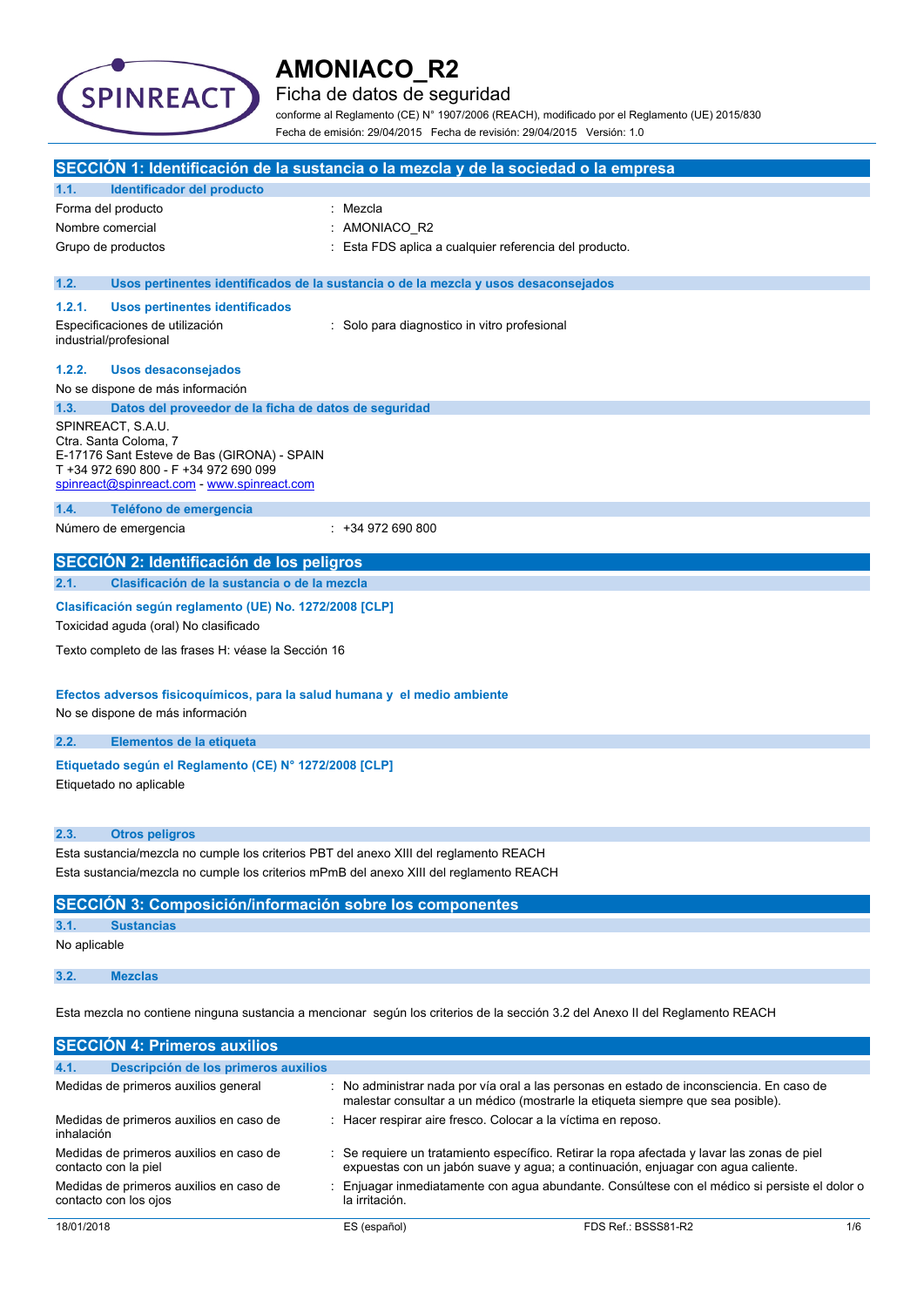# AMONIACO_R2

## Ficha de datos de seguridad

conforme al Reglamento (CE) N° 1907/2006 (REACH), modificado por el Reglamento (UE) 2015/830

Fecha de emisión: 29/04/2015 Fecha de revisión: 29/04/2015 Versión: 1.0

## SECCIÓN 1: Identificación de la sustancia o la mezcla y de la sociedad o la empresa

### 1.1. Identificador del producto

| | |
|---|---|
| Forma del producto | : Mezcla |
| Nombre comercial | : AMONIACO_R2 |
| Grupo de productos | : Esta FDS aplica a cualquier referencia del producto. |

### 1.2. Usos pertinentes identificados de la sustancia o de la mezcla y usos desaconsejados

#### 1.2.1. Usos pertinentes identificados

| | |
|---|---|
| Especificaciones de utilización industrial/profesional | : Solo para diagnostico in vitro profesional |

#### 1.2.2. Usos desaconsejados

No se dispone de más información

### 1.3. Datos del proveedor de la ficha de datos de seguridad

SPINREACT, S.A.U.
Ctra. Santa Coloma, 7
E-17176 Sant Esteve de Bas (GIRONA) - SPAIN
T +34 972 690 800 - F +34 972 690 099
spinreact@spinreact.com - www.spinreact.com

### 1.4. Teléfono de emergencia

| | |
|---|---|
| Número de emergencia | : +34 972 690 800 |

## SECCIÓN 2: Identificación de los peligros

### 2.1. Clasificación de la sustancia o de la mezcla

**Clasificación según reglamento (UE) No. 1272/2008 [CLP]**

Toxicidad aguda (oral) No clasificado

Texto completo de las frases H: véase la Sección 16

**Efectos adversos fisicoquímicos, para la salud humana y el medio ambiente**

No se dispone de más información

### 2.2. Elementos de la etiqueta

**Etiquetado según el Reglamento (CE) N° 1272/2008 [CLP]**

Etiquetado no aplicable

### 2.3. Otros peligros

Esta sustancia/mezcla no cumple los criterios PBT del anexo XIII del reglamento REACH

Esta sustancia/mezcla no cumple los criterios mPmB del anexo XIII del reglamento REACH

## SECCIÓN 3: Composición/información sobre los componentes

### 3.1. Sustancias

No aplicable

### 3.2. Mezclas

Esta mezcla no contiene ninguna sustancia a mencionar según los criterios de la sección 3.2 del Anexo II del Reglamento REACH

## SECCIÓN 4: Primeros auxilios

### 4.1. Descripción de los primeros auxilios

| | |
|---|---|
| Medidas de primeros auxilios general | : No administrar nada por vía oral a las personas en estado de inconsciencia. En caso de malestar consultar a un médico (mostrarle la etiqueta siempre que sea posible). |
| Medidas de primeros auxilios en caso de inhalación | : Hacer respirar aire fresco. Colocar a la víctima en reposo. |
| Medidas de primeros auxilios en caso de contacto con la piel | : Se requiere un tratamiento específico. Retirar la ropa afectada y lavar las zonas de piel expuestas con un jabón suave y agua; a continuación, enjuagar con agua caliente. |
| Medidas de primeros auxilios en caso de contacto con los ojos | : Enjuagar inmediatamente con agua abundante. Consúltese con el médico si persiste el dolor o la irritación. |

18/01/2018 ES (español) FDS Ref.: BSSS81-R2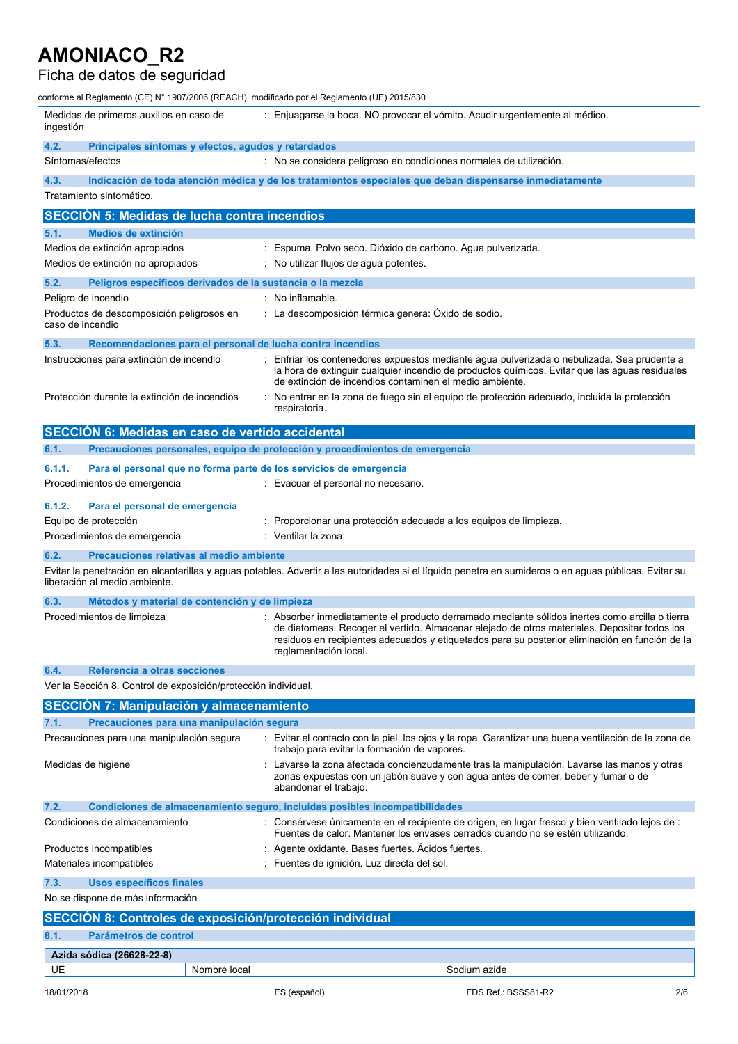| | |
|---|---|
| Medidas de primeros auxilios en caso de ingestión | : Enjuagarse la boca. NO provocar el vómito. Acudir urgentemente al médico. |

### 4.2. Principales síntomas y efectos, agudos y retardados

| | |
|---|---|
| Síntomas/efectos | : No se considera peligroso en condiciones normales de utilización. |

### 4.3. Indicación de toda atención médica y de los tratamientos especiales que deban dispensarse inmediatamente

Tratamiento sintomático.

## SECCIÓN 5: Medidas de lucha contra incendios

### 5.1. Medios de extinción

| | |
|---|---|
| Medios de extinción apropiados | : Espuma. Polvo seco. Dióxido de carbono. Agua pulverizada. |
| Medios de extinción no apropiados | : No utilizar flujos de agua potentes. |

### 5.2. Peligros específicos derivados de la sustancia o la mezcla

| | |
|---|---|
| Peligro de incendio | : No inflamable. |
| Productos de descomposición peligrosos en caso de incendio | : La descomposición térmica genera: Óxido de sodio. |

### 5.3. Recomendaciones para el personal de lucha contra incendios

| | |
|---|---|
| Instrucciones para extinción de incendio | : Enfriar los contenedores expuestos mediante agua pulverizada o nebulizada. Sea prudente a la hora de extinguir cualquier incendio de productos químicos. Evitar que las aguas residuales de extinción de incendios contaminen el medio ambiente. |
| Protección durante la extinción de incendios | : No entrar en la zona de fuego sin el equipo de protección adecuado, incluida la protección respiratoria. |

## SECCIÓN 6: Medidas en caso de vertido accidental

### 6.1. Precauciones personales, equipo de protección y procedimientos de emergencia

#### 6.1.1. Para el personal que no forma parte de los servicios de emergencia

| | |
|---|---|
| Procedimientos de emergencia | : Evacuar el personal no necesario. |

#### 6.1.2. Para el personal de emergencia

| | |
|---|---|
| Equipo de protección | : Proporcionar una protección adecuada a los equipos de limpieza. |
| Procedimientos de emergencia | : Ventilar la zona. |

### 6.2. Precauciones relativas al medio ambiente

Evitar la penetración en alcantarillas y aguas potables. Advertir a las autoridades si el líquido penetra en sumideros o en aguas públicas. Evitar su liberación al medio ambiente.

### 6.3. Métodos y material de contención y de limpieza

| | |
|---|---|
| Procedimientos de limpieza | : Absorber inmediatamente el producto derramado mediante sólidos inertes como arcilla o tierra de diatomeas. Recoger el vertido. Almacenar alejado de otros materiales. Depositar todos los residuos en recipientes adecuados y etiquetados para su posterior eliminación en función de la reglamentación local. |

### 6.4. Referencia a otras secciones

Ver la Sección 8. Control de exposición/protección individual.

## SECCIÓN 7: Manipulación y almacenamiento

### 7.1. Precauciones para una manipulación segura

| | |
|---|---|
| Precauciones para una manipulación segura | : Evitar el contacto con la piel, los ojos y la ropa. Garantizar una buena ventilación de la zona de trabajo para evitar la formación de vapores. |
| Medidas de higiene | : Lavarse la zona afectada concienzudamente tras la manipulación. Lavarse las manos y otras zonas expuestas con un jabón suave y con agua antes de comer, beber y fumar o de abandonar el trabajo. |

### 7.2. Condiciones de almacenamiento seguro, incluidas posibles incompatibilidades

| | |
|---|---|
| Condiciones de almacenamiento | : Consérvese únicamente en el recipiente de origen, en lugar fresco y bien ventilado lejos de : Fuentes de calor. Mantener los envases cerrados cuando no se estén utilizando. |
| Productos incompatibles | : Agente oxidante. Bases fuertes. Ácidos fuertes. |
| Materiales incompatibles | : Fuentes de ignición. Luz directa del sol. |

### 7.3. Usos específicos finales

No se dispone de más información

## SECCIÓN 8: Controles de exposición/protección individual

### 8.1. Parámetros de control

| Azida sódica (26628-22-8) | | |
|---|---|---|
| UE | Nombre local | Sodium azide |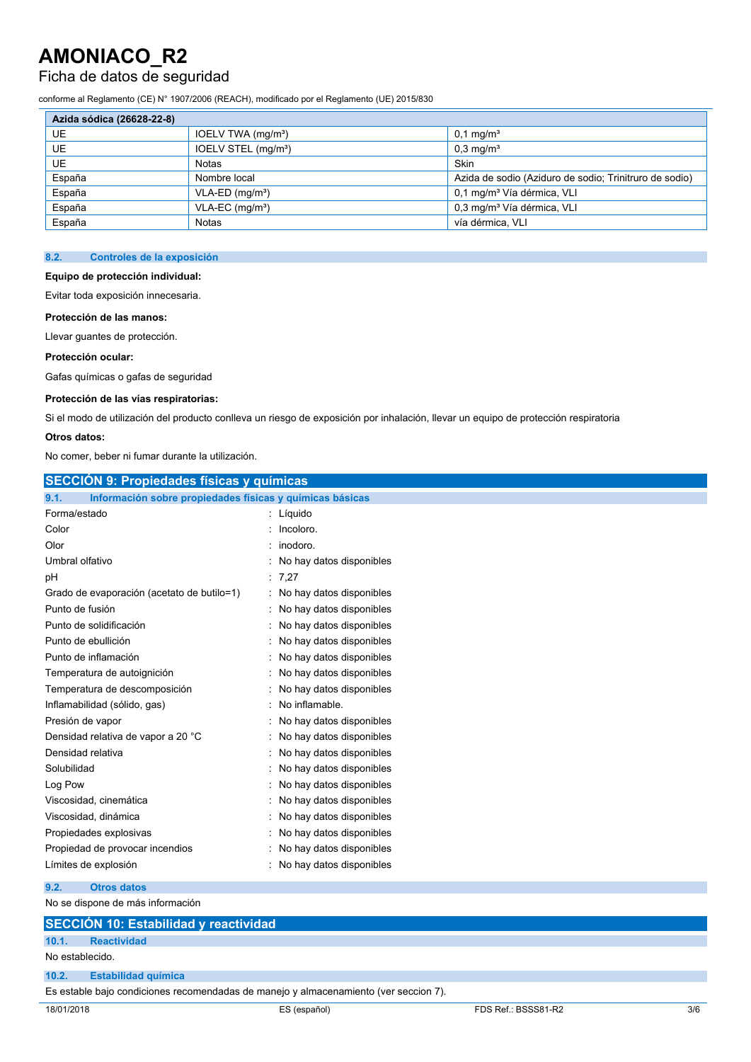| Azida sódica (26628-22-8) | | |
|---|---|---|
| UE | IOELV TWA ($mg/m^3$) | 0,1 $mg/m^3$ |
| UE | IOELV STEL ($mg/m^3$) | 0,3 $mg/m^3$ |
| UE | Notas | Skin |
| España | Nombre local | Azida de sodio (Aziduro de sodio; Trinitruro de sodio) |
| España | VLA-ED ($mg/m^3$) | 0,1 $mg/m^3$ Vía dérmica, VLI |
| España | VLA-EC ($mg/m^3$) | 0,3 $mg/m^3$ Vía dérmica, VLI |
| España | Notas | vía dérmica, VLI |

### 8.2. Controles de la exposición

**Equipo de protección individual:**

Evitar toda exposición innecesaria.

**Protección de las manos:**

Llevar guantes de protección.

**Protección ocular:**

Gafas químicas o gafas de seguridad

**Protección de las vías respiratorias:**

Si el modo de utilización del producto conlleva un riesgo de exposición por inhalación, llevar un equipo de protección respiratoria

**Otros datos:**

No comer, beber ni fumar durante la utilización.

## SECCIÓN 9: Propiedades físicas y químicas

### 9.1. Información sobre propiedades físicas y químicas básicas

| | |
|---|---|
| Forma/estado | : Líquido |
| Color | : Incoloro. |
| Olor | : inodoro. |
| Umbral olfativo | : No hay datos disponibles |
| pH | : 7,27 |
| Grado de evaporación (acetato de butilo=1) | : No hay datos disponibles |
| Punto de fusión | : No hay datos disponibles |
| Punto de solidificación | : No hay datos disponibles |
| Punto de ebullición | : No hay datos disponibles |
| Punto de inflamación | : No hay datos disponibles |
| Temperatura de autoignición | : No hay datos disponibles |
| Temperatura de descomposición | : No hay datos disponibles |
| Inflamabilidad (sólido, gas) | : No inflamable. |
| Presión de vapor | : No hay datos disponibles |
| Densidad relativa de vapor a 20 °C | : No hay datos disponibles |
| Densidad relativa | : No hay datos disponibles |
| Solubilidad | : No hay datos disponibles |
| Log Pow | : No hay datos disponibles |
| Viscosidad, cinemática | : No hay datos disponibles |
| Viscosidad, dinámica | : No hay datos disponibles |
| Propiedades explosivas | : No hay datos disponibles |
| Propiedad de provocar incendios | : No hay datos disponibles |
| Límites de explosión | : No hay datos disponibles |

### 9.2. Otros datos

No se dispone de más información

## SECCIÓN 10: Estabilidad y reactividad

### 10.1. Reactividad

No establecido.

### 10.2. Estabilidad química

Es estable bajo condiciones recomendadas de manejo y almacenamiento (ver seccion 7).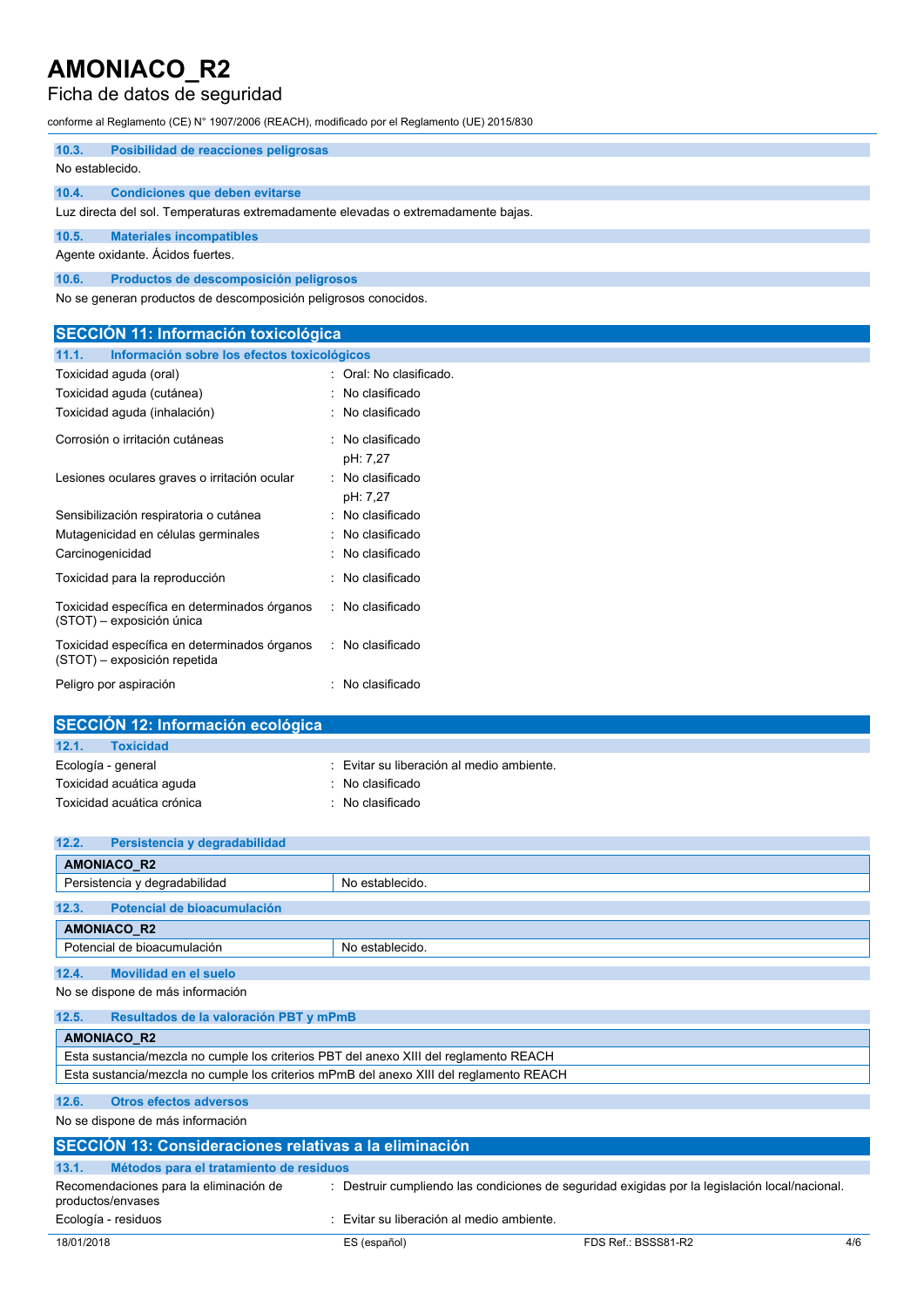### 10.3. Posibilidad de reacciones peligrosas

No establecido.

### 10.4. Condiciones que deben evitarse

Luz directa del sol. Temperaturas extremadamente elevadas o extremadamente bajas.

### 10.5. Materiales incompatibles

Agente oxidante. Ácidos fuertes.

### 10.6. Productos de descomposición peligrosos

No se generan productos de descomposición peligrosos conocidos.

## SECCIÓN 11: Información toxicológica

### 11.1. Información sobre los efectos toxicológicos

| | |
|---|---|
| Toxicidad aguda (oral) | : Oral: No clasificado. |
| Toxicidad aguda (cutánea) | : No clasificado |
| Toxicidad aguda (inhalación) | : No clasificado |
| Corrosión o irritación cutáneas | : No clasificado<br>pH: 7,27 |
| Lesiones oculares graves o irritación ocular | : No clasificado<br>pH: 7,27 |
| Sensibilización respiratoria o cutánea | : No clasificado |
| Mutagenicidad en células germinales | : No clasificado |
| Carcinogenicidad | : No clasificado |
| Toxicidad para la reproducción | : No clasificado |
| Toxicidad específica en determinados órganos (STOT) – exposición única | : No clasificado |
| Toxicidad específica en determinados órganos (STOT) – exposición repetida | : No clasificado |
| Peligro por aspiración | : No clasificado |

## SECCIÓN 12: Información ecológica

### 12.1. Toxicidad

| | |
|---|---|
| Ecología - general | : Evitar su liberación al medio ambiente. |
| Toxicidad acuática aguda | : No clasificado |
| Toxicidad acuática crónica | : No clasificado |

### 12.2. Persistencia y degradabilidad

| AMONIACO_R2 | |
|---|---|
| Persistencia y degradabilidad | No establecido. |

### 12.3. Potencial de bioacumulación

| AMONIACO_R2 | |
|---|---|
| Potencial de bioacumulación | No establecido. |

### 12.4. Movilidad en el suelo

No se dispone de más información

### 12.5. Resultados de la valoración PBT y mPmB

| AMONIACO_R2 |
|---|
| Esta sustancia/mezcla no cumple los criterios PBT del anexo XIII del reglamento REACH |
| Esta sustancia/mezcla no cumple los criterios mPmB del anexo XIII del reglamento REACH |

### 12.6. Otros efectos adversos

No se dispone de más información

## SECCIÓN 13: Consideraciones relativas a la eliminación

### 13.1. Métodos para el tratamiento de residuos

| | |
|---|---|
| Recomendaciones para la eliminación de productos/envases | : Destruir cumpliendo las condiciones de seguridad exigidas por la legislación local/nacional. |
| Ecología - residuos | : Evitar su liberación al medio ambiente. |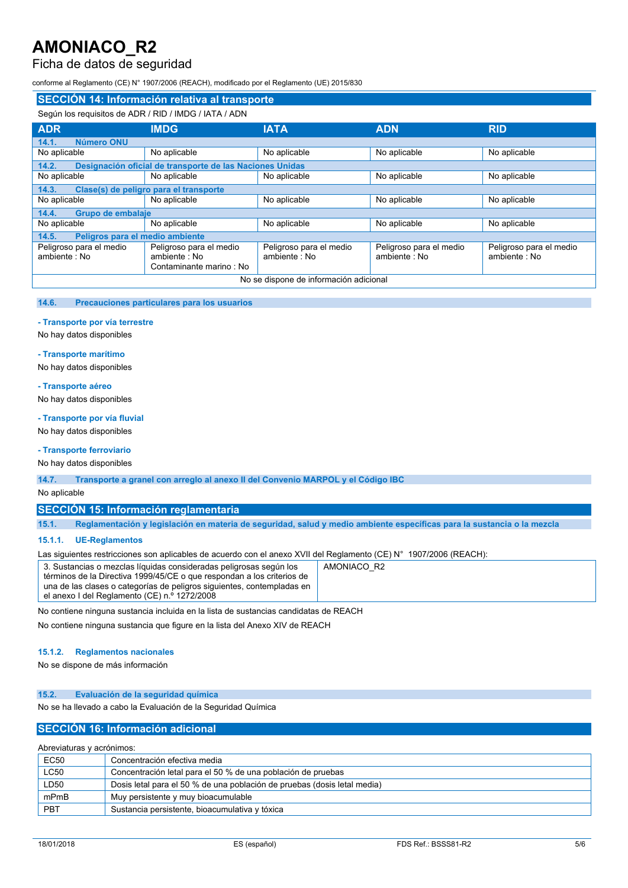# AMONIACO_R2

Ficha de datos de seguridad

conforme al Reglamento (CE) N° 1907/2006 (REACH), modificado por el Reglamento (UE) 2015/830

## SECCIÓN 14: Información relativa al transporte

Según los requisitos de ADR / RID / IMDG / IATA / ADN

| ADR | IMDG | IATA | ADN | RID |
|---|---|---|---|---|
| **14.1. Número ONU** | | | | |
| No aplicable | No aplicable | No aplicable | No aplicable | No aplicable |
| **14.2. Designación oficial de transporte de las Naciones Unidas** | | | | |
| No aplicable | No aplicable | No aplicable | No aplicable | No aplicable |
| **14.3. Clase(s) de peligro para el transporte** | | | | |
| No aplicable | No aplicable | No aplicable | No aplicable | No aplicable |
| **14.4. Grupo de embalaje** | | | | |
| No aplicable | No aplicable | No aplicable | No aplicable | No aplicable |
| **14.5. Peligros para el medio ambiente** | | | | |
| Peligroso para el medio ambiente : No | Peligroso para el medio ambiente : No<br>Contaminante marino : No | Peligroso para el medio ambiente : No | Peligroso para el medio ambiente : No | Peligroso para el medio ambiente : No |
| No se dispone de información adicional | | | | |

### 14.6. Precauciones particulares para los usuarios

**- Transporte por vía terrestre**

No hay datos disponibles

**- Transporte marítimo**

No hay datos disponibles

**- Transporte aéreo**

No hay datos disponibles

**- Transporte por vía fluvial**

No hay datos disponibles

**- Transporte ferroviario**

No hay datos disponibles

### 14.7. Transporte a granel con arreglo al anexo II del Convenio MARPOL y el Código IBC

No aplicable

## SECCIÓN 15: Información reglamentaria

### 15.1. Reglamentación y legislación en materia de seguridad, salud y medio ambiente específicas para la sustancia o la mezcla

#### 15.1.1. UE-Reglamentos

Las siguientes restricciones son aplicables de acuerdo con el anexo XVII del Reglamento (CE) N° 1907/2006 (REACH):

| | |
|---|---|
| 3. Sustancias o mezclas líquidas consideradas peligrosas según los términos de la Directiva 1999/45/CE o que respondan a los criterios de una de las clases o categorías de peligros siguientes, contempladas en el anexo I del Reglamento (CE) n.º 1272/2008 | AMONIACO_R2 |

No contiene ninguna sustancia incluida en la lista de sustancias candidatas de REACH

No contiene ninguna sustancia que figure en la lista del Anexo XIV de REACH

#### 15.1.2. Reglamentos nacionales

No se dispone de más información

### 15.2. Evaluación de la seguridad química

No se ha llevado a cabo la Evaluación de la Seguridad Química

## SECCIÓN 16: Información adicional

Abreviaturas y acrónimos:

| | |
|---|---|
| EC50 | Concentración efectiva media |
| LC50 | Concentración letal para el 50 % de una población de pruebas |
| LD50 | Dosis letal para el 50 % de una población de pruebas (dosis letal media) |
| mPmB | Muy persistente y muy bioacumulable |
| PBT | Sustancia persistente, bioacumulativa y tóxica |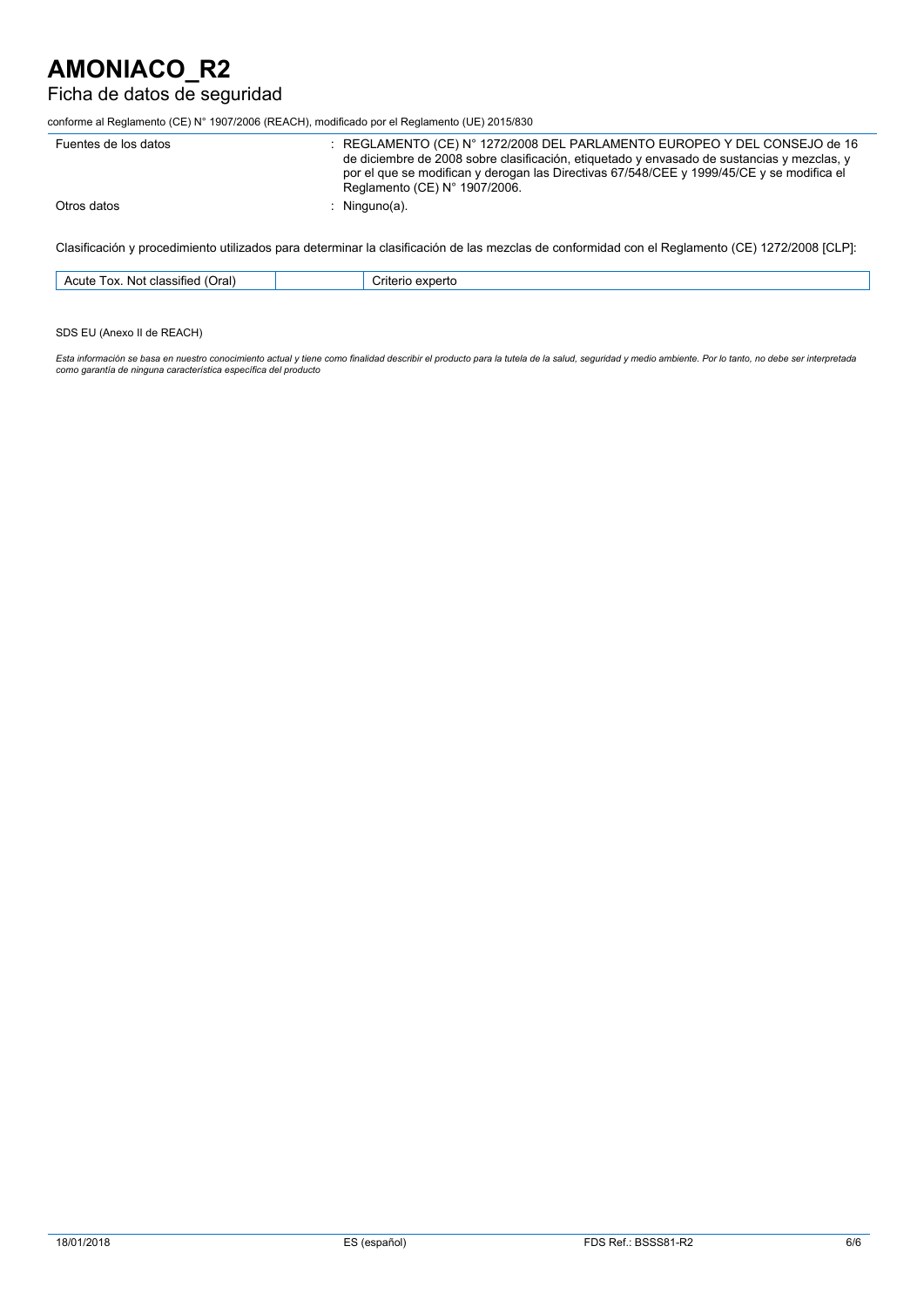Fuentes de los datos : REGLAMENTO (CE) N° 1272/2008 DEL PARLAMENTO EUROPEO Y DEL CONSEJO de 16 de diciembre de 2008 sobre clasificación, etiquetado y envasado de sustancias y mezclas, y por el que se modifican y derogan las Directivas 67/548/CEE y 1999/45/CE y se modifica el Reglamento (CE) N° 1907/2006.

Otros datos : Ninguno(a).

Clasificación y procedimiento utilizados para determinar la clasificación de las mezclas de conformidad con el Reglamento (CE) 1272/2008 [CLP]:

| Acute Tox. Not classified (Oral) | | Criterio experto |
|---|---|---|

SDS EU (Anexo II de REACH)

*Esta información se basa en nuestro conocimiento actual y tiene como finalidad describir el producto para la tutela de la salud, seguridad y medio ambiente. Por lo tanto, no debe ser interpretada como garantía de ninguna característica específica del producto*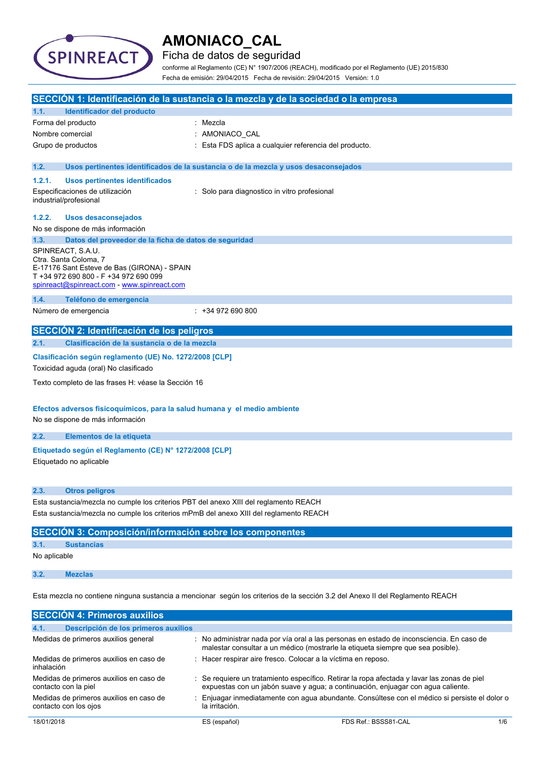# AMONIACO_CAL

## Ficha de datos de seguridad

conforme al Reglamento (CE) N° 1907/2006 (REACH), modificado por el Reglamento (UE) 2015/830

Fecha de emisión: 29/04/2015 Fecha de revisión: 29/04/2015 Versión: 1.0

## SECCIÓN 1: Identificación de la sustancia o la mezcla y de la sociedad o la empresa

### 1.1. Identificador del producto

| | |
|---|---|
| Forma del producto | : Mezcla |
| Nombre comercial | : AMONIACO_CAL |
| Grupo de productos | : Esta FDS aplica a cualquier referencia del producto. |

### 1.2. Usos pertinentes identificados de la sustancia o de la mezcla y usos desaconsejados

#### 1.2.1. Usos pertinentes identificados

| | |
|---|---|
| Especificaciones de utilización industrial/profesional | : Solo para diagnostico in vitro profesional |

#### 1.2.2. Usos desaconsejados

No se dispone de más información

### 1.3. Datos del proveedor de la ficha de datos de seguridad

SPINREACT, S.A.U.
Ctra. Santa Coloma, 7
E-17176 Sant Esteve de Bas (GIRONA) - SPAIN
T +34 972 690 800 - F +34 972 690 099
spinreact@spinreact.com - www.spinreact.com

### 1.4. Teléfono de emergencia

| | |
|---|---|
| Número de emergencia | : +34 972 690 800 |

## SECCIÓN 2: Identificación de los peligros

### 2.1. Clasificación de la sustancia o de la mezcla

**Clasificación según reglamento (UE) No. 1272/2008 [CLP]**

Toxicidad aguda (oral) No clasificado

Texto completo de las frases H: véase la Sección 16

**Efectos adversos fisicoquímicos, para la salud humana y el medio ambiente**

No se dispone de más información

### 2.2. Elementos de la etiqueta

**Etiquetado según el Reglamento (CE) N° 1272/2008 [CLP]**

Etiquetado no aplicable

### 2.3. Otros peligros

Esta sustancia/mezcla no cumple los criterios PBT del anexo XIII del reglamento REACH

Esta sustancia/mezcla no cumple los criterios mPmB del anexo XIII del reglamento REACH

## SECCIÓN 3: Composición/información sobre los componentes

### 3.1. Sustancias

No aplicable

### 3.2. Mezclas

Esta mezcla no contiene ninguna sustancia a mencionar según los criterios de la sección 3.2 del Anexo II del Reglamento REACH

## SECCIÓN 4: Primeros auxilios

### 4.1. Descripción de los primeros auxilios

| | |
|---|---|
| Medidas de primeros auxilios general | : No administrar nada por vía oral a las personas en estado de inconsciencia. En caso de malestar consultar a un médico (mostrarle la etiqueta siempre que sea posible). |
| Medidas de primeros auxilios en caso de inhalación | : Hacer respirar aire fresco. Colocar a la víctima en reposo. |
| Medidas de primeros auxilios en caso de contacto con la piel | : Se requiere un tratamiento específico. Retirar la ropa afectada y lavar las zonas de piel expuestas con un jabón suave y agua; a continuación, enjuagar con agua caliente. |
| Medidas de primeros auxilios en caso de contacto con los ojos | : Enjuagar inmediatamente con agua abundante. Consúltese con el médico si persiste el dolor o la irritación. |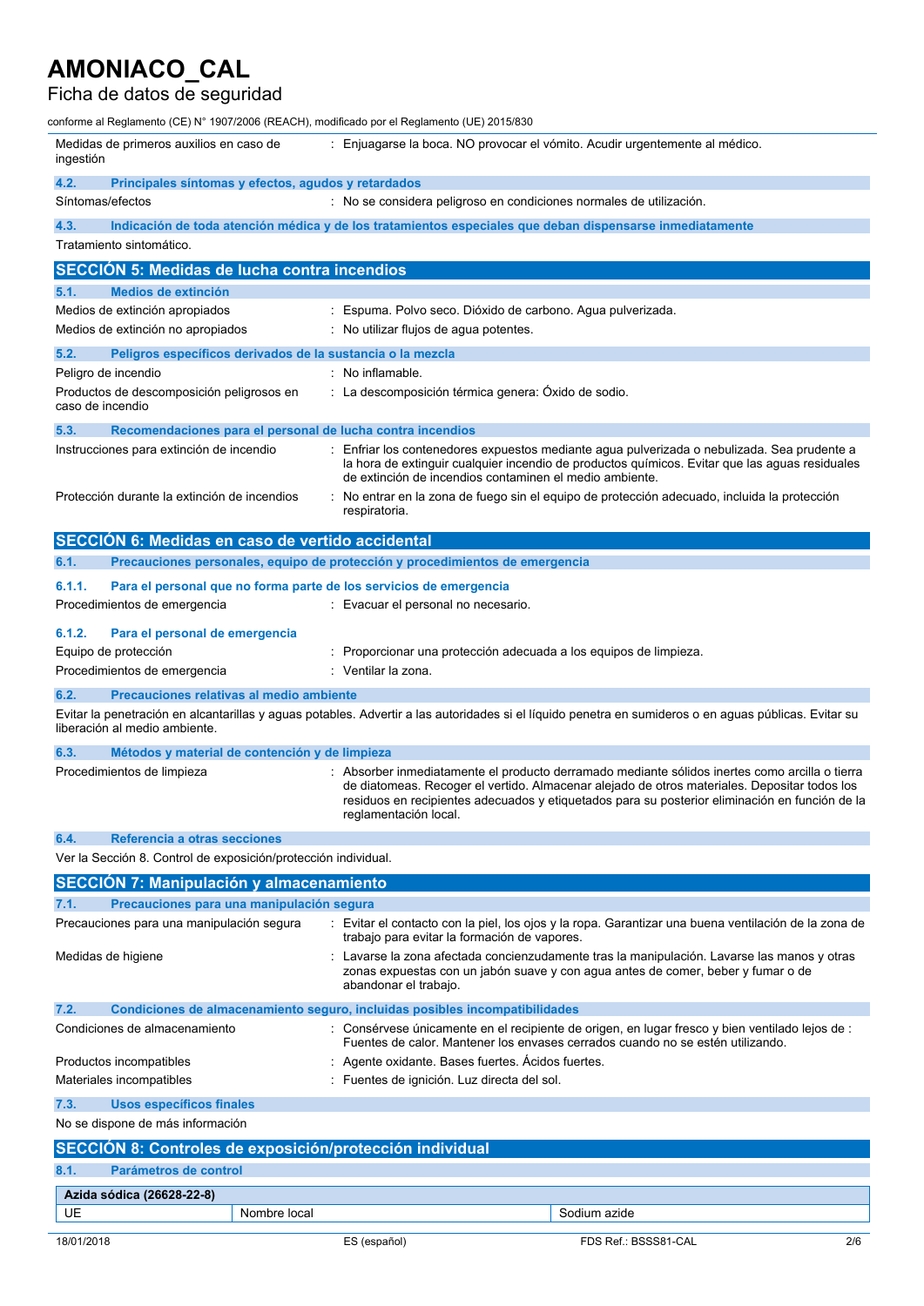| | |
|---|---|
| Medidas de primeros auxilios en caso de ingestión | : Enjuagarse la boca. NO provocar el vómito. Acudir urgentemente al médico. |

### 4.2. Principales síntomas y efectos, agudos y retardados

| | |
|---|---|
| Síntomas/efectos | : No se considera peligroso en condiciones normales de utilización. |

### 4.3. Indicación de toda atención médica y de los tratamientos especiales que deban dispensarse inmediatamente

Tratamiento sintomático.

## SECCIÓN 5: Medidas de lucha contra incendios

### 5.1. Medios de extinción

| | |
|---|---|
| Medios de extinción apropiados | : Espuma. Polvo seco. Dióxido de carbono. Agua pulverizada. |
| Medios de extinción no apropiados | : No utilizar flujos de agua potentes. |

### 5.2. Peligros específicos derivados de la sustancia o la mezcla

| | |
|---|---|
| Peligro de incendio | : No inflamable. |
| Productos de descomposición peligrosos en caso de incendio | : La descomposición térmica genera: Óxido de sodio. |

### 5.3. Recomendaciones para el personal de lucha contra incendios

| | |
|---|---|
| Instrucciones para extinción de incendio | : Enfriar los contenedores expuestos mediante agua pulverizada o nebulizada. Sea prudente a la hora de extinguir cualquier incendio de productos químicos. Evitar que las aguas residuales de extinción de incendios contaminen el medio ambiente. |
| Protección durante la extinción de incendios | : No entrar en la zona de fuego sin el equipo de protección adecuado, incluida la protección respiratoria. |

## SECCIÓN 6: Medidas en caso de vertido accidental

### 6.1. Precauciones personales, equipo de protección y procedimientos de emergencia

#### 6.1.1. Para el personal que no forma parte de los servicios de emergencia

| | |
|---|---|
| Procedimientos de emergencia | : Evacuar el personal no necesario. |

#### 6.1.2. Para el personal de emergencia

| | |
|---|---|
| Equipo de protección | : Proporcionar una protección adecuada a los equipos de limpieza. |
| Procedimientos de emergencia | : Ventilar la zona. |

### 6.2. Precauciones relativas al medio ambiente

Evitar la penetración en alcantarillas y aguas potables. Advertir a las autoridades si el líquido penetra en sumideros o en aguas públicas. Evitar su liberación al medio ambiente.

### 6.3. Métodos y material de contención y de limpieza

| | |
|---|---|
| Procedimientos de limpieza | : Absorber inmediatamente el producto derramado mediante sólidos inertes como arcilla o tierra de diatomeas. Recoger el vertido. Almacenar alejado de otros materiales. Depositar todos los residuos en recipientes adecuados y etiquetados para su posterior eliminación en función de la reglamentación local. |

### 6.4. Referencia a otras secciones

Ver la Sección 8. Control de exposición/protección individual.

## SECCIÓN 7: Manipulación y almacenamiento

### 7.1. Precauciones para una manipulación segura

| | |
|---|---|
| Precauciones para una manipulación segura | : Evitar el contacto con la piel, los ojos y la ropa. Garantizar una buena ventilación de la zona de trabajo para evitar la formación de vapores. |
| Medidas de higiene | : Lavarse la zona afectada concienzudamente tras la manipulación. Lavarse las manos y otras zonas expuestas con un jabón suave y con agua antes de comer, beber y fumar o de abandonar el trabajo. |

### 7.2. Condiciones de almacenamiento seguro, incluidas posibles incompatibilidades

| | |
|---|---|
| Condiciones de almacenamiento | : Consérvese únicamente en el recipiente de origen, en lugar fresco y bien ventilado lejos de : Fuentes de calor. Mantener los envases cerrados cuando no se estén utilizando. |
| Productos incompatibles | : Agente oxidante. Bases fuertes. Ácidos fuertes. |
| Materiales incompatibles | : Fuentes de ignición. Luz directa del sol. |

### 7.3. Usos específicos finales

No se dispone de más información

## SECCIÓN 8: Controles de exposición/protección individual

### 8.1. Parámetros de control

| Azida sódica (26628-22-8) | | |
|---|---|---|
| UE | Nombre local | Sodium azide |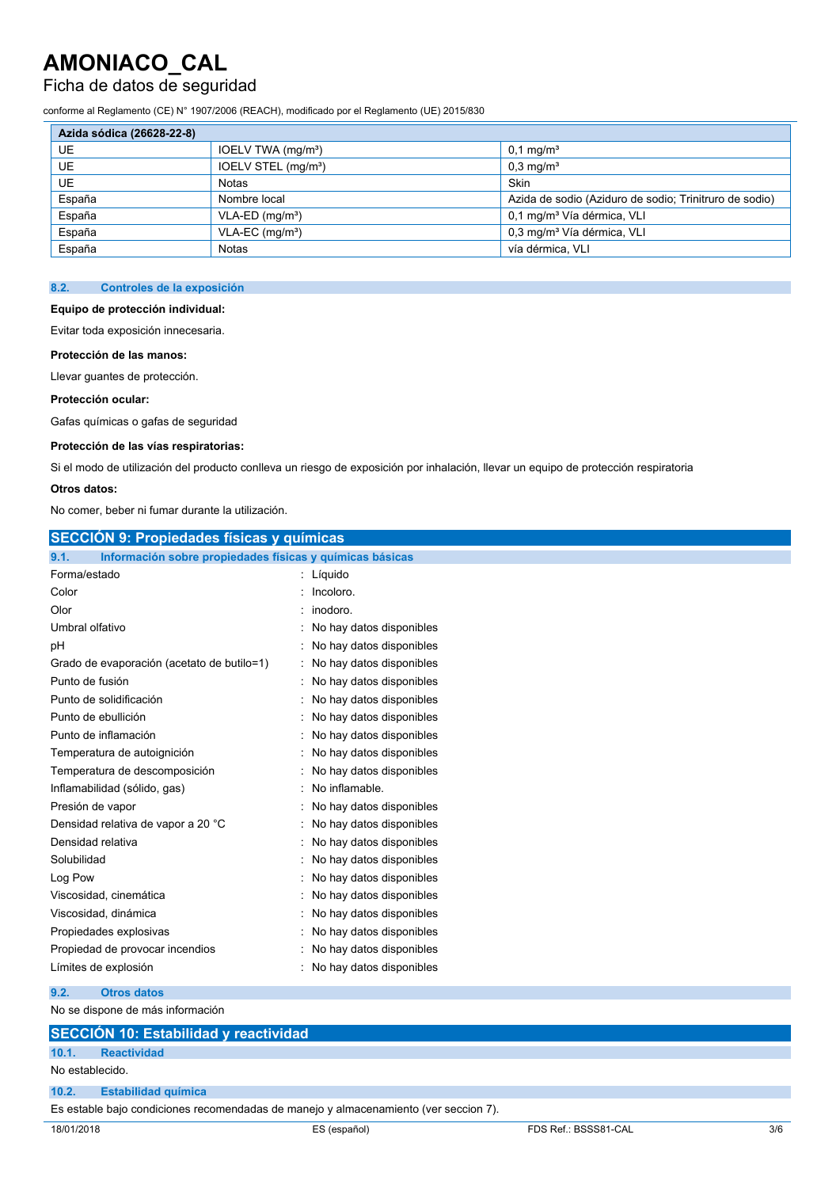| Azida sódica (26628-22-8) | | |
|---|---|---|
| UE | IOELV TWA (mg/m³) | 0,1 mg/m³ |
| UE | IOELV STEL (mg/m³) | 0,3 mg/m³ |
| UE | Notas | Skin |
| España | Nombre local | Azida de sodio (Aziduro de sodio; Trinitruro de sodio) |
| España | VLA-ED (mg/m³) | 0,1 mg/m³ Vía dérmica, VLI |
| España | VLA-EC (mg/m³) | 0,3 mg/m³ Vía dérmica, VLI |
| España | Notas | vía dérmica, VLI |

### 8.2. Controles de la exposición

**Equipo de protección individual:**

Evitar toda exposición innecesaria.

**Protección de las manos:**

Llevar guantes de protección.

**Protección ocular:**

Gafas químicas o gafas de seguridad

**Protección de las vías respiratorias:**

Si el modo de utilización del producto conlleva un riesgo de exposición por inhalación, llevar un equipo de protección respiratoria

**Otros datos:**

No comer, beber ni fumar durante la utilización.

## SECCIÓN 9: Propiedades físicas y químicas

### 9.1. Información sobre propiedades físicas y químicas básicas

| | |
|---|---|
| Forma/estado | : Líquido |
| Color | : Incoloro. |
| Olor | : inodoro. |
| Umbral olfativo | : No hay datos disponibles |
| pH | : No hay datos disponibles |
| Grado de evaporación (acetato de butilo=1) | : No hay datos disponibles |
| Punto de fusión | : No hay datos disponibles |
| Punto de solidificación | : No hay datos disponibles |
| Punto de ebullición | : No hay datos disponibles |
| Punto de inflamación | : No hay datos disponibles |
| Temperatura de autoignición | : No hay datos disponibles |
| Temperatura de descomposición | : No hay datos disponibles |
| Inflamabilidad (sólido, gas) | : No inflamable. |
| Presión de vapor | : No hay datos disponibles |
| Densidad relativa de vapor a 20 °C | : No hay datos disponibles |
| Densidad relativa | : No hay datos disponibles |
| Solubilidad | : No hay datos disponibles |
| Log Pow | : No hay datos disponibles |
| Viscosidad, cinemática | : No hay datos disponibles |
| Viscosidad, dinámica | : No hay datos disponibles |
| Propiedades explosivas | : No hay datos disponibles |
| Propiedad de provocar incendios | : No hay datos disponibles |
| Límites de explosión | : No hay datos disponibles |

### 9.2. Otros datos

No se dispone de más información

## SECCIÓN 10: Estabilidad y reactividad

### 10.1. Reactividad

No establecido.

### 10.2. Estabilidad química

Es estable bajo condiciones recomendadas de manejo y almacenamiento (ver seccion 7).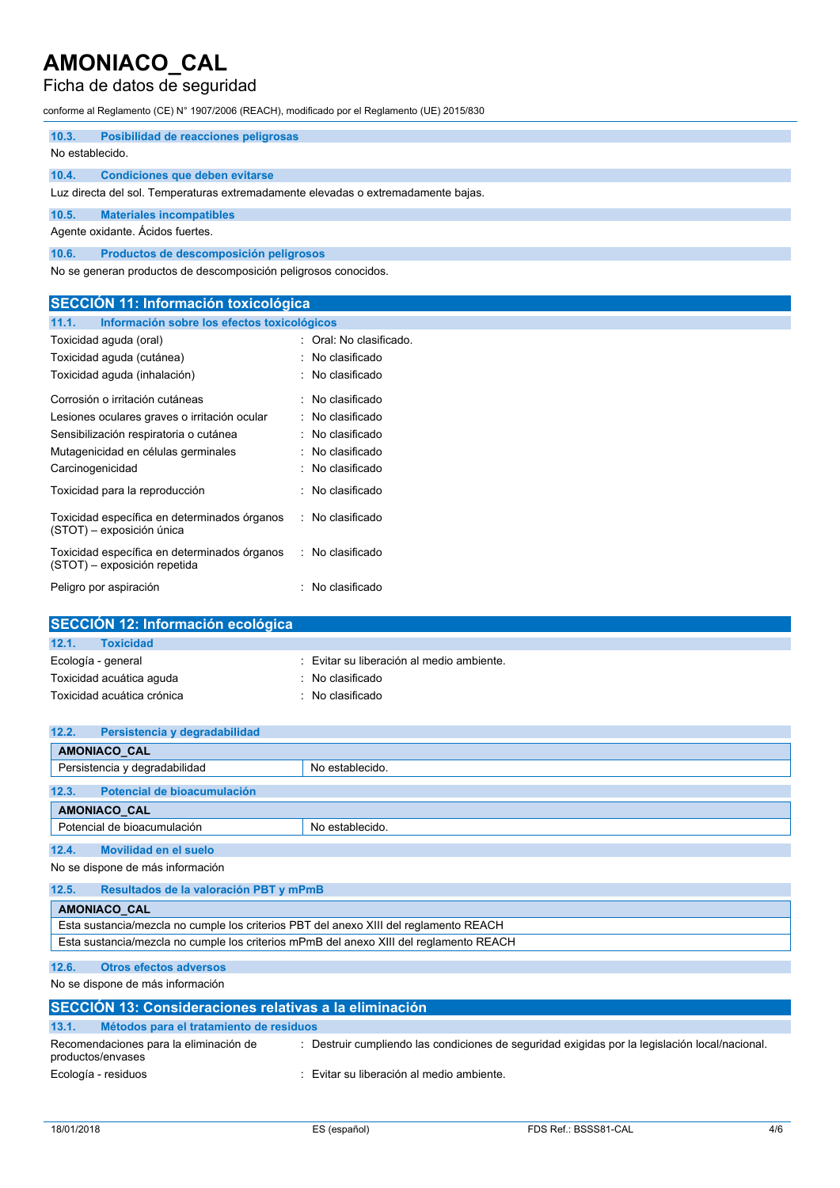### 10.3. Posibilidad de reacciones peligrosas

No establecido.

### 10.4. Condiciones que deben evitarse

Luz directa del sol. Temperaturas extremadamente elevadas o extremadamente bajas.

### 10.5. Materiales incompatibles

Agente oxidante. Ácidos fuertes.

### 10.6. Productos de descomposición peligrosos

No se generan productos de descomposición peligrosos conocidos.

## SECCIÓN 11: Información toxicológica

### 11.1. Información sobre los efectos toxicológicos

| | |
|---|---|
| Toxicidad aguda (oral) | : Oral: No clasificado. |
| Toxicidad aguda (cutánea) | : No clasificado |
| Toxicidad aguda (inhalación) | : No clasificado |
| Corrosión o irritación cutáneas | : No clasificado |
| Lesiones oculares graves o irritación ocular | : No clasificado |
| Sensibilización respiratoria o cutánea | : No clasificado |
| Mutagenicidad en células germinales | : No clasificado |
| Carcinogenicidad | : No clasificado |
| Toxicidad para la reproducción | : No clasificado |
| Toxicidad específica en determinados órganos (STOT) – exposición única | : No clasificado |
| Toxicidad específica en determinados órganos (STOT) – exposición repetida | : No clasificado |
| Peligro por aspiración | : No clasificado |

## SECCIÓN 12: Información ecológica

### 12.1. Toxicidad

| | |
|---|---|
| Ecología - general | : Evitar su liberación al medio ambiente. |
| Toxicidad acuática aguda | : No clasificado |
| Toxicidad acuática crónica | : No clasificado |

### 12.2. Persistencia y degradabilidad

| AMONIACO_CAL | |
|---|---|
| Persistencia y degradabilidad | No establecido. |

### 12.3. Potencial de bioacumulación

| AMONIACO_CAL | |
|---|---|
| Potencial de bioacumulación | No establecido. |

### 12.4. Movilidad en el suelo

No se dispone de más información

### 12.5. Resultados de la valoración PBT y mPmB

| AMONIACO_CAL |
|---|
| Esta sustancia/mezcla no cumple los criterios PBT del anexo XIII del reglamento REACH |
| Esta sustancia/mezcla no cumple los criterios mPmB del anexo XIII del reglamento REACH |

### 12.6. Otros efectos adversos

No se dispone de más información

## SECCIÓN 13: Consideraciones relativas a la eliminación

### 13.1. Métodos para el tratamiento de residuos

| | |
|---|---|
| Recomendaciones para la eliminación de productos/envases | : Destruir cumpliendo las condiciones de seguridad exigidas por la legislación local/nacional. |
| Ecología - residuos | : Evitar su liberación al medio ambiente. |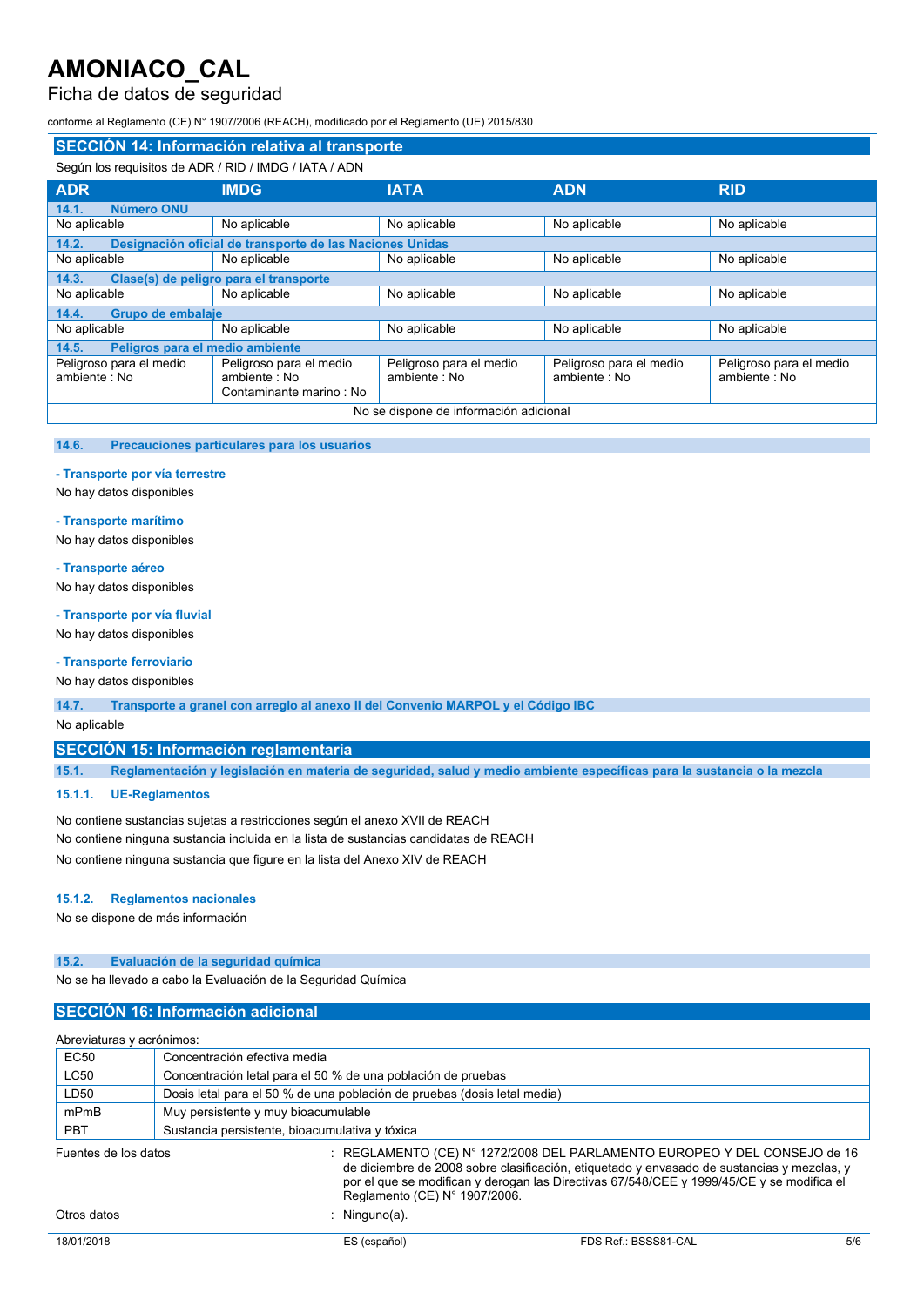# AMONIACO_CAL

Ficha de datos de seguridad

conforme al Reglamento (CE) N° 1907/2006 (REACH), modificado por el Reglamento (UE) 2015/830

## SECCIÓN 14: Información relativa al transporte

Según los requisitos de ADR / RID / IMDG / IATA / ADN

| ADR | IMDG | IATA | ADN | RID |
|---|---|---|---|---|
| **14.1. Número ONU** | | | | |
| No aplicable | No aplicable | No aplicable | No aplicable | No aplicable |
| **14.2. Designación oficial de transporte de las Naciones Unidas** | | | | |
| No aplicable | No aplicable | No aplicable | No aplicable | No aplicable |
| **14.3. Clase(s) de peligro para el transporte** | | | | |
| No aplicable | No aplicable | No aplicable | No aplicable | No aplicable |
| **14.4. Grupo de embalaje** | | | | |
| No aplicable | No aplicable | No aplicable | No aplicable | No aplicable |
| **14.5. Peligros para el medio ambiente** | | | | |
| Peligroso para el medio ambiente : No | Peligroso para el medio ambiente : No<br>Contaminante marino : No | Peligroso para el medio ambiente : No | Peligroso para el medio ambiente : No | Peligroso para el medio ambiente : No |
| No se dispone de información adicional | | | | |

### 14.6. Precauciones particulares para los usuarios

**- Transporte por vía terrestre**

No hay datos disponibles

**- Transporte marítimo**

No hay datos disponibles

**- Transporte aéreo**

No hay datos disponibles

**- Transporte por vía fluvial**

No hay datos disponibles

**- Transporte ferroviario**

No hay datos disponibles

### 14.7. Transporte a granel con arreglo al anexo II del Convenio MARPOL y el Código IBC

No aplicable

## SECCIÓN 15: Información reglamentaria

### 15.1. Reglamentación y legislación en materia de seguridad, salud y medio ambiente específicas para la sustancia o la mezcla

#### 15.1.1. UE-Reglamentos

No contiene sustancias sujetas a restricciones según el anexo XVII de REACH

No contiene ninguna sustancia incluida en la lista de sustancias candidatas de REACH

No contiene ninguna sustancia que figure en la lista del Anexo XIV de REACH

#### 15.1.2. Reglamentos nacionales

No se dispone de más información

### 15.2. Evaluación de la seguridad química

No se ha llevado a cabo la Evaluación de la Seguridad Química

## SECCIÓN 16: Información adicional

Abreviaturas y acrónimos:

| | |
|---|---|
| EC50 | Concentración efectiva media |
| LC50 | Concentración letal para el 50 % de una población de pruebas |
| LD50 | Dosis letal para el 50 % de una población de pruebas (dosis letal media) |
| mPmB | Muy persistente y muy bioacumulable |
| PBT | Sustancia persistente, bioacumulativa y tóxica |

Fuentes de los datos : REGLAMENTO (CE) N° 1272/2008 DEL PARLAMENTO EUROPEO Y DEL CONSEJO de 16 de diciembre de 2008 sobre clasificación, etiquetado y envasado de sustancias y mezclas, y por el que se modifican y derogan las Directivas 67/548/CEE y 1999/45/CE y se modifica el Reglamento (CE) N° 1907/2006.

Otros datos : Ninguno(a).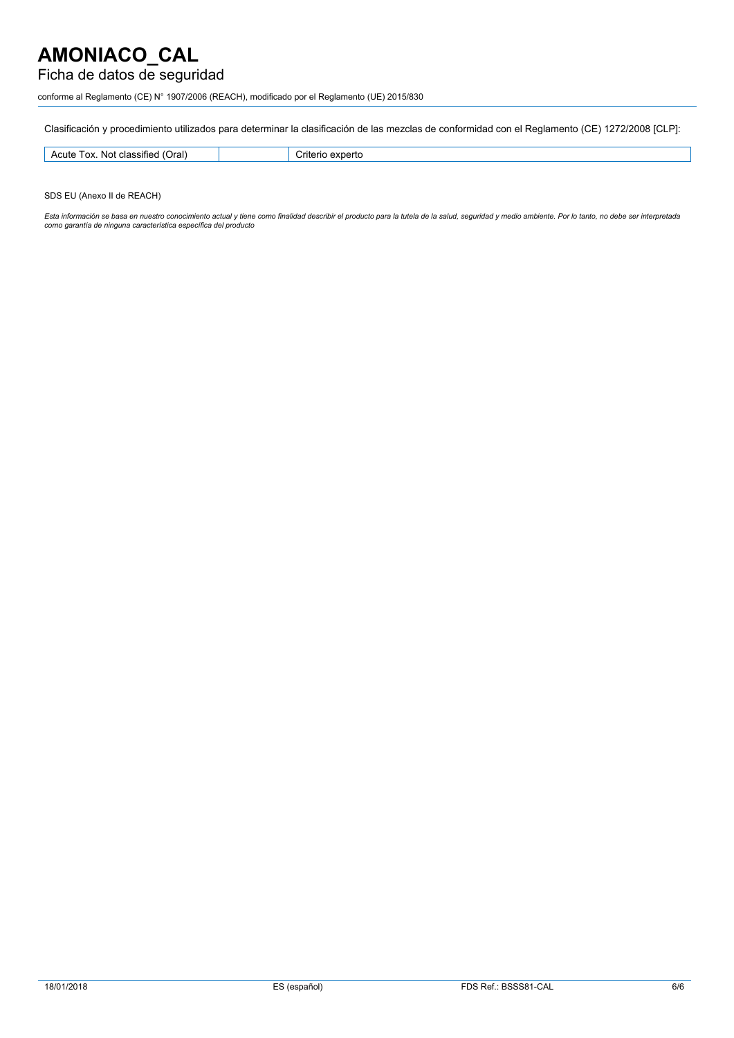Clasificación y procedimiento utilizados para determinar la clasificación de las mezclas de conformidad con el Reglamento (CE) 1272/2008 [CLP]:

| | | |
|---|---|---|
| Acute Tox. Not classified (Oral) | | Criterio experto |

SDS EU (Anexo II de REACH)

*Esta información se basa en nuestro conocimiento actual y tiene como finalidad describir el producto para la tutela de la salud, seguridad y medio ambiente. Por lo tanto, no debe ser interpretada como garantía de ninguna característica específica del producto*